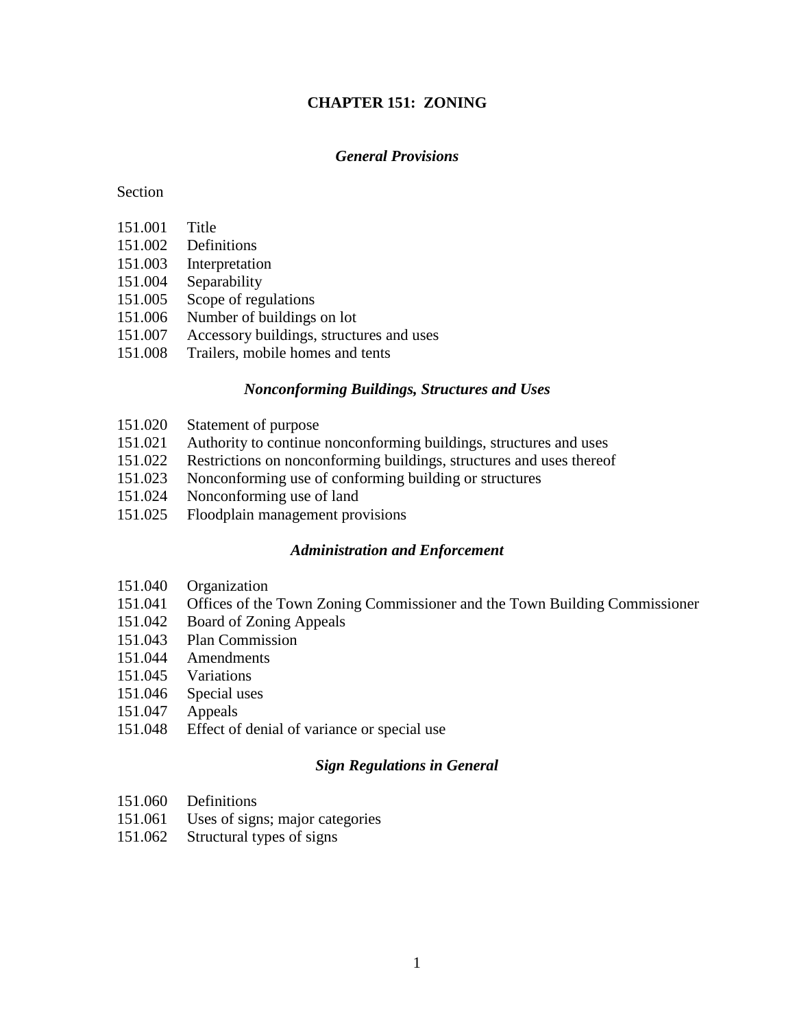# CHAPTER 151: ZONING

### *General Provisions*

Section

151.001 Title
151.002 Definitions
151.003 Interpretation
151.004 Separability
151.005 Scope of regulations
151.006 Number of buildings on lot
151.007 Accessory buildings, structures and uses
151.008 Trailers, mobile homes and tents

### *Nonconforming Buildings, Structures and Uses*

151.020 Statement of purpose
151.021 Authority to continue nonconforming buildings, structures and uses
151.022 Restrictions on nonconforming buildings, structures and uses thereof
151.023 Nonconforming use of conforming building or structures
151.024 Nonconforming use of land
151.025 Floodplain management provisions

### *Administration and Enforcement*

151.040 Organization
151.041 Offices of the Town Zoning Commissioner and the Town Building Commissioner
151.042 Board of Zoning Appeals
151.043 Plan Commission
151.044 Amendments
151.045 Variations
151.046 Special uses
151.047 Appeals
151.048 Effect of denial of variance or special use

### *Sign Regulations in General*

151.060 Definitions
151.061 Uses of signs; major categories
151.062 Structural types of signs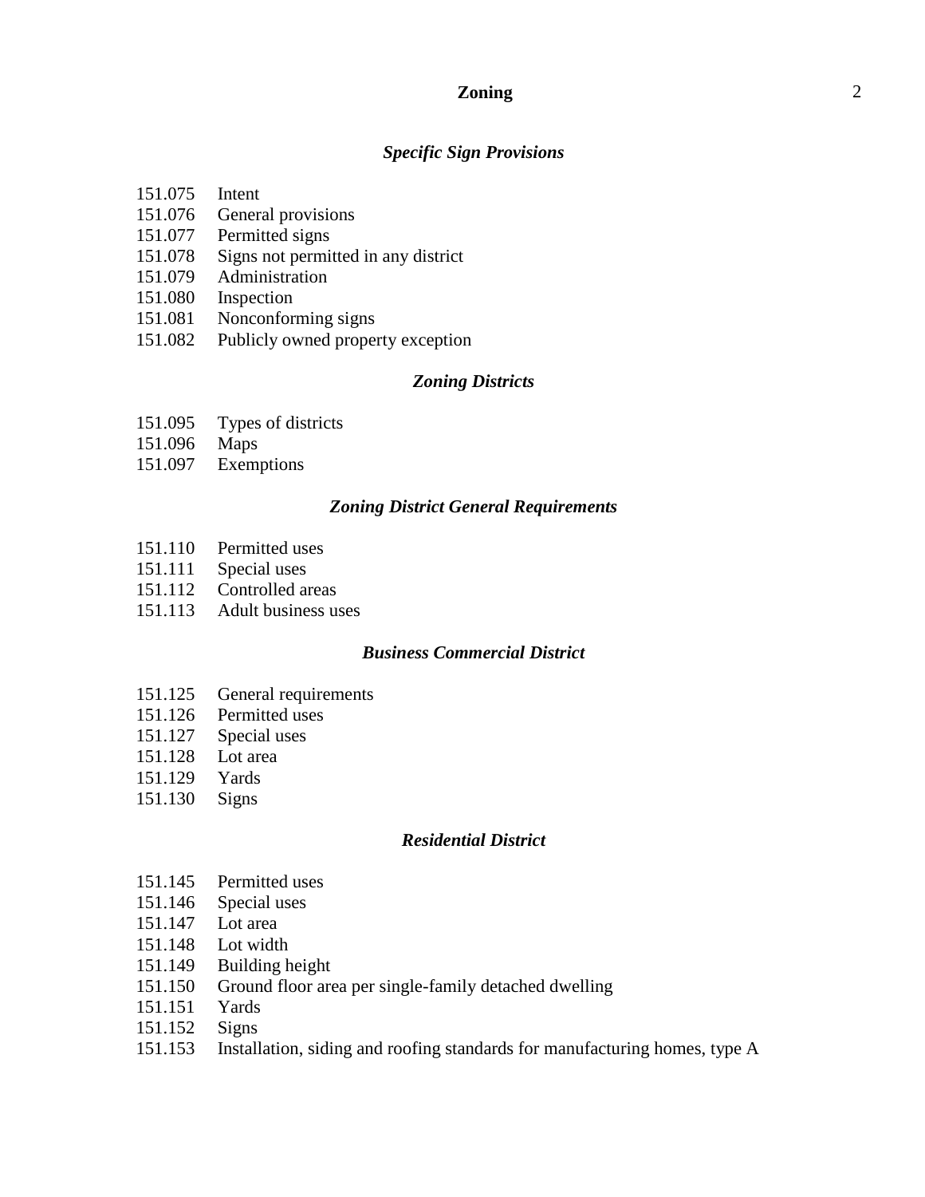### *Specific Sign Provisions*

151.075 Intent
151.076 General provisions
151.077 Permitted signs
151.078 Signs not permitted in any district
151.079 Administration
151.080 Inspection
151.081 Nonconforming signs
151.082 Publicly owned property exception

### *Zoning Districts*

151.095 Types of districts
151.096 Maps
151.097 Exemptions

### *Zoning District General Requirements*

151.110 Permitted uses
151.111 Special uses
151.112 Controlled areas
151.113 Adult business uses

### *Business Commercial District*

151.125 General requirements
151.126 Permitted uses
151.127 Special uses
151.128 Lot area
151.129 Yards
151.130 Signs

### *Residential District*

151.145 Permitted uses
151.146 Special uses
151.147 Lot area
151.148 Lot width
151.149 Building height
151.150 Ground floor area per single-family detached dwelling
151.151 Yards
151.152 Signs
151.153 Installation, siding and roofing standards for manufacturing homes, type A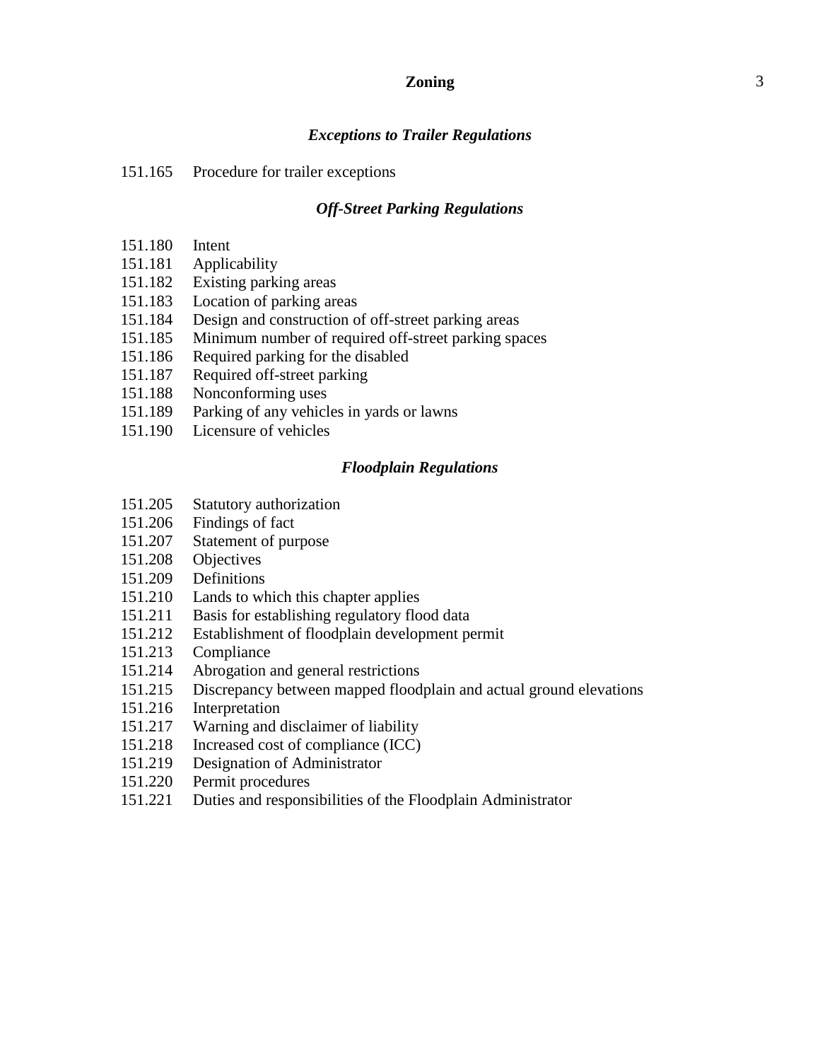### *Exceptions to Trailer Regulations*

151.165 Procedure for trailer exceptions

### *Off-Street Parking Regulations*

151.180 Intent
151.181 Applicability
151.182 Existing parking areas
151.183 Location of parking areas
151.184 Design and construction of off-street parking areas
151.185 Minimum number of required off-street parking spaces
151.186 Required parking for the disabled
151.187 Required off-street parking
151.188 Nonconforming uses
151.189 Parking of any vehicles in yards or lawns
151.190 Licensure of vehicles

### *Floodplain Regulations*

151.205 Statutory authorization
151.206 Findings of fact
151.207 Statement of purpose
151.208 Objectives
151.209 Definitions
151.210 Lands to which this chapter applies
151.211 Basis for establishing regulatory flood data
151.212 Establishment of floodplain development permit
151.213 Compliance
151.214 Abrogation and general restrictions
151.215 Discrepancy between mapped floodplain and actual ground elevations
151.216 Interpretation
151.217 Warning and disclaimer of liability
151.218 Increased cost of compliance (ICC)
151.219 Designation of Administrator
151.220 Permit procedures
151.221 Duties and responsibilities of the Floodplain Administrator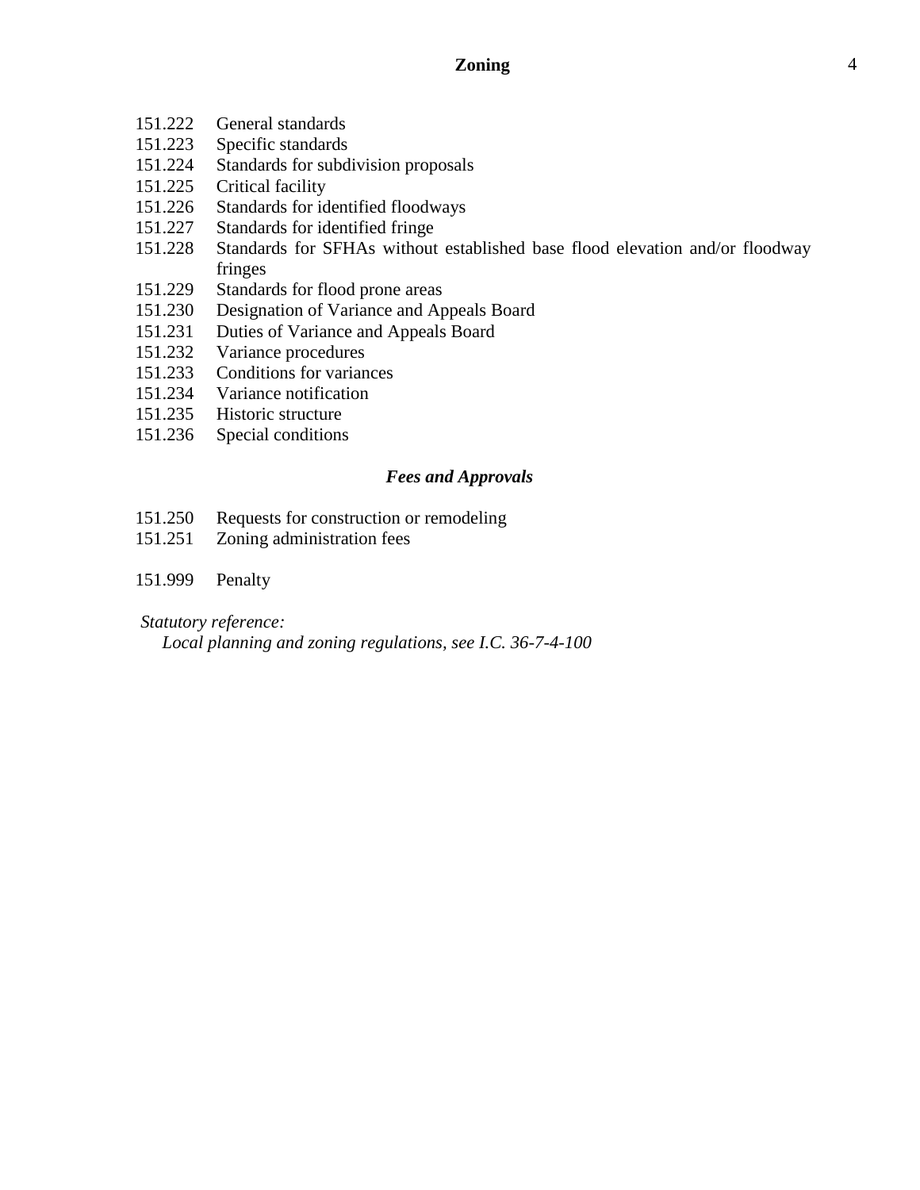151.222 General standards
151.223 Specific standards
151.224 Standards for subdivision proposals
151.225 Critical facility
151.226 Standards for identified floodways
151.227 Standards for identified fringe
151.228 Standards for SFHAs without established base flood elevation and/or floodway fringes
151.229 Standards for flood prone areas
151.230 Designation of Variance and Appeals Board
151.231 Duties of Variance and Appeals Board
151.232 Variance procedures
151.233 Conditions for variances
151.234 Variance notification
151.235 Historic structure
151.236 Special conditions

### *Fees and Approvals*

151.250 Requests for construction or remodeling
151.251 Zoning administration fees

151.999 Penalty

*Statutory reference:*
*Local planning and zoning regulations, see I.C. 36-7-4-100*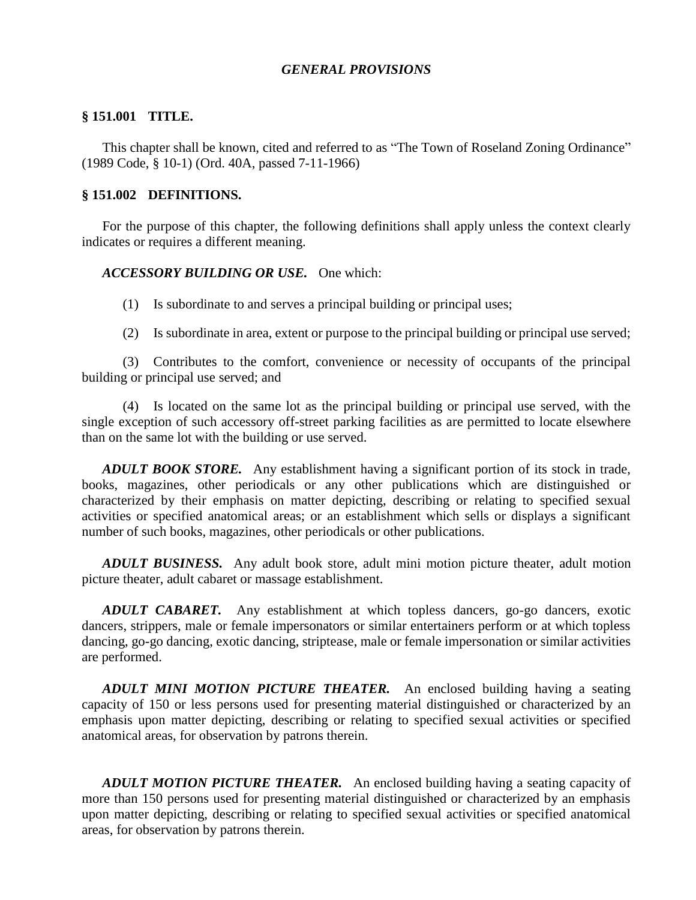### *GENERAL PROVISIONS*

### § 151.001 TITLE.

This chapter shall be known, cited and referred to as "The Town of Roseland Zoning Ordinance" (1989 Code, § 10-1) (Ord. 40A, passed 7-11-1966)

### § 151.002 DEFINITIONS.

For the purpose of this chapter, the following definitions shall apply unless the context clearly indicates or requires a different meaning.

***ACCESSORY BUILDING OR USE.*** One which:

(1) Is subordinate to and serves a principal building or principal uses;

(2) Is subordinate in area, extent or purpose to the principal building or principal use served;

(3) Contributes to the comfort, convenience or necessity of occupants of the principal building or principal use served; and

(4) Is located on the same lot as the principal building or principal use served, with the single exception of such accessory off-street parking facilities as are permitted to locate elsewhere than on the same lot with the building or use served.

***ADULT BOOK STORE.*** Any establishment having a significant portion of its stock in trade, books, magazines, other periodicals or any other publications which are distinguished or characterized by their emphasis on matter depicting, describing or relating to specified sexual activities or specified anatomical areas; or an establishment which sells or displays a significant number of such books, magazines, other periodicals or other publications.

***ADULT BUSINESS.*** Any adult book store, adult mini motion picture theater, adult motion picture theater, adult cabaret or massage establishment.

***ADULT CABARET.*** Any establishment at which topless dancers, go-go dancers, exotic dancers, strippers, male or female impersonators or similar entertainers perform or at which topless dancing, go-go dancing, exotic dancing, striptease, male or female impersonation or similar activities are performed.

***ADULT MINI MOTION PICTURE THEATER.*** An enclosed building having a seating capacity of 150 or less persons used for presenting material distinguished or characterized by an emphasis upon matter depicting, describing or relating to specified sexual activities or specified anatomical areas, for observation by patrons therein.

***ADULT MOTION PICTURE THEATER.*** An enclosed building having a seating capacity of more than 150 persons used for presenting material distinguished or characterized by an emphasis upon matter depicting, describing or relating to specified sexual activities or specified anatomical areas, for observation by patrons therein.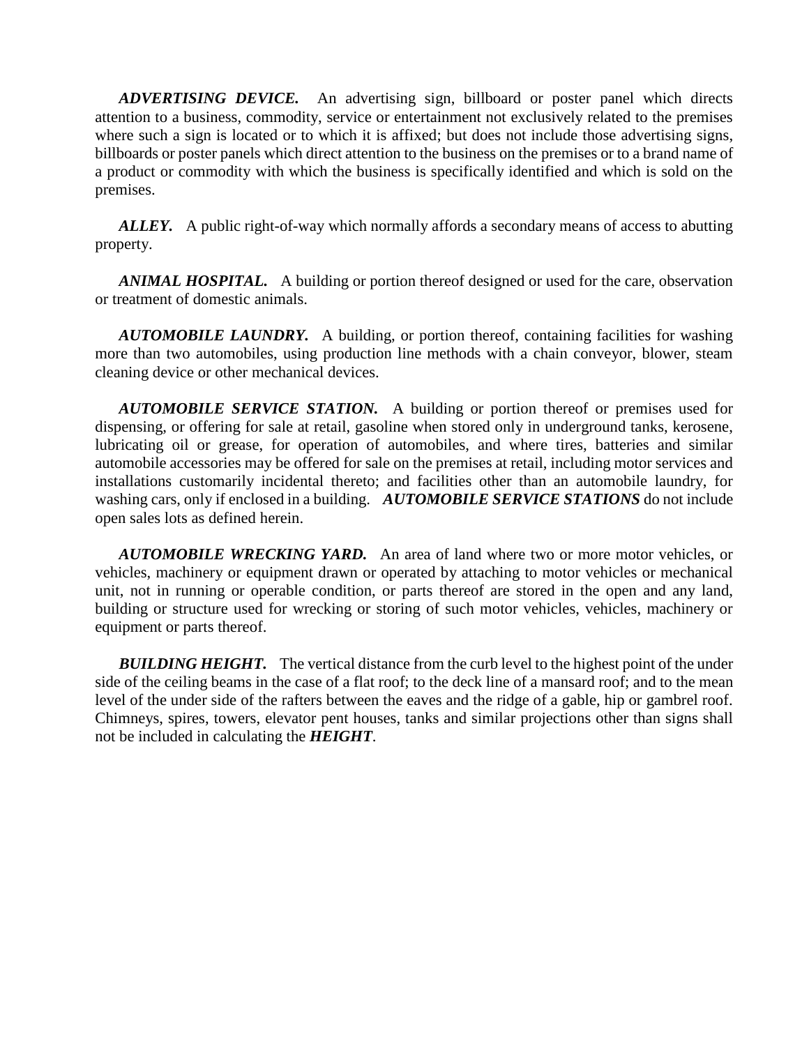***ADVERTISING DEVICE.*** An advertising sign, billboard or poster panel which directs attention to a business, commodity, service or entertainment not exclusively related to the premises where such a sign is located or to which it is affixed; but does not include those advertising signs, billboards or poster panels which direct attention to the business on the premises or to a brand name of a product or commodity with which the business is specifically identified and which is sold on the premises.

***ALLEY.*** A public right-of-way which normally affords a secondary means of access to abutting property.

***ANIMAL HOSPITAL.*** A building or portion thereof designed or used for the care, observation or treatment of domestic animals.

***AUTOMOBILE LAUNDRY.*** A building, or portion thereof, containing facilities for washing more than two automobiles, using production line methods with a chain conveyor, blower, steam cleaning device or other mechanical devices.

***AUTOMOBILE SERVICE STATION.*** A building or portion thereof or premises used for dispensing, or offering for sale at retail, gasoline when stored only in underground tanks, kerosene, lubricating oil or grease, for operation of automobiles, and where tires, batteries and similar automobile accessories may be offered for sale on the premises at retail, including motor services and installations customarily incidental thereto; and facilities other than an automobile laundry, for washing cars, only if enclosed in a building. ***AUTOMOBILE SERVICE STATIONS*** do not include open sales lots as defined herein.

***AUTOMOBILE WRECKING YARD.*** An area of land where two or more motor vehicles, or vehicles, machinery or equipment drawn or operated by attaching to motor vehicles or mechanical unit, not in running or operable condition, or parts thereof are stored in the open and any land, building or structure used for wrecking or storing of such motor vehicles, vehicles, machinery or equipment or parts thereof.

***BUILDING HEIGHT.*** The vertical distance from the curb level to the highest point of the under side of the ceiling beams in the case of a flat roof; to the deck line of a mansard roof; and to the mean level of the under side of the rafters between the eaves and the ridge of a gable, hip or gambrel roof. Chimneys, spires, towers, elevator pent houses, tanks and similar projections other than signs shall not be included in calculating the ***HEIGHT***.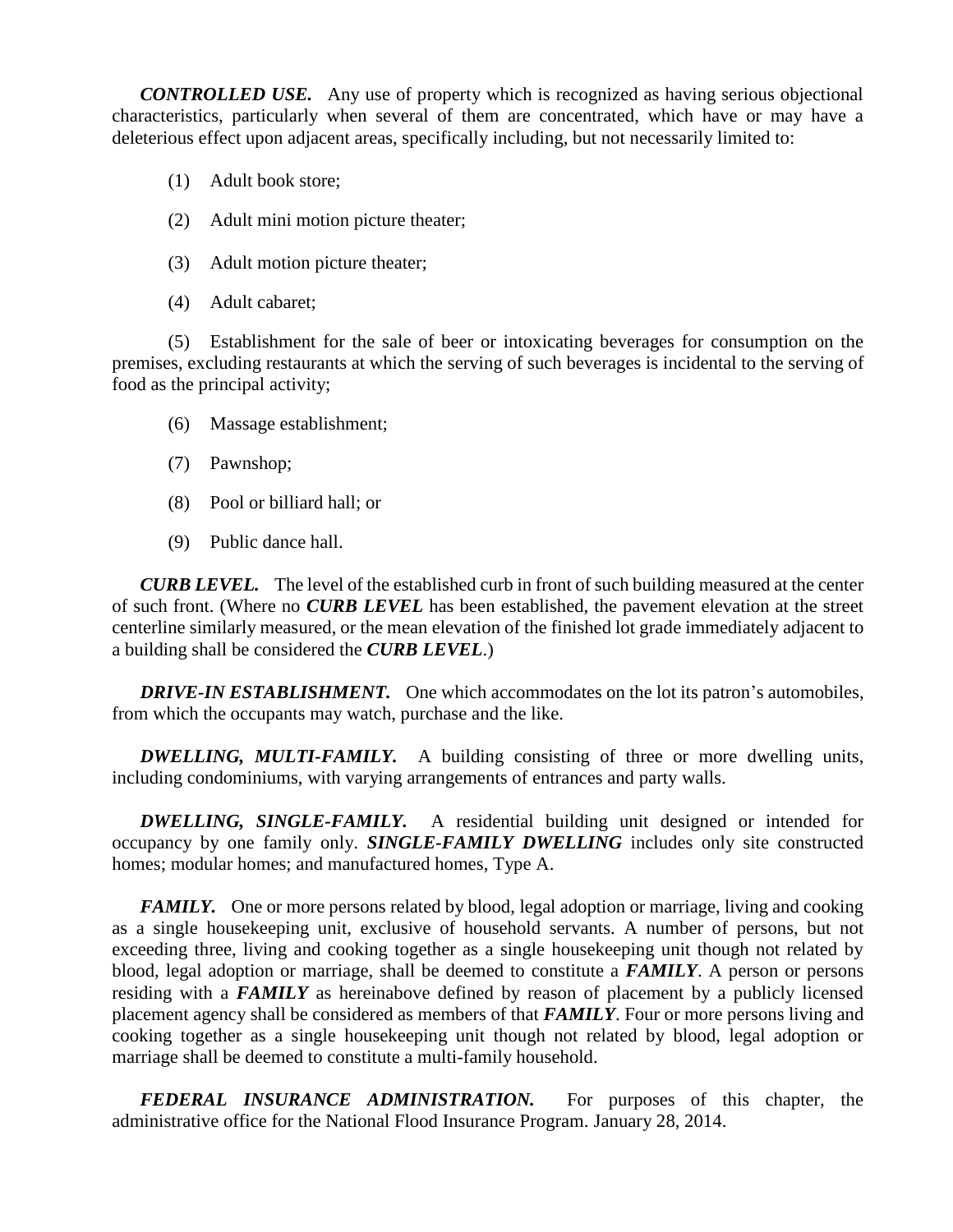***CONTROLLED USE.*** Any use of property which is recognized as having serious objectional characteristics, particularly when several of them are concentrated, which have or may have a deleterious effect upon adjacent areas, specifically including, but not necessarily limited to:

(1) Adult book store;

(2) Adult mini motion picture theater;

(3) Adult motion picture theater;

(4) Adult cabaret;

(5) Establishment for the sale of beer or intoxicating beverages for consumption on the premises, excluding restaurants at which the serving of such beverages is incidental to the serving of food as the principal activity;

(6) Massage establishment;

(7) Pawnshop;

(8) Pool or billiard hall; or

(9) Public dance hall.

***CURB LEVEL.*** The level of the established curb in front of such building measured at the center of such front. (Where no ***CURB LEVEL*** has been established, the pavement elevation at the street centerline similarly measured, or the mean elevation of the finished lot grade immediately adjacent to a building shall be considered the ***CURB LEVEL***.)

***DRIVE-IN ESTABLISHMENT.*** One which accommodates on the lot its patron's automobiles, from which the occupants may watch, purchase and the like.

***DWELLING, MULTI-FAMILY.*** A building consisting of three or more dwelling units, including condominiums, with varying arrangements of entrances and party walls.

***DWELLING, SINGLE-FAMILY.*** A residential building unit designed or intended for occupancy by one family only. ***SINGLE-FAMILY DWELLING*** includes only site constructed homes; modular homes; and manufactured homes, Type A.

***FAMILY.*** One or more persons related by blood, legal adoption or marriage, living and cooking as a single housekeeping unit, exclusive of household servants. A number of persons, but not exceeding three, living and cooking together as a single housekeeping unit though not related by blood, legal adoption or marriage, shall be deemed to constitute a ***FAMILY***. A person or persons residing with a ***FAMILY*** as hereinabove defined by reason of placement by a publicly licensed placement agency shall be considered as members of that ***FAMILY***. Four or more persons living and cooking together as a single housekeeping unit though not related by blood, legal adoption or marriage shall be deemed to constitute a multi-family household.

***FEDERAL INSURANCE ADMINISTRATION.*** For purposes of this chapter, the administrative office for the National Flood Insurance Program. January 28, 2014.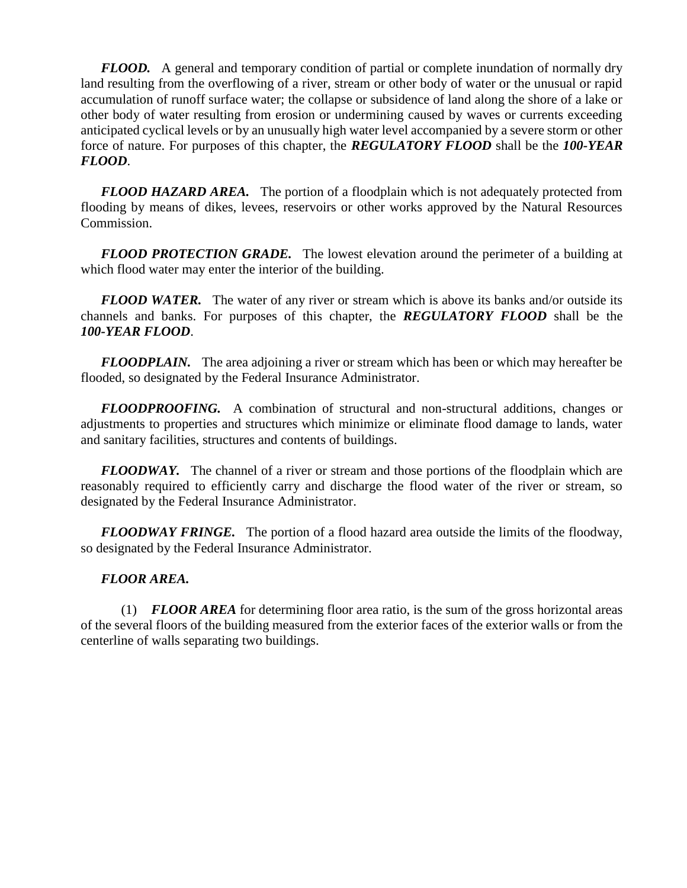***FLOOD.*** A general and temporary condition of partial or complete inundation of normally dry land resulting from the overflowing of a river, stream or other body of water or the unusual or rapid accumulation of runoff surface water; the collapse or subsidence of land along the shore of a lake or other body of water resulting from erosion or undermining caused by waves or currents exceeding anticipated cyclical levels or by an unusually high water level accompanied by a severe storm or other force of nature. For purposes of this chapter, the ***REGULATORY FLOOD*** shall be the ***100-YEAR FLOOD***.

***FLOOD HAZARD AREA.*** The portion of a floodplain which is not adequately protected from flooding by means of dikes, levees, reservoirs or other works approved by the Natural Resources Commission.

***FLOOD PROTECTION GRADE.*** The lowest elevation around the perimeter of a building at which flood water may enter the interior of the building.

***FLOOD WATER.*** The water of any river or stream which is above its banks and/or outside its channels and banks. For purposes of this chapter, the ***REGULATORY FLOOD*** shall be the ***100-YEAR FLOOD***.

***FLOODPLAIN.*** The area adjoining a river or stream which has been or which may hereafter be flooded, so designated by the Federal Insurance Administrator.

***FLOODPROOFING.*** A combination of structural and non-structural additions, changes or adjustments to properties and structures which minimize or eliminate flood damage to lands, water and sanitary facilities, structures and contents of buildings.

***FLOODWAY.*** The channel of a river or stream and those portions of the floodplain which are reasonably required to efficiently carry and discharge the flood water of the river or stream, so designated by the Federal Insurance Administrator.

***FLOODWAY FRINGE.*** The portion of a flood hazard area outside the limits of the floodway, so designated by the Federal Insurance Administrator.

***FLOOR AREA.***

(1) ***FLOOR AREA*** for determining floor area ratio, is the sum of the gross horizontal areas of the several floors of the building measured from the exterior faces of the exterior walls or from the centerline of walls separating two buildings.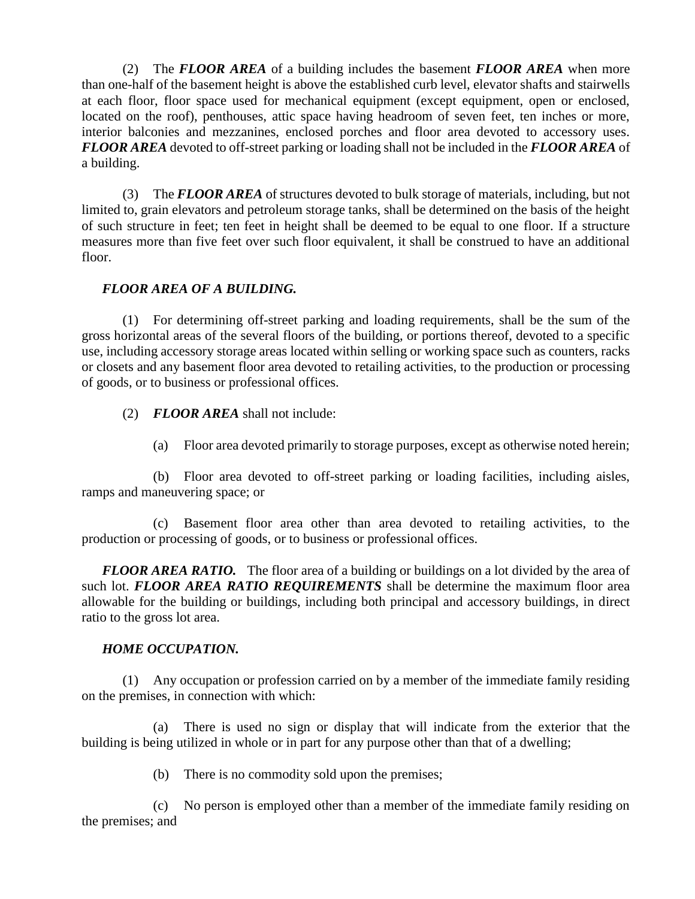(2) The ***FLOOR AREA*** of a building includes the basement ***FLOOR AREA*** when more than one-half of the basement height is above the established curb level, elevator shafts and stairwells at each floor, floor space used for mechanical equipment (except equipment, open or enclosed, located on the roof), penthouses, attic space having headroom of seven feet, ten inches or more, interior balconies and mezzanines, enclosed porches and floor area devoted to accessory uses. ***FLOOR AREA*** devoted to off-street parking or loading shall not be included in the ***FLOOR AREA*** of a building.

(3) The ***FLOOR AREA*** of structures devoted to bulk storage of materials, including, but not limited to, grain elevators and petroleum storage tanks, shall be determined on the basis of the height of such structure in feet; ten feet in height shall be deemed to be equal to one floor. If a structure measures more than five feet over such floor equivalent, it shall be construed to have an additional floor.

***FLOOR AREA OF A BUILDING.***

(1) For determining off-street parking and loading requirements, shall be the sum of the gross horizontal areas of the several floors of the building, or portions thereof, devoted to a specific use, including accessory storage areas located within selling or working space such as counters, racks or closets and any basement floor area devoted to retailing activities, to the production or processing of goods, or to business or professional offices.

(2) ***FLOOR AREA*** shall not include:

(a) Floor area devoted primarily to storage purposes, except as otherwise noted herein;

(b) Floor area devoted to off-street parking or loading facilities, including aisles, ramps and maneuvering space; or

(c) Basement floor area other than area devoted to retailing activities, to the production or processing of goods, or to business or professional offices.

***FLOOR AREA RATIO.*** The floor area of a building or buildings on a lot divided by the area of such lot. ***FLOOR AREA RATIO REQUIREMENTS*** shall be determine the maximum floor area allowable for the building or buildings, including both principal and accessory buildings, in direct ratio to the gross lot area.

***HOME OCCUPATION.***

(1) Any occupation or profession carried on by a member of the immediate family residing on the premises, in connection with which:

(a) There is used no sign or display that will indicate from the exterior that the building is being utilized in whole or in part for any purpose other than that of a dwelling;

(b) There is no commodity sold upon the premises;

(c) No person is employed other than a member of the immediate family residing on the premises; and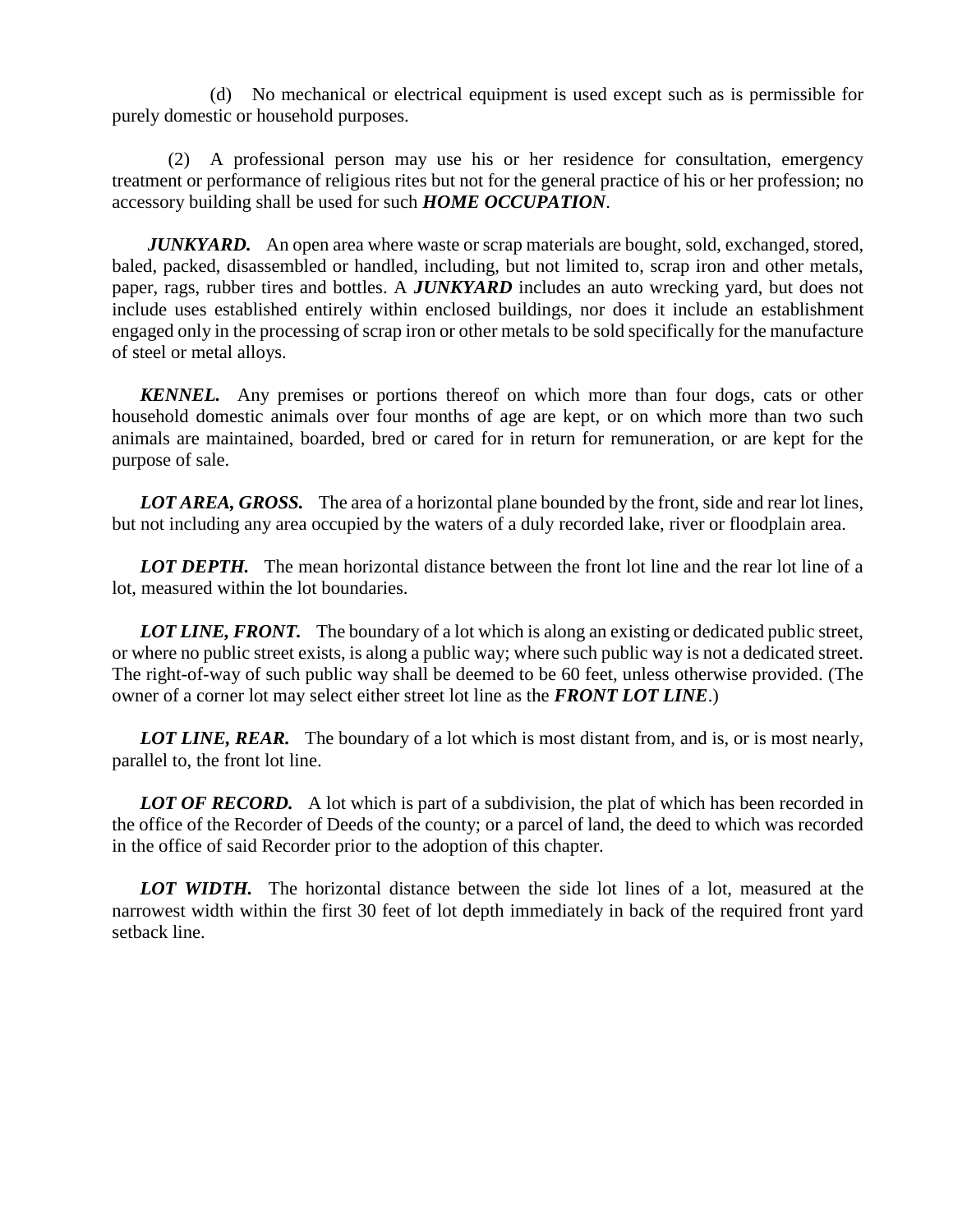(d) No mechanical or electrical equipment is used except such as is permissible for purely domestic or household purposes.

(2) A professional person may use his or her residence for consultation, emergency treatment or performance of religious rites but not for the general practice of his or her profession; no accessory building shall be used for such ***HOME OCCUPATION***.

***JUNKYARD.*** An open area where waste or scrap materials are bought, sold, exchanged, stored, baled, packed, disassembled or handled, including, but not limited to, scrap iron and other metals, paper, rags, rubber tires and bottles. A ***JUNKYARD*** includes an auto wrecking yard, but does not include uses established entirely within enclosed buildings, nor does it include an establishment engaged only in the processing of scrap iron or other metals to be sold specifically for the manufacture of steel or metal alloys.

***KENNEL.*** Any premises or portions thereof on which more than four dogs, cats or other household domestic animals over four months of age are kept, or on which more than two such animals are maintained, boarded, bred or cared for in return for remuneration, or are kept for the purpose of sale.

***LOT AREA, GROSS.*** The area of a horizontal plane bounded by the front, side and rear lot lines, but not including any area occupied by the waters of a duly recorded lake, river or floodplain area.

***LOT DEPTH.*** The mean horizontal distance between the front lot line and the rear lot line of a lot, measured within the lot boundaries.

***LOT LINE, FRONT.*** The boundary of a lot which is along an existing or dedicated public street, or where no public street exists, is along a public way; where such public way is not a dedicated street. The right-of-way of such public way shall be deemed to be 60 feet, unless otherwise provided. (The owner of a corner lot may select either street lot line as the ***FRONT LOT LINE***.)

***LOT LINE, REAR.*** The boundary of a lot which is most distant from, and is, or is most nearly, parallel to, the front lot line.

***LOT OF RECORD.*** A lot which is part of a subdivision, the plat of which has been recorded in the office of the Recorder of Deeds of the county; or a parcel of land, the deed to which was recorded in the office of said Recorder prior to the adoption of this chapter.

***LOT WIDTH.*** The horizontal distance between the side lot lines of a lot, measured at the narrowest width within the first 30 feet of lot depth immediately in back of the required front yard setback line.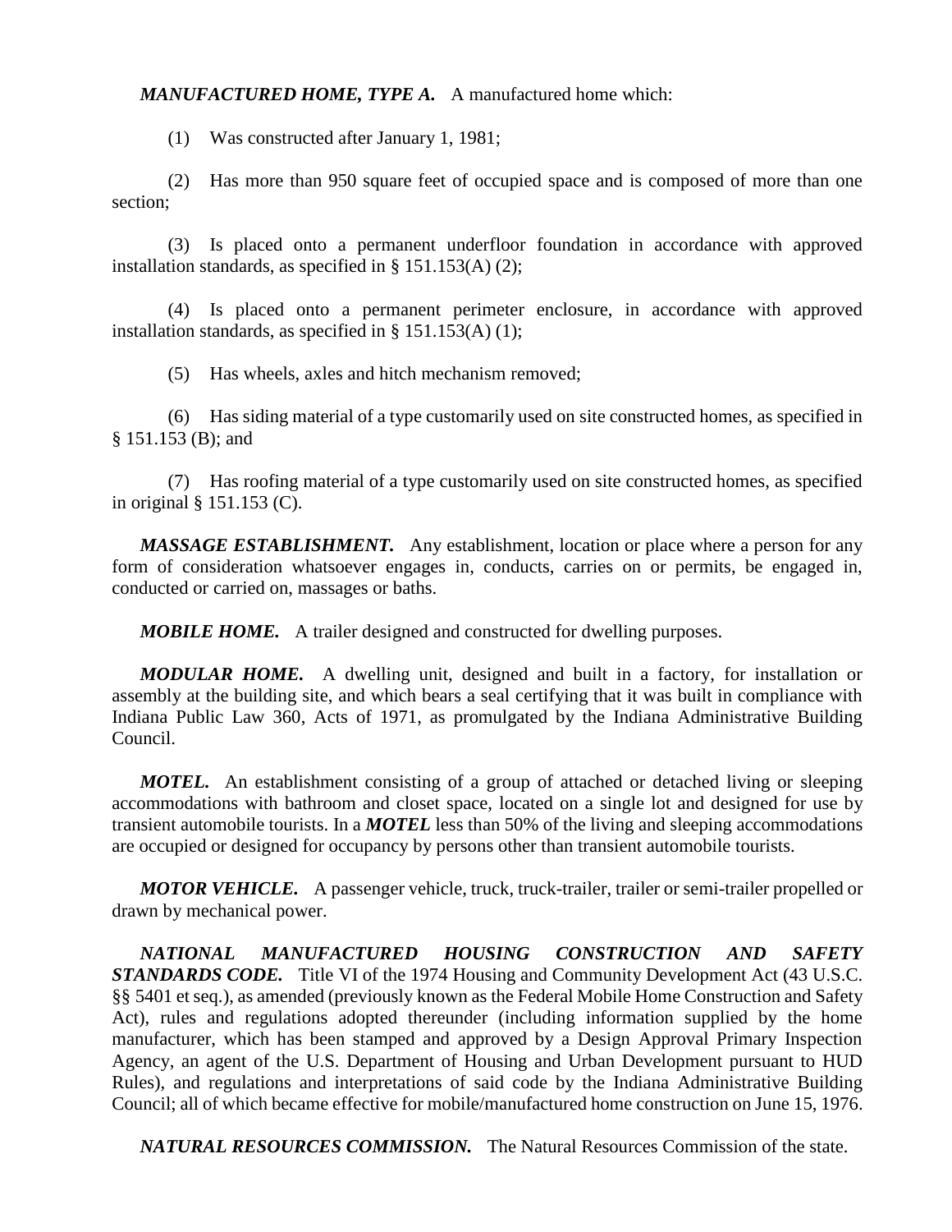***MANUFACTURED HOME, TYPE A.*** A manufactured home which:

(1) Was constructed after January 1, 1981;

(2) Has more than 950 square feet of occupied space and is composed of more than one section;

(3) Is placed onto a permanent underfloor foundation in accordance with approved installation standards, as specified in § 151.153(A) (2);

(4) Is placed onto a permanent perimeter enclosure, in accordance with approved installation standards, as specified in § 151.153(A) (1);

(5) Has wheels, axles and hitch mechanism removed;

(6) Has siding material of a type customarily used on site constructed homes, as specified in § 151.153 (B); and

(7) Has roofing material of a type customarily used on site constructed homes, as specified in original § 151.153 (C).

***MASSAGE ESTABLISHMENT.*** Any establishment, location or place where a person for any form of consideration whatsoever engages in, conducts, carries on or permits, be engaged in, conducted or carried on, massages or baths.

***MOBILE HOME.*** A trailer designed and constructed for dwelling purposes.

***MODULAR HOME.*** A dwelling unit, designed and built in a factory, for installation or assembly at the building site, and which bears a seal certifying that it was built in compliance with Indiana Public Law 360, Acts of 1971, as promulgated by the Indiana Administrative Building Council.

***MOTEL.*** An establishment consisting of a group of attached or detached living or sleeping accommodations with bathroom and closet space, located on a single lot and designed for use by transient automobile tourists. In a ***MOTEL*** less than 50% of the living and sleeping accommodations are occupied or designed for occupancy by persons other than transient automobile tourists.

***MOTOR VEHICLE.*** A passenger vehicle, truck, truck-trailer, trailer or semi-trailer propelled or drawn by mechanical power.

***NATIONAL MANUFACTURED HOUSING CONSTRUCTION AND SAFETY STANDARDS CODE.*** Title VI of the 1974 Housing and Community Development Act (43 U.S.C. §§ 5401 et seq.), as amended (previously known as the Federal Mobile Home Construction and Safety Act), rules and regulations adopted thereunder (including information supplied by the home manufacturer, which has been stamped and approved by a Design Approval Primary Inspection Agency, an agent of the U.S. Department of Housing and Urban Development pursuant to HUD Rules), and regulations and interpretations of said code by the Indiana Administrative Building Council; all of which became effective for mobile/manufactured home construction on June 15, 1976.

***NATURAL RESOURCES COMMISSION.*** The Natural Resources Commission of the state.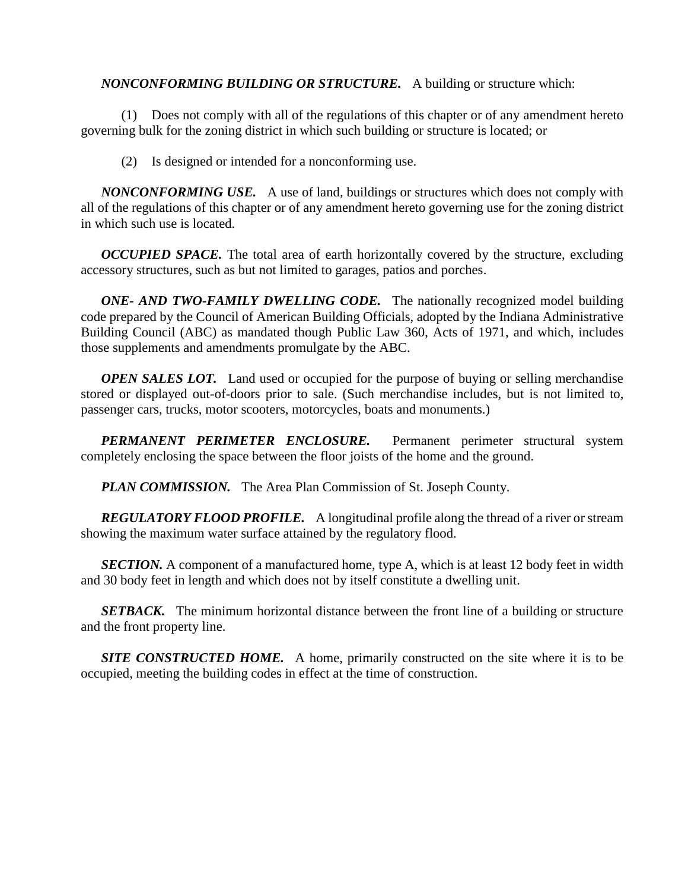***NONCONFORMING BUILDING OR STRUCTURE.*** A building or structure which:

(1) Does not comply with all of the regulations of this chapter or of any amendment hereto governing bulk for the zoning district in which such building or structure is located; or

(2) Is designed or intended for a nonconforming use.

***NONCONFORMING USE.*** A use of land, buildings or structures which does not comply with all of the regulations of this chapter or of any amendment hereto governing use for the zoning district in which such use is located.

***OCCUPIED SPACE.*** The total area of earth horizontally covered by the structure, excluding accessory structures, such as but not limited to garages, patios and porches.

***ONE- AND TWO-FAMILY DWELLING CODE.*** The nationally recognized model building code prepared by the Council of American Building Officials, adopted by the Indiana Administrative Building Council (ABC) as mandated though Public Law 360, Acts of 1971, and which, includes those supplements and amendments promulgate by the ABC.

***OPEN SALES LOT.*** Land used or occupied for the purpose of buying or selling merchandise stored or displayed out-of-doors prior to sale. (Such merchandise includes, but is not limited to, passenger cars, trucks, motor scooters, motorcycles, boats and monuments.)

***PERMANENT PERIMETER ENCLOSURE.*** Permanent perimeter structural system completely enclosing the space between the floor joists of the home and the ground.

***PLAN COMMISSION.*** The Area Plan Commission of St. Joseph County.

***REGULATORY FLOOD PROFILE.*** A longitudinal profile along the thread of a river or stream showing the maximum water surface attained by the regulatory flood.

***SECTION.*** A component of a manufactured home, type A, which is at least 12 body feet in width and 30 body feet in length and which does not by itself constitute a dwelling unit.

***SETBACK.*** The minimum horizontal distance between the front line of a building or structure and the front property line.

***SITE CONSTRUCTED HOME.*** A home, primarily constructed on the site where it is to be occupied, meeting the building codes in effect at the time of construction.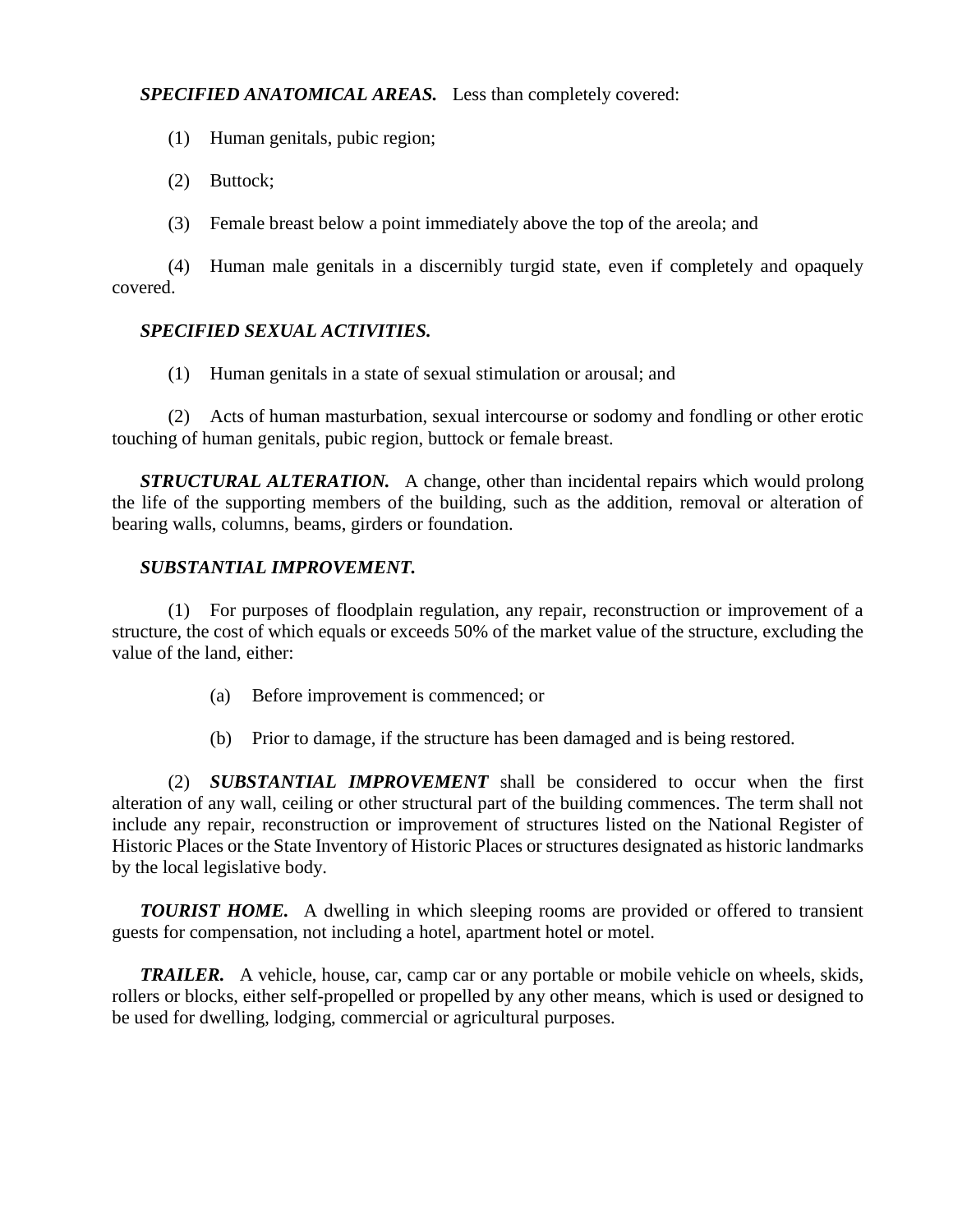***SPECIFIED ANATOMICAL AREAS.*** Less than completely covered:

(1) Human genitals, pubic region;

(2) Buttock;

(3) Female breast below a point immediately above the top of the areola; and

(4) Human male genitals in a discernibly turgid state, even if completely and opaquely covered.

***SPECIFIED SEXUAL ACTIVITIES.***

(1) Human genitals in a state of sexual stimulation or arousal; and

(2) Acts of human masturbation, sexual intercourse or sodomy and fondling or other erotic touching of human genitals, pubic region, buttock or female breast.

***STRUCTURAL ALTERATION.*** A change, other than incidental repairs which would prolong the life of the supporting members of the building, such as the addition, removal or alteration of bearing walls, columns, beams, girders or foundation.

***SUBSTANTIAL IMPROVEMENT.***

(1) For purposes of floodplain regulation, any repair, reconstruction or improvement of a structure, the cost of which equals or exceeds 50% of the market value of the structure, excluding the value of the land, either:

(a) Before improvement is commenced; or

(b) Prior to damage, if the structure has been damaged and is being restored.

(2) ***SUBSTANTIAL IMPROVEMENT*** shall be considered to occur when the first alteration of any wall, ceiling or other structural part of the building commences. The term shall not include any repair, reconstruction or improvement of structures listed on the National Register of Historic Places or the State Inventory of Historic Places or structures designated as historic landmarks by the local legislative body.

***TOURIST HOME.*** A dwelling in which sleeping rooms are provided or offered to transient guests for compensation, not including a hotel, apartment hotel or motel.

***TRAILER.*** A vehicle, house, car, camp car or any portable or mobile vehicle on wheels, skids, rollers or blocks, either self-propelled or propelled by any other means, which is used or designed to be used for dwelling, lodging, commercial or agricultural purposes.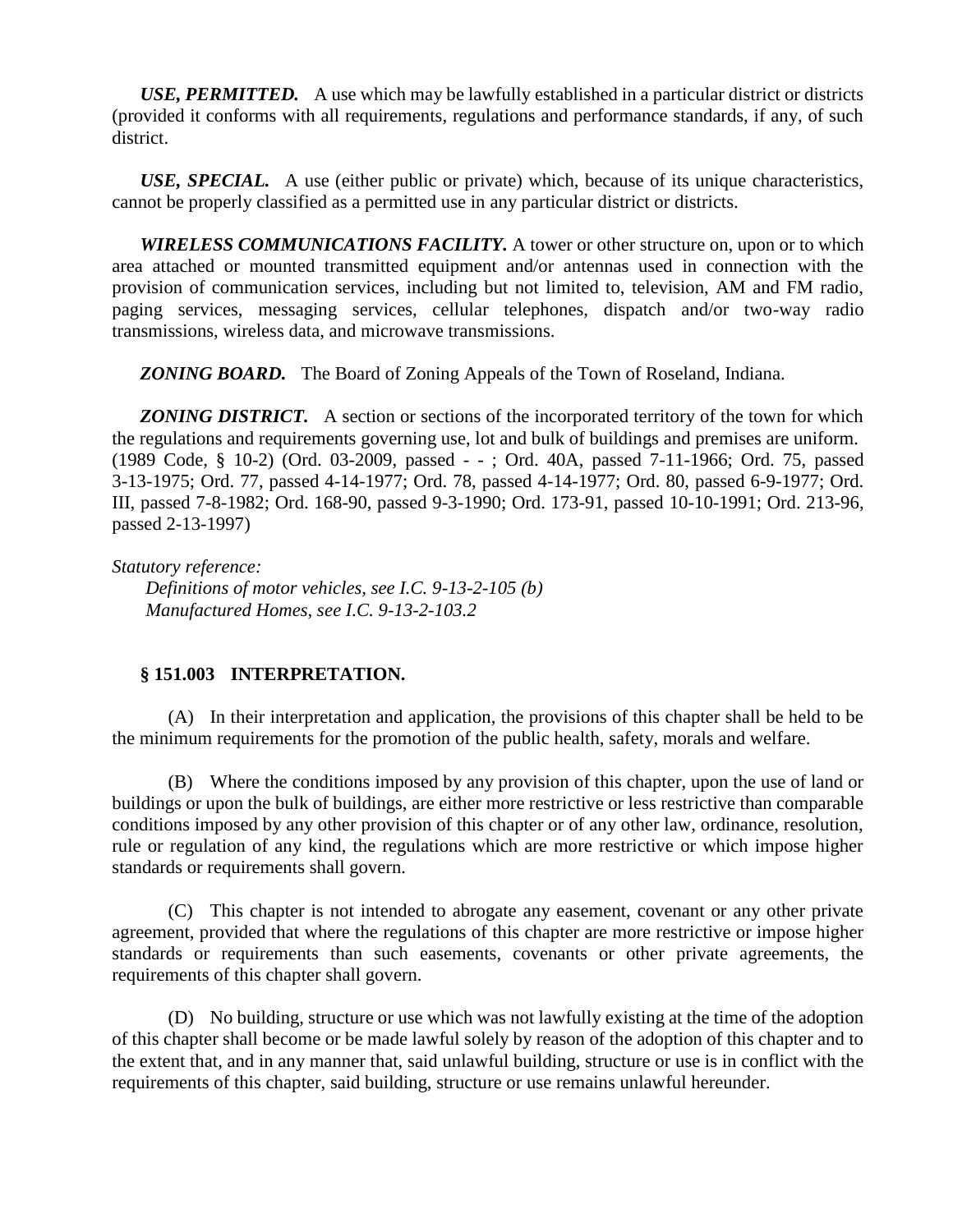***USE, PERMITTED.*** A use which may be lawfully established in a particular district or districts (provided it conforms with all requirements, regulations and performance standards, if any, of such district.

***USE, SPECIAL.*** A use (either public or private) which, because of its unique characteristics, cannot be properly classified as a permitted use in any particular district or districts.

***WIRELESS COMMUNICATIONS FACILITY.*** A tower or other structure on, upon or to which area attached or mounted transmitted equipment and/or antennas used in connection with the provision of communication services, including but not limited to, television, AM and FM radio, paging services, messaging services, cellular telephones, dispatch and/or two-way radio transmissions, wireless data, and microwave transmissions.

***ZONING BOARD.*** The Board of Zoning Appeals of the Town of Roseland, Indiana.

***ZONING DISTRICT.*** A section or sections of the incorporated territory of the town for which the regulations and requirements governing use, lot and bulk of buildings and premises are uniform. (1989 Code, § 10-2) (Ord. 03-2009, passed - - ; Ord. 40A, passed 7-11-1966; Ord. 75, passed 3-13-1975; Ord. 77, passed 4-14-1977; Ord. 78, passed 4-14-1977; Ord. 80, passed 6-9-1977; Ord. III, passed 7-8-1982; Ord. 168-90, passed 9-3-1990; Ord. 173-91, passed 10-10-1991; Ord. 213-96, passed 2-13-1997)

*Statutory reference:*

*Definitions of motor vehicles, see I.C. 9-13-2-105 (b)*

*Manufactured Homes, see I.C. 9-13-2-103.2*

**§ 151.003 INTERPRETATION.**

(A) In their interpretation and application, the provisions of this chapter shall be held to be the minimum requirements for the promotion of the public health, safety, morals and welfare.

(B) Where the conditions imposed by any provision of this chapter, upon the use of land or buildings or upon the bulk of buildings, are either more restrictive or less restrictive than comparable conditions imposed by any other provision of this chapter or of any other law, ordinance, resolution, rule or regulation of any kind, the regulations which are more restrictive or which impose higher standards or requirements shall govern.

(C) This chapter is not intended to abrogate any easement, covenant or any other private agreement, provided that where the regulations of this chapter are more restrictive or impose higher standards or requirements than such easements, covenants or other private agreements, the requirements of this chapter shall govern.

(D) No building, structure or use which was not lawfully existing at the time of the adoption of this chapter shall become or be made lawful solely by reason of the adoption of this chapter and to the extent that, and in any manner that, said unlawful building, structure or use is in conflict with the requirements of this chapter, said building, structure or use remains unlawful hereunder.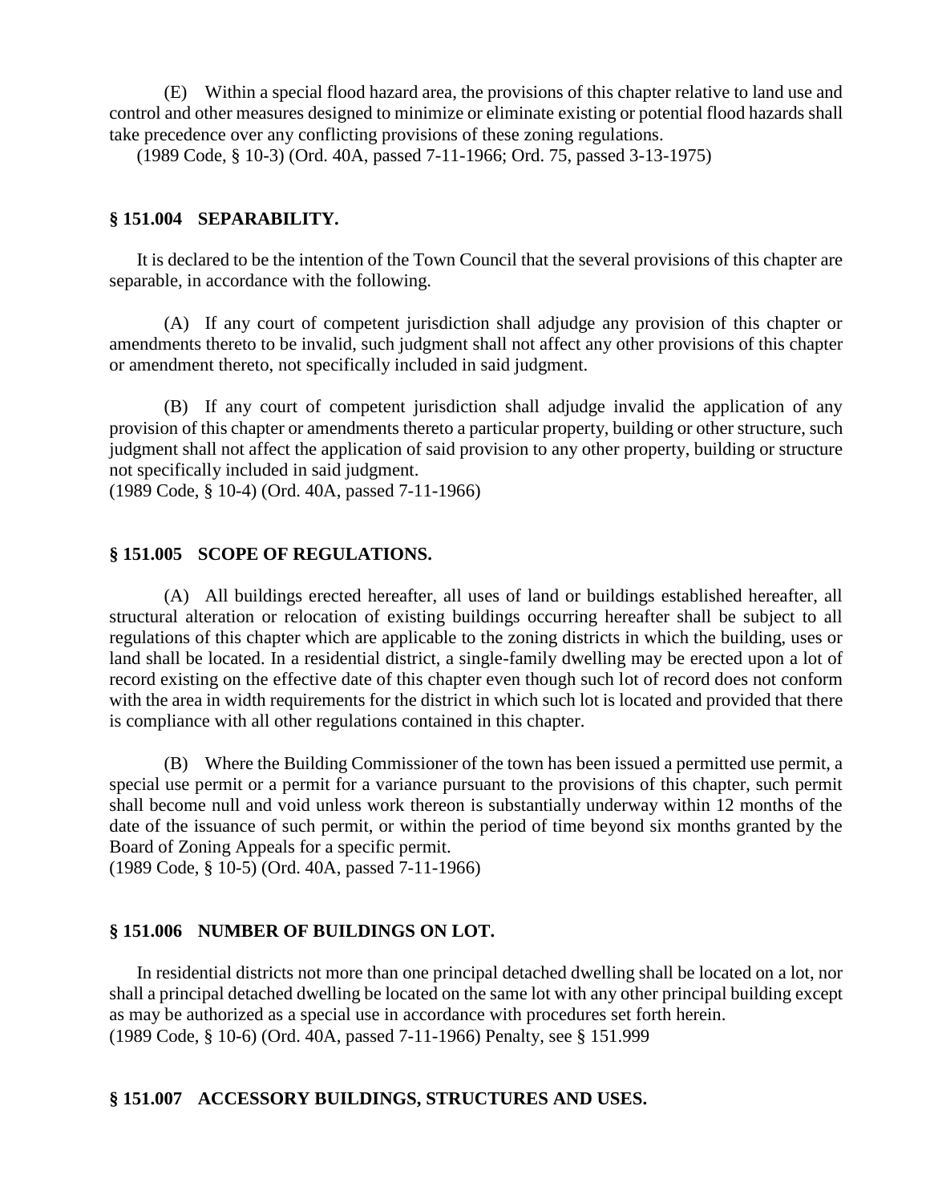(E) Within a special flood hazard area, the provisions of this chapter relative to land use and control and other measures designed to minimize or eliminate existing or potential flood hazards shall take precedence over any conflicting provisions of these zoning regulations.

(1989 Code, § 10-3) (Ord. 40A, passed 7-11-1966; Ord. 75, passed 3-13-1975)

### § 151.004 SEPARABILITY.

It is declared to be the intention of the Town Council that the several provisions of this chapter are separable, in accordance with the following.

(A) If any court of competent jurisdiction shall adjudge any provision of this chapter or amendments thereto to be invalid, such judgment shall not affect any other provisions of this chapter or amendment thereto, not specifically included in said judgment.

(B) If any court of competent jurisdiction shall adjudge invalid the application of any provision of this chapter or amendments thereto a particular property, building or other structure, such judgment shall not affect the application of said provision to any other property, building or structure not specifically included in said judgment.

(1989 Code, § 10-4) (Ord. 40A, passed 7-11-1966)

### § 151.005 SCOPE OF REGULATIONS.

(A) All buildings erected hereafter, all uses of land or buildings established hereafter, all structural alteration or relocation of existing buildings occurring hereafter shall be subject to all regulations of this chapter which are applicable to the zoning districts in which the building, uses or land shall be located. In a residential district, a single-family dwelling may be erected upon a lot of record existing on the effective date of this chapter even though such lot of record does not conform with the area in width requirements for the district in which such lot is located and provided that there is compliance with all other regulations contained in this chapter.

(B) Where the Building Commissioner of the town has been issued a permitted use permit, a special use permit or a permit for a variance pursuant to the provisions of this chapter, such permit shall become null and void unless work thereon is substantially underway within 12 months of the date of the issuance of such permit, or within the period of time beyond six months granted by the Board of Zoning Appeals for a specific permit.

(1989 Code, § 10-5) (Ord. 40A, passed 7-11-1966)

### § 151.006 NUMBER OF BUILDINGS ON LOT.

In residential districts not more than one principal detached dwelling shall be located on a lot, nor shall a principal detached dwelling be located on the same lot with any other principal building except as may be authorized as a special use in accordance with procedures set forth herein.

(1989 Code, § 10-6) (Ord. 40A, passed 7-11-1966) Penalty, see § 151.999

### § 151.007 ACCESSORY BUILDINGS, STRUCTURES AND USES.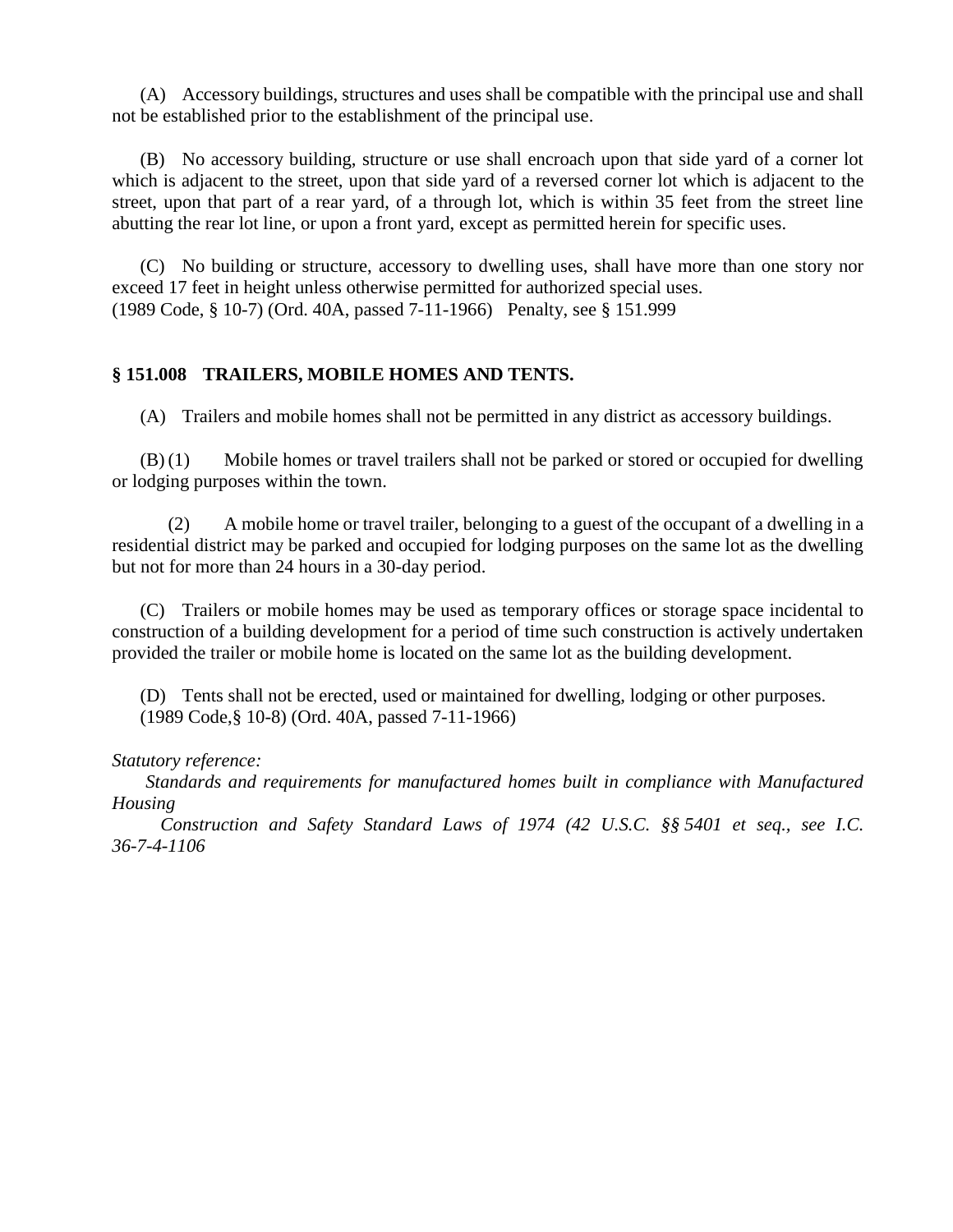(A) Accessory buildings, structures and uses shall be compatible with the principal use and shall not be established prior to the establishment of the principal use.

(B) No accessory building, structure or use shall encroach upon that side yard of a corner lot which is adjacent to the street, upon that side yard of a reversed corner lot which is adjacent to the street, upon that part of a rear yard, of a through lot, which is within 35 feet from the street line abutting the rear lot line, or upon a front yard, except as permitted herein for specific uses.

(C) No building or structure, accessory to dwelling uses, shall have more than one story nor exceed 17 feet in height unless otherwise permitted for authorized special uses.
(1989 Code, § 10-7) (Ord. 40A, passed 7-11-1966) Penalty, see § 151.999

### § 151.008 TRAILERS, MOBILE HOMES AND TENTS.

(A) Trailers and mobile homes shall not be permitted in any district as accessory buildings.

(B) (1) Mobile homes or travel trailers shall not be parked or stored or occupied for dwelling or lodging purposes within the town.

(2) A mobile home or travel trailer, belonging to a guest of the occupant of a dwelling in a residential district may be parked and occupied for lodging purposes on the same lot as the dwelling but not for more than 24 hours in a 30-day period.

(C) Trailers or mobile homes may be used as temporary offices or storage space incidental to construction of a building development for a period of time such construction is actively undertaken provided the trailer or mobile home is located on the same lot as the building development.

(D) Tents shall not be erected, used or maintained for dwelling, lodging or other purposes.
(1989 Code,§ 10-8) (Ord. 40A, passed 7-11-1966)

*Statutory reference:*

*Standards and requirements for manufactured homes built in compliance with Manufactured Housing*

*Construction and Safety Standard Laws of 1974 (42 U.S.C. §§ 5401 et seq., see I.C. 36-7-4-1106*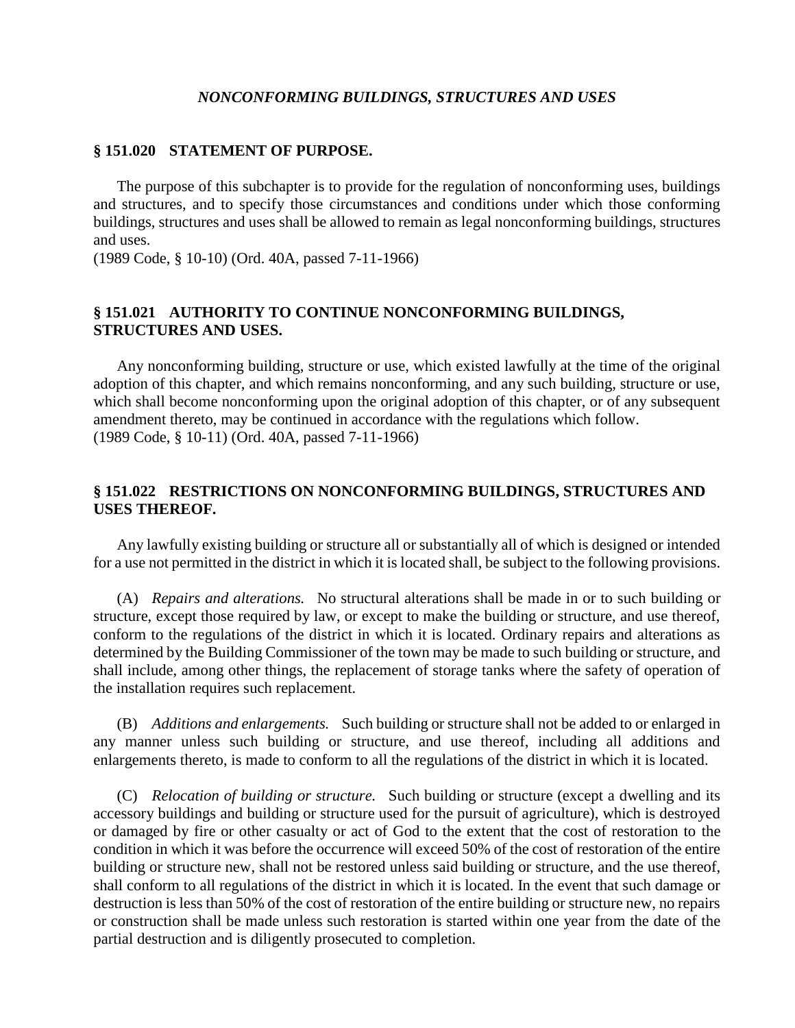*NONCONFORMING BUILDINGS, STRUCTURES AND USES*

### § 151.020 STATEMENT OF PURPOSE.

The purpose of this subchapter is to provide for the regulation of nonconforming uses, buildings and structures, and to specify those circumstances and conditions under which those conforming buildings, structures and uses shall be allowed to remain as legal nonconforming buildings, structures and uses.
(1989 Code, § 10-10) (Ord. 40A, passed 7-11-1966)

### § 151.021 AUTHORITY TO CONTINUE NONCONFORMING BUILDINGS, STRUCTURES AND USES.

Any nonconforming building, structure or use, which existed lawfully at the time of the original adoption of this chapter, and which remains nonconforming, and any such building, structure or use, which shall become nonconforming upon the original adoption of this chapter, or of any subsequent amendment thereto, may be continued in accordance with the regulations which follow.
(1989 Code, § 10-11) (Ord. 40A, passed 7-11-1966)

### § 151.022 RESTRICTIONS ON NONCONFORMING BUILDINGS, STRUCTURES AND USES THEREOF.

Any lawfully existing building or structure all or substantially all of which is designed or intended for a use not permitted in the district in which it is located shall, be subject to the following provisions.

(A) *Repairs and alterations.* No structural alterations shall be made in or to such building or structure, except those required by law, or except to make the building or structure, and use thereof, conform to the regulations of the district in which it is located. Ordinary repairs and alterations as determined by the Building Commissioner of the town may be made to such building or structure, and shall include, among other things, the replacement of storage tanks where the safety of operation of the installation requires such replacement.

(B) *Additions and enlargements.* Such building or structure shall not be added to or enlarged in any manner unless such building or structure, and use thereof, including all additions and enlargements thereto, is made to conform to all the regulations of the district in which it is located.

(C) *Relocation of building or structure.* Such building or structure (except a dwelling and its accessory buildings and building or structure used for the pursuit of agriculture), which is destroyed or damaged by fire or other casualty or act of God to the extent that the cost of restoration to the condition in which it was before the occurrence will exceed 50% of the cost of restoration of the entire building or structure new, shall not be restored unless said building or structure, and the use thereof, shall conform to all regulations of the district in which it is located. In the event that such damage or destruction is less than 50% of the cost of restoration of the entire building or structure new, no repairs or construction shall be made unless such restoration is started within one year from the date of the partial destruction and is diligently prosecuted to completion.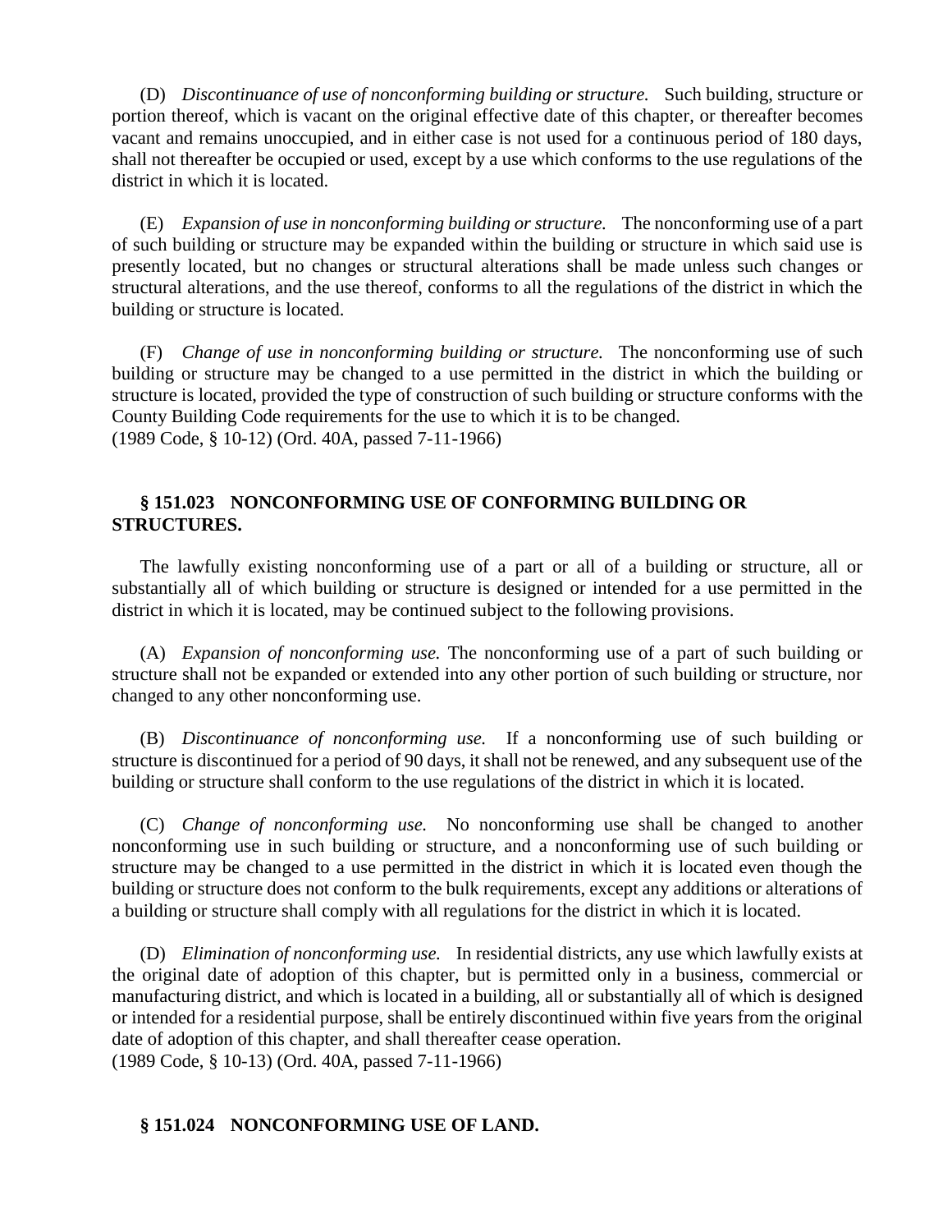(D) *Discontinuance of use of nonconforming building or structure.* Such building, structure or portion thereof, which is vacant on the original effective date of this chapter, or thereafter becomes vacant and remains unoccupied, and in either case is not used for a continuous period of 180 days, shall not thereafter be occupied or used, except by a use which conforms to the use regulations of the district in which it is located.

(E) *Expansion of use in nonconforming building or structure.* The nonconforming use of a part of such building or structure may be expanded within the building or structure in which said use is presently located, but no changes or structural alterations shall be made unless such changes or structural alterations, and the use thereof, conforms to all the regulations of the district in which the building or structure is located.

(F) *Change of use in nonconforming building or structure.* The nonconforming use of such building or structure may be changed to a use permitted in the district in which the building or structure is located, provided the type of construction of such building or structure conforms with the County Building Code requirements for the use to which it is to be changed.
(1989 Code, § 10-12) (Ord. 40A, passed 7-11-1966)

### § 151.023 NONCONFORMING USE OF CONFORMING BUILDING OR STRUCTURES.

The lawfully existing nonconforming use of a part or all of a building or structure, all or substantially all of which building or structure is designed or intended for a use permitted in the district in which it is located, may be continued subject to the following provisions.

(A) *Expansion of nonconforming use.* The nonconforming use of a part of such building or structure shall not be expanded or extended into any other portion of such building or structure, nor changed to any other nonconforming use.

(B) *Discontinuance of nonconforming use.* If a nonconforming use of such building or structure is discontinued for a period of 90 days, it shall not be renewed, and any subsequent use of the building or structure shall conform to the use regulations of the district in which it is located.

(C) *Change of nonconforming use.* No nonconforming use shall be changed to another nonconforming use in such building or structure, and a nonconforming use of such building or structure may be changed to a use permitted in the district in which it is located even though the building or structure does not conform to the bulk requirements, except any additions or alterations of a building or structure shall comply with all regulations for the district in which it is located.

(D) *Elimination of nonconforming use.* In residential districts, any use which lawfully exists at the original date of adoption of this chapter, but is permitted only in a business, commercial or manufacturing district, and which is located in a building, all or substantially all of which is designed or intended for a residential purpose, shall be entirely discontinued within five years from the original date of adoption of this chapter, and shall thereafter cease operation.
(1989 Code, § 10-13) (Ord. 40A, passed 7-11-1966)

### § 151.024 NONCONFORMING USE OF LAND.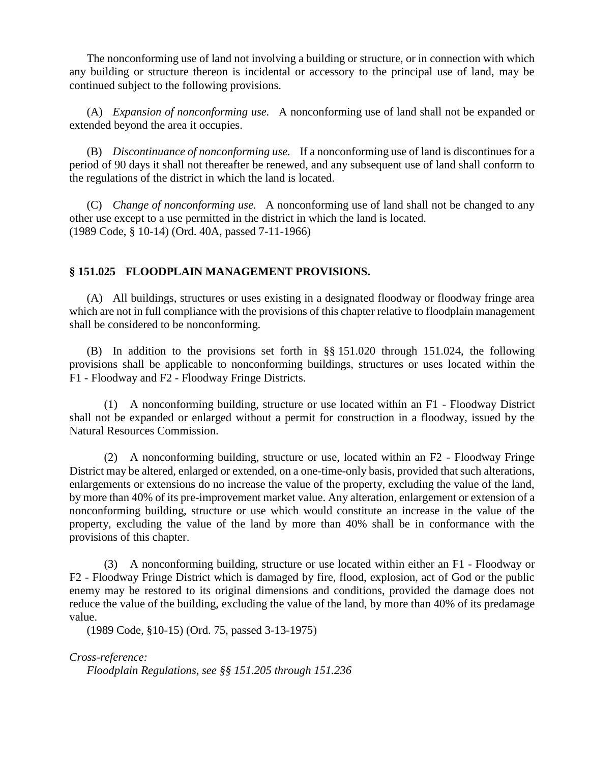The nonconforming use of land not involving a building or structure, or in connection with which any building or structure thereon is incidental or accessory to the principal use of land, may be continued subject to the following provisions.

(A) *Expansion of nonconforming use.* A nonconforming use of land shall not be expanded or extended beyond the area it occupies.

(B) *Discontinuance of nonconforming use.* If a nonconforming use of land is discontinues for a period of 90 days it shall not thereafter be renewed, and any subsequent use of land shall conform to the regulations of the district in which the land is located.

(C) *Change of nonconforming use.* A nonconforming use of land shall not be changed to any other use except to a use permitted in the district in which the land is located.
(1989 Code, § 10-14) (Ord. 40A, passed 7-11-1966)

## § 151.025 FLOODPLAIN MANAGEMENT PROVISIONS.

(A) All buildings, structures or uses existing in a designated floodway or floodway fringe area which are not in full compliance with the provisions of this chapter relative to floodplain management shall be considered to be nonconforming.

(B) In addition to the provisions set forth in §§ 151.020 through 151.024, the following provisions shall be applicable to nonconforming buildings, structures or uses located within the F1 - Floodway and F2 - Floodway Fringe Districts.

(1) A nonconforming building, structure or use located within an F1 - Floodway District shall not be expanded or enlarged without a permit for construction in a floodway, issued by the Natural Resources Commission.

(2) A nonconforming building, structure or use, located within an F2 - Floodway Fringe District may be altered, enlarged or extended, on a one-time-only basis, provided that such alterations, enlargements or extensions do no increase the value of the property, excluding the value of the land, by more than 40% of its pre-improvement market value. Any alteration, enlargement or extension of a nonconforming building, structure or use which would constitute an increase in the value of the property, excluding the value of the land by more than 40% shall be in conformance with the provisions of this chapter.

(3) A nonconforming building, structure or use located within either an F1 - Floodway or F2 - Floodway Fringe District which is damaged by fire, flood, explosion, act of God or the public enemy may be restored to its original dimensions and conditions, provided the damage does not reduce the value of the building, excluding the value of the land, by more than 40% of its predamage value.

(1989 Code, §10-15) (Ord. 75, passed 3-13-1975)

*Cross-reference:*

*Floodplain Regulations, see §§ 151.205 through 151.236*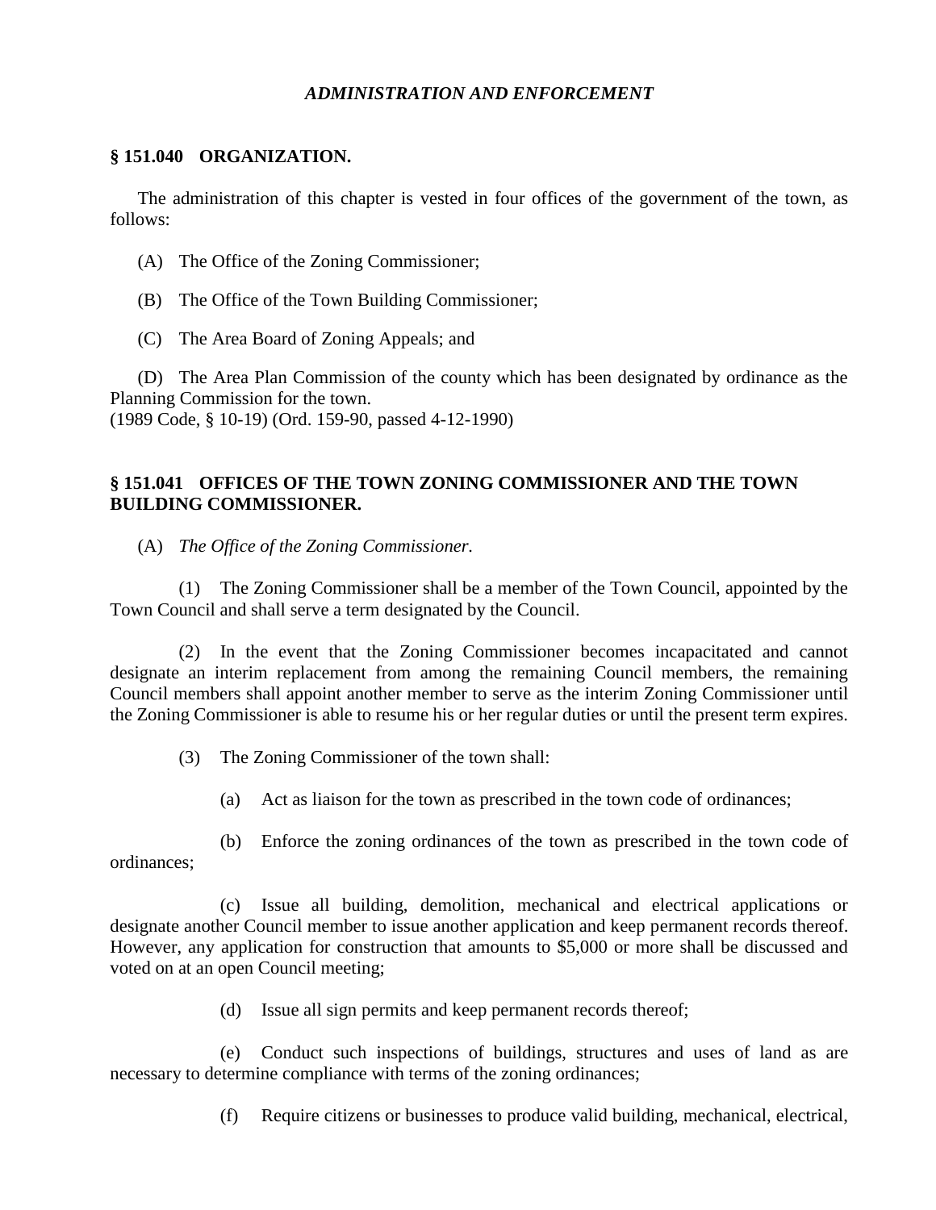*ADMINISTRATION AND ENFORCEMENT*

**§ 151.040 ORGANIZATION.**

The administration of this chapter is vested in four offices of the government of the town, as follows:

(A) The Office of the Zoning Commissioner;

(B) The Office of the Town Building Commissioner;

(C) The Area Board of Zoning Appeals; and

(D) The Area Plan Commission of the county which has been designated by ordinance as the Planning Commission for the town.
(1989 Code, § 10-19) (Ord. 159-90, passed 4-12-1990)

**§ 151.041 OFFICES OF THE TOWN ZONING COMMISSIONER AND THE TOWN BUILDING COMMISSIONER.**

(A) *The Office of the Zoning Commissioner.*

(1) The Zoning Commissioner shall be a member of the Town Council, appointed by the Town Council and shall serve a term designated by the Council.

(2) In the event that the Zoning Commissioner becomes incapacitated and cannot designate an interim replacement from among the remaining Council members, the remaining Council members shall appoint another member to serve as the interim Zoning Commissioner until the Zoning Commissioner is able to resume his or her regular duties or until the present term expires.

(3) The Zoning Commissioner of the town shall:

(a) Act as liaison for the town as prescribed in the town code of ordinances;

(b) Enforce the zoning ordinances of the town as prescribed in the town code of ordinances;

(c) Issue all building, demolition, mechanical and electrical applications or designate another Council member to issue another application and keep permanent records thereof. However, any application for construction that amounts to $5,000 or more shall be discussed and voted on at an open Council meeting;

(d) Issue all sign permits and keep permanent records thereof;

(e) Conduct such inspections of buildings, structures and uses of land as are necessary to determine compliance with terms of the zoning ordinances;

(f) Require citizens or businesses to produce valid building, mechanical, electrical,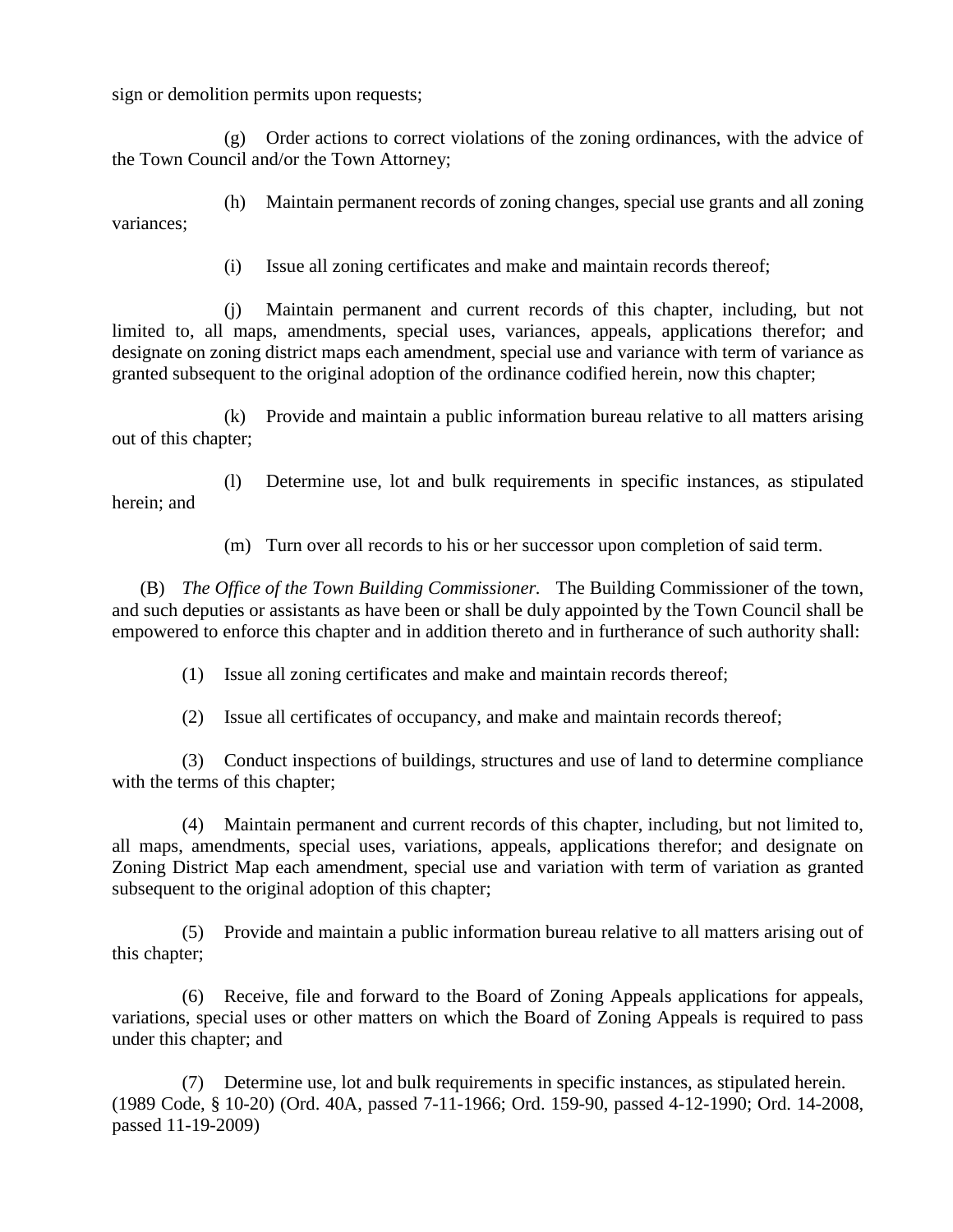sign or demolition permits upon requests;

(g) Order actions to correct violations of the zoning ordinances, with the advice of the Town Council and/or the Town Attorney;

(h) Maintain permanent records of zoning changes, special use grants and all zoning variances;

(i) Issue all zoning certificates and make and maintain records thereof;

(j) Maintain permanent and current records of this chapter, including, but not limited to, all maps, amendments, special uses, variances, appeals, applications therefor; and designate on zoning district maps each amendment, special use and variance with term of variance as granted subsequent to the original adoption of the ordinance codified herein, now this chapter;

(k) Provide and maintain a public information bureau relative to all matters arising out of this chapter;

(l) Determine use, lot and bulk requirements in specific instances, as stipulated herein; and

(m) Turn over all records to his or her successor upon completion of said term.

(B) *The Office of the Town Building Commissioner.* The Building Commissioner of the town, and such deputies or assistants as have been or shall be duly appointed by the Town Council shall be empowered to enforce this chapter and in addition thereto and in furtherance of such authority shall:

(1) Issue all zoning certificates and make and maintain records thereof;

(2) Issue all certificates of occupancy, and make and maintain records thereof;

(3) Conduct inspections of buildings, structures and use of land to determine compliance with the terms of this chapter;

(4) Maintain permanent and current records of this chapter, including, but not limited to, all maps, amendments, special uses, variations, appeals, applications therefor; and designate on Zoning District Map each amendment, special use and variation with term of variation as granted subsequent to the original adoption of this chapter;

(5) Provide and maintain a public information bureau relative to all matters arising out of this chapter;

(6) Receive, file and forward to the Board of Zoning Appeals applications for appeals, variations, special uses or other matters on which the Board of Zoning Appeals is required to pass under this chapter; and

(7) Determine use, lot and bulk requirements in specific instances, as stipulated herein.
(1989 Code, § 10-20) (Ord. 40A, passed 7-11-1966; Ord. 159-90, passed 4-12-1990; Ord. 14-2008, passed 11-19-2009)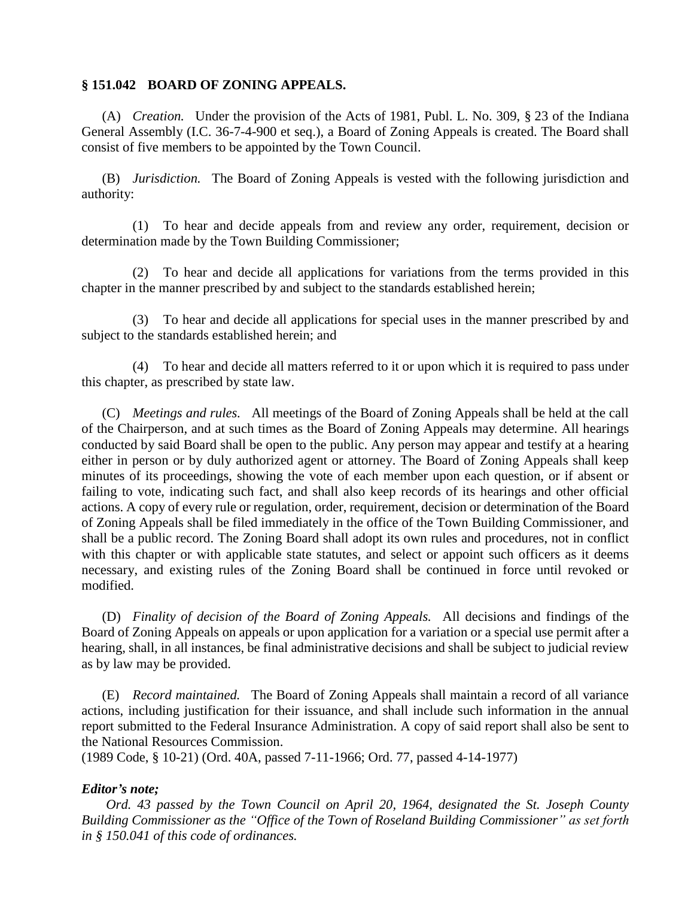## § 151.042 BOARD OF ZONING APPEALS.

(A) *Creation.* Under the provision of the Acts of 1981, Publ. L. No. 309, § 23 of the Indiana General Assembly (I.C. 36-7-4-900 et seq.), a Board of Zoning Appeals is created. The Board shall consist of five members to be appointed by the Town Council.

(B) *Jurisdiction.* The Board of Zoning Appeals is vested with the following jurisdiction and authority:

(1) To hear and decide appeals from and review any order, requirement, decision or determination made by the Town Building Commissioner;

(2) To hear and decide all applications for variations from the terms provided in this chapter in the manner prescribed by and subject to the standards established herein;

(3) To hear and decide all applications for special uses in the manner prescribed by and subject to the standards established herein; and

(4) To hear and decide all matters referred to it or upon which it is required to pass under this chapter, as prescribed by state law.

(C) *Meetings and rules.* All meetings of the Board of Zoning Appeals shall be held at the call of the Chairperson, and at such times as the Board of Zoning Appeals may determine. All hearings conducted by said Board shall be open to the public. Any person may appear and testify at a hearing either in person or by duly authorized agent or attorney. The Board of Zoning Appeals shall keep minutes of its proceedings, showing the vote of each member upon each question, or if absent or failing to vote, indicating such fact, and shall also keep records of its hearings and other official actions. A copy of every rule or regulation, order, requirement, decision or determination of the Board of Zoning Appeals shall be filed immediately in the office of the Town Building Commissioner, and shall be a public record. The Zoning Board shall adopt its own rules and procedures, not in conflict with this chapter or with applicable state statutes, and select or appoint such officers as it deems necessary, and existing rules of the Zoning Board shall be continued in force until revoked or modified.

(D) *Finality of decision of the Board of Zoning Appeals.* All decisions and findings of the Board of Zoning Appeals on appeals or upon application for a variation or a special use permit after a hearing, shall, in all instances, be final administrative decisions and shall be subject to judicial review as by law may be provided.

(E) *Record maintained.* The Board of Zoning Appeals shall maintain a record of all variance actions, including justification for their issuance, and shall include such information in the annual report submitted to the Federal Insurance Administration. A copy of said report shall also be sent to the National Resources Commission.
(1989 Code, § 10-21) (Ord. 40A, passed 7-11-1966; Ord. 77, passed 4-14-1977)

***Editor's note;***

*Ord. 43 passed by the Town Council on April 20, 1964, designated the St. Joseph County Building Commissioner as the "Office of the Town of Roseland Building Commissioner" as set forth in § 150.041 of this code of ordinances.*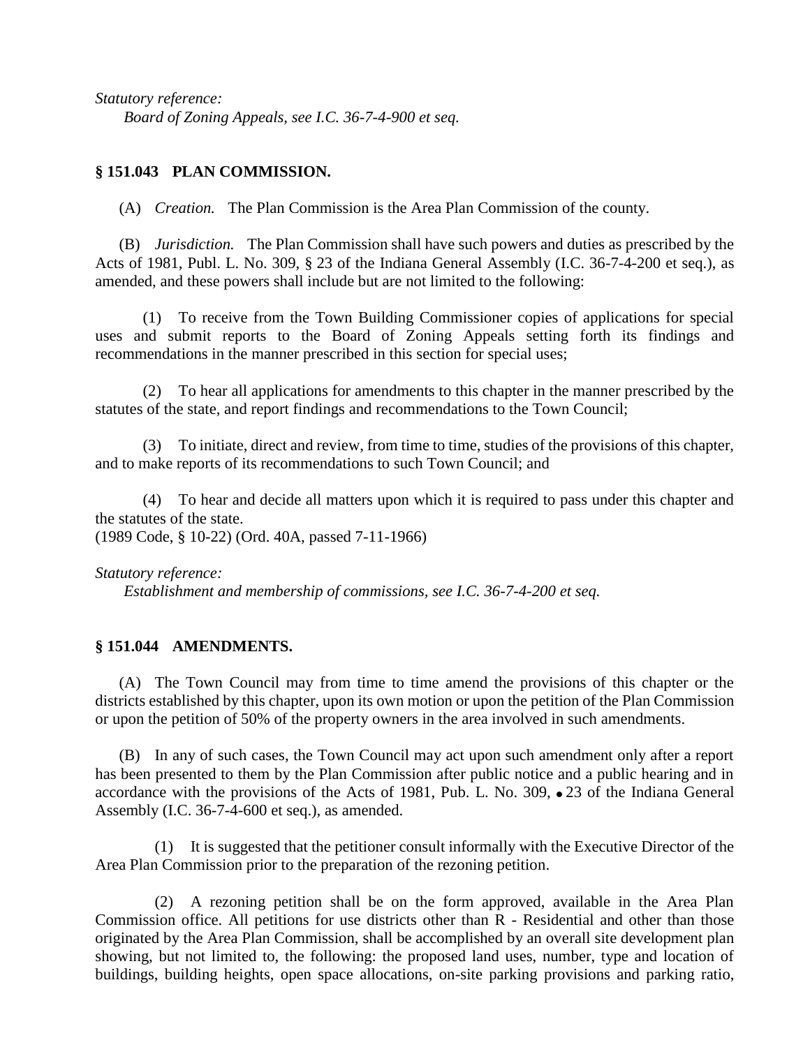*Statutory reference:*

*Board of Zoning Appeals, see I.C. 36-7-4-900 et seq.*

**§ 151.043 PLAN COMMISSION.**

(A) *Creation.* The Plan Commission is the Area Plan Commission of the county.

(B) *Jurisdiction.* The Plan Commission shall have such powers and duties as prescribed by the Acts of 1981, Publ. L. No. 309, § 23 of the Indiana General Assembly (I.C. 36-7-4-200 et seq.), as amended, and these powers shall include but are not limited to the following:

(1) To receive from the Town Building Commissioner copies of applications for special uses and submit reports to the Board of Zoning Appeals setting forth its findings and recommendations in the manner prescribed in this section for special uses;

(2) To hear all applications for amendments to this chapter in the manner prescribed by the statutes of the state, and report findings and recommendations to the Town Council;

(3) To initiate, direct and review, from time to time, studies of the provisions of this chapter, and to make reports of its recommendations to such Town Council; and

(4) To hear and decide all matters upon which it is required to pass under this chapter and the statutes of the state.

(1989 Code, § 10-22) (Ord. 40A, passed 7-11-1966)

*Statutory reference:*

*Establishment and membership of commissions, see I.C. 36-7-4-200 et seq.*

**§ 151.044 AMENDMENTS.**

(A) The Town Council may from time to time amend the provisions of this chapter or the districts established by this chapter, upon its own motion or upon the petition of the Plan Commission or upon the petition of 50% of the property owners in the area involved in such amendments.

(B) In any of such cases, the Town Council may act upon such amendment only after a report has been presented to them by the Plan Commission after public notice and a public hearing and in accordance with the provisions of the Acts of 1981, Pub. L. No. 309, • 23 of the Indiana General Assembly (I.C. 36-7-4-600 et seq.), as amended.

(1) It is suggested that the petitioner consult informally with the Executive Director of the Area Plan Commission prior to the preparation of the rezoning petition.

(2) A rezoning petition shall be on the form approved, available in the Area Plan Commission office. All petitions for use districts other than R - Residential and other than those originated by the Area Plan Commission, shall be accomplished by an overall site development plan showing, but not limited to, the following: the proposed land uses, number, type and location of buildings, building heights, open space allocations, on-site parking provisions and parking ratio,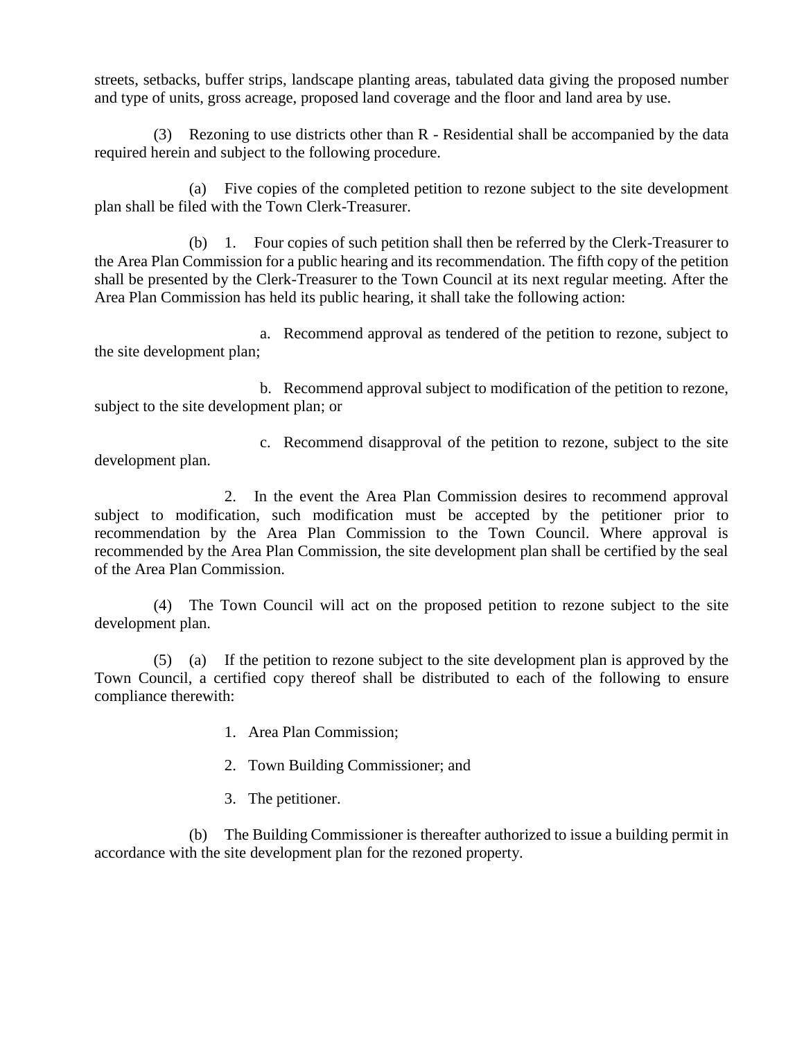streets, setbacks, buffer strips, landscape planting areas, tabulated data giving the proposed number and type of units, gross acreage, proposed land coverage and the floor and land area by use.

(3) Rezoning to use districts other than R - Residential shall be accompanied by the data required herein and subject to the following procedure.

(a) Five copies of the completed petition to rezone subject to the site development plan shall be filed with the Town Clerk-Treasurer.

(b) 1. Four copies of such petition shall then be referred by the Clerk-Treasurer to the Area Plan Commission for a public hearing and its recommendation. The fifth copy of the petition shall be presented by the Clerk-Treasurer to the Town Council at its next regular meeting. After the Area Plan Commission has held its public hearing, it shall take the following action:

a. Recommend approval as tendered of the petition to rezone, subject to the site development plan;

b. Recommend approval subject to modification of the petition to rezone, subject to the site development plan; or

c. Recommend disapproval of the petition to rezone, subject to the site development plan.

2. In the event the Area Plan Commission desires to recommend approval subject to modification, such modification must be accepted by the petitioner prior to recommendation by the Area Plan Commission to the Town Council. Where approval is recommended by the Area Plan Commission, the site development plan shall be certified by the seal of the Area Plan Commission.

(4) The Town Council will act on the proposed petition to rezone subject to the site development plan.

(5) (a) If the petition to rezone subject to the site development plan is approved by the Town Council, a certified copy thereof shall be distributed to each of the following to ensure compliance therewith:

1. Area Plan Commission;

2. Town Building Commissioner; and

3. The petitioner.

(b) The Building Commissioner is thereafter authorized to issue a building permit in accordance with the site development plan for the rezoned property.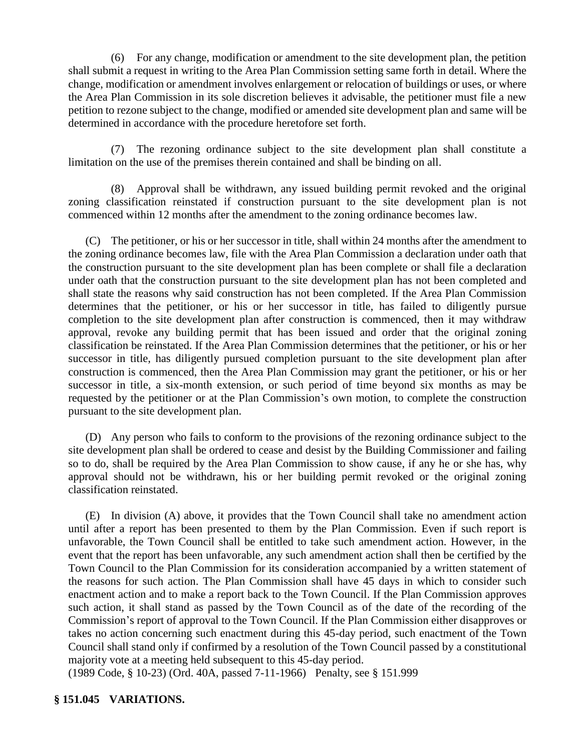(6) For any change, modification or amendment to the site development plan, the petition shall submit a request in writing to the Area Plan Commission setting same forth in detail. Where the change, modification or amendment involves enlargement or relocation of buildings or uses, or where the Area Plan Commission in its sole discretion believes it advisable, the petitioner must file a new petition to rezone subject to the change, modified or amended site development plan and same will be determined in accordance with the procedure heretofore set forth.

(7) The rezoning ordinance subject to the site development plan shall constitute a limitation on the use of the premises therein contained and shall be binding on all.

(8) Approval shall be withdrawn, any issued building permit revoked and the original zoning classification reinstated if construction pursuant to the site development plan is not commenced within 12 months after the amendment to the zoning ordinance becomes law.

(C) The petitioner, or his or her successor in title, shall within 24 months after the amendment to the zoning ordinance becomes law, file with the Area Plan Commission a declaration under oath that the construction pursuant to the site development plan has been complete or shall file a declaration under oath that the construction pursuant to the site development plan has not been completed and shall state the reasons why said construction has not been completed. If the Area Plan Commission determines that the petitioner, or his or her successor in title, has failed to diligently pursue completion to the site development plan after construction is commenced, then it may withdraw approval, revoke any building permit that has been issued and order that the original zoning classification be reinstated. If the Area Plan Commission determines that the petitioner, or his or her successor in title, has diligently pursued completion pursuant to the site development plan after construction is commenced, then the Area Plan Commission may grant the petitioner, or his or her successor in title, a six-month extension, or such period of time beyond six months as may be requested by the petitioner or at the Plan Commission's own motion, to complete the construction pursuant to the site development plan.

(D) Any person who fails to conform to the provisions of the rezoning ordinance subject to the site development plan shall be ordered to cease and desist by the Building Commissioner and failing so to do, shall be required by the Area Plan Commission to show cause, if any he or she has, why approval should not be withdrawn, his or her building permit revoked or the original zoning classification reinstated.

(E) In division (A) above, it provides that the Town Council shall take no amendment action until after a report has been presented to them by the Plan Commission. Even if such report is unfavorable, the Town Council shall be entitled to take such amendment action. However, in the event that the report has been unfavorable, any such amendment action shall then be certified by the Town Council to the Plan Commission for its consideration accompanied by a written statement of the reasons for such action. The Plan Commission shall have 45 days in which to consider such enactment action and to make a report back to the Town Council. If the Plan Commission approves such action, it shall stand as passed by the Town Council as of the date of the recording of the Commission's report of approval to the Town Council. If the Plan Commission either disapproves or takes no action concerning such enactment during this 45-day period, such enactment of the Town Council shall stand only if confirmed by a resolution of the Town Council passed by a constitutional majority vote at a meeting held subsequent to this 45-day period.
(1989 Code, § 10-23) (Ord. 40A, passed 7-11-1966) Penalty, see § 151.999

**§ 151.045 VARIATIONS.**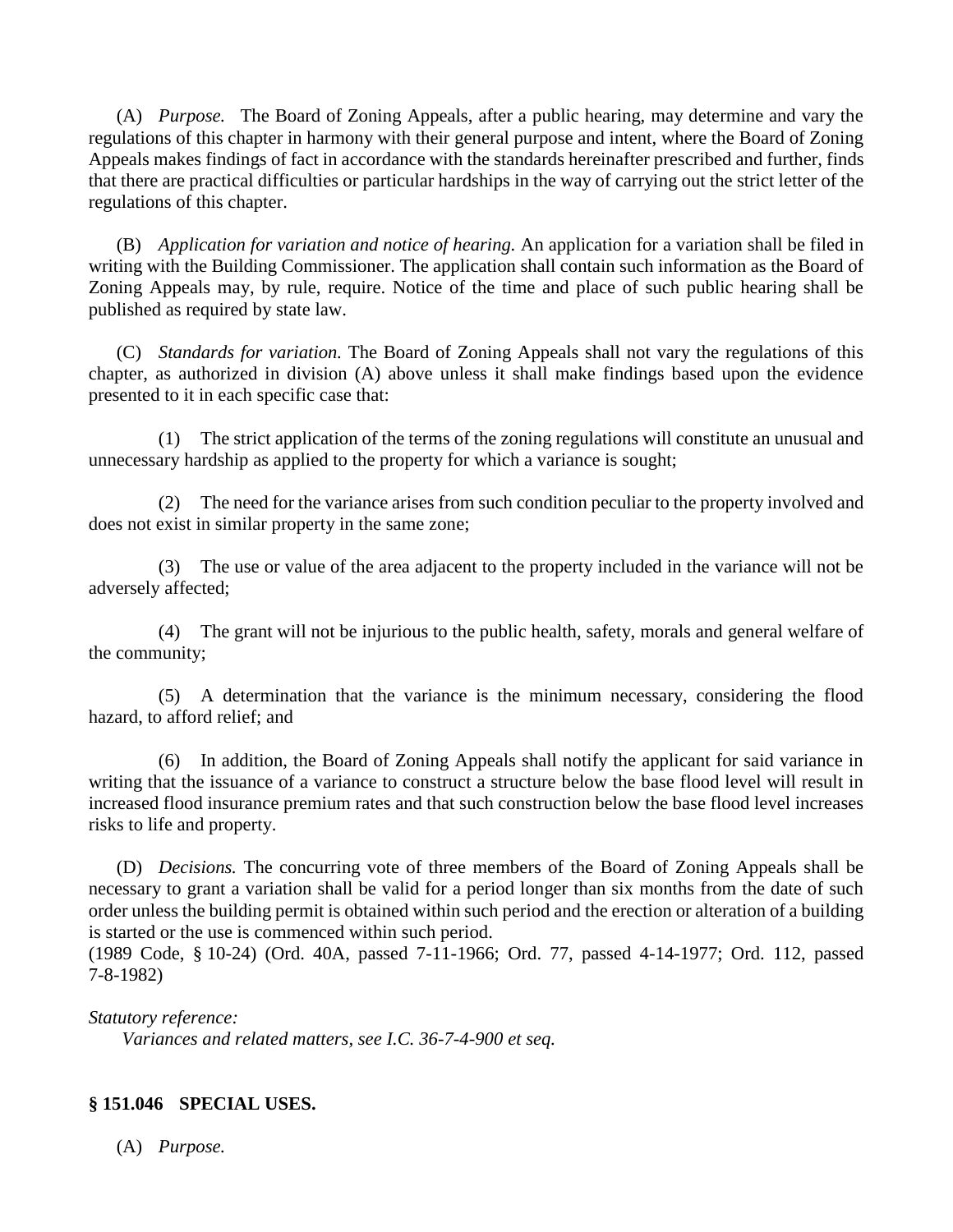(A) *Purpose.* The Board of Zoning Appeals, after a public hearing, may determine and vary the regulations of this chapter in harmony with their general purpose and intent, where the Board of Zoning Appeals makes findings of fact in accordance with the standards hereinafter prescribed and further, finds that there are practical difficulties or particular hardships in the way of carrying out the strict letter of the regulations of this chapter.

(B) *Application for variation and notice of hearing.* An application for a variation shall be filed in writing with the Building Commissioner. The application shall contain such information as the Board of Zoning Appeals may, by rule, require. Notice of the time and place of such public hearing shall be published as required by state law.

(C) *Standards for variation.* The Board of Zoning Appeals shall not vary the regulations of this chapter, as authorized in division (A) above unless it shall make findings based upon the evidence presented to it in each specific case that:

(1) The strict application of the terms of the zoning regulations will constitute an unusual and unnecessary hardship as applied to the property for which a variance is sought;

(2) The need for the variance arises from such condition peculiar to the property involved and does not exist in similar property in the same zone;

(3) The use or value of the area adjacent to the property included in the variance will not be adversely affected;

(4) The grant will not be injurious to the public health, safety, morals and general welfare of the community;

(5) A determination that the variance is the minimum necessary, considering the flood hazard, to afford relief; and

(6) In addition, the Board of Zoning Appeals shall notify the applicant for said variance in writing that the issuance of a variance to construct a structure below the base flood level will result in increased flood insurance premium rates and that such construction below the base flood level increases risks to life and property.

(D) *Decisions.* The concurring vote of three members of the Board of Zoning Appeals shall be necessary to grant a variation shall be valid for a period longer than six months from the date of such order unless the building permit is obtained within such period and the erection or alteration of a building is started or the use is commenced within such period.
(1989 Code, § 10-24) (Ord. 40A, passed 7-11-1966; Ord. 77, passed 4-14-1977; Ord. 112, passed 7-8-1982)

*Statutory reference:*

*Variances and related matters, see I.C. 36-7-4-900 et seq.*

**§ 151.046 SPECIAL USES.**

(A) *Purpose.*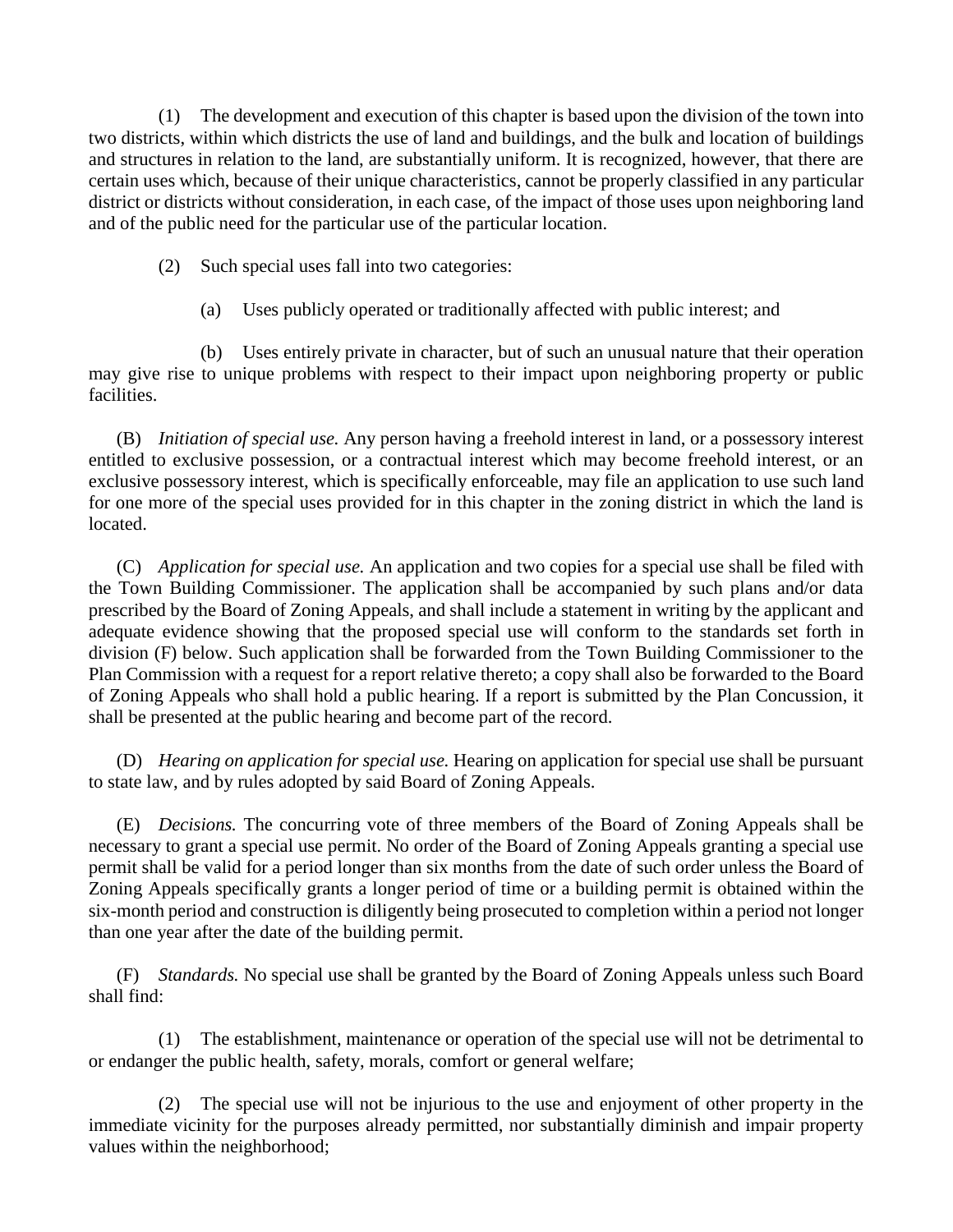(1) The development and execution of this chapter is based upon the division of the town into two districts, within which districts the use of land and buildings, and the bulk and location of buildings and structures in relation to the land, are substantially uniform. It is recognized, however, that there are certain uses which, because of their unique characteristics, cannot be properly classified in any particular district or districts without consideration, in each case, of the impact of those uses upon neighboring land and of the public need for the particular use of the particular location.

(2) Such special uses fall into two categories:

(a) Uses publicly operated or traditionally affected with public interest; and

(b) Uses entirely private in character, but of such an unusual nature that their operation may give rise to unique problems with respect to their impact upon neighboring property or public facilities.

(B) *Initiation of special use.* Any person having a freehold interest in land, or a possessory interest entitled to exclusive possession, or a contractual interest which may become freehold interest, or an exclusive possessory interest, which is specifically enforceable, may file an application to use such land for one more of the special uses provided for in this chapter in the zoning district in which the land is located.

(C) *Application for special use.* An application and two copies for a special use shall be filed with the Town Building Commissioner. The application shall be accompanied by such plans and/or data prescribed by the Board of Zoning Appeals, and shall include a statement in writing by the applicant and adequate evidence showing that the proposed special use will conform to the standards set forth in division (F) below. Such application shall be forwarded from the Town Building Commissioner to the Plan Commission with a request for a report relative thereto; a copy shall also be forwarded to the Board of Zoning Appeals who shall hold a public hearing. If a report is submitted by the Plan Concussion, it shall be presented at the public hearing and become part of the record.

(D) *Hearing on application for special use.* Hearing on application for special use shall be pursuant to state law, and by rules adopted by said Board of Zoning Appeals.

(E) *Decisions.* The concurring vote of three members of the Board of Zoning Appeals shall be necessary to grant a special use permit. No order of the Board of Zoning Appeals granting a special use permit shall be valid for a period longer than six months from the date of such order unless the Board of Zoning Appeals specifically grants a longer period of time or a building permit is obtained within the six-month period and construction is diligently being prosecuted to completion within a period not longer than one year after the date of the building permit.

(F) *Standards.* No special use shall be granted by the Board of Zoning Appeals unless such Board shall find:

(1) The establishment, maintenance or operation of the special use will not be detrimental to or endanger the public health, safety, morals, comfort or general welfare;

(2) The special use will not be injurious to the use and enjoyment of other property in the immediate vicinity for the purposes already permitted, nor substantially diminish and impair property values within the neighborhood;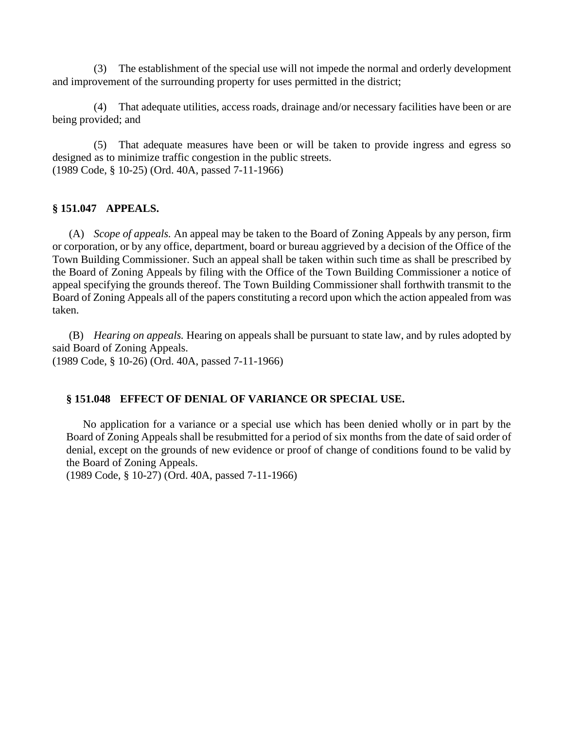(3) The establishment of the special use will not impede the normal and orderly development and improvement of the surrounding property for uses permitted in the district;

(4) That adequate utilities, access roads, drainage and/or necessary facilities have been or are being provided; and

(5) That adequate measures have been or will be taken to provide ingress and egress so designed as to minimize traffic congestion in the public streets.
(1989 Code, § 10-25) (Ord. 40A, passed 7-11-1966)

**§ 151.047 APPEALS.**

(A) *Scope of appeals.* An appeal may be taken to the Board of Zoning Appeals by any person, firm or corporation, or by any office, department, board or bureau aggrieved by a decision of the Office of the Town Building Commissioner. Such an appeal shall be taken within such time as shall be prescribed by the Board of Zoning Appeals by filing with the Office of the Town Building Commissioner a notice of appeal specifying the grounds thereof. The Town Building Commissioner shall forthwith transmit to the Board of Zoning Appeals all of the papers constituting a record upon which the action appealed from was taken.

(B) *Hearing on appeals.* Hearing on appeals shall be pursuant to state law, and by rules adopted by said Board of Zoning Appeals.
(1989 Code, § 10-26) (Ord. 40A, passed 7-11-1966)

**§ 151.048 EFFECT OF DENIAL OF VARIANCE OR SPECIAL USE.**

No application for a variance or a special use which has been denied wholly or in part by the Board of Zoning Appeals shall be resubmitted for a period of six months from the date of said order of denial, except on the grounds of new evidence or proof of change of conditions found to be valid by the Board of Zoning Appeals.
(1989 Code, § 10-27) (Ord. 40A, passed 7-11-1966)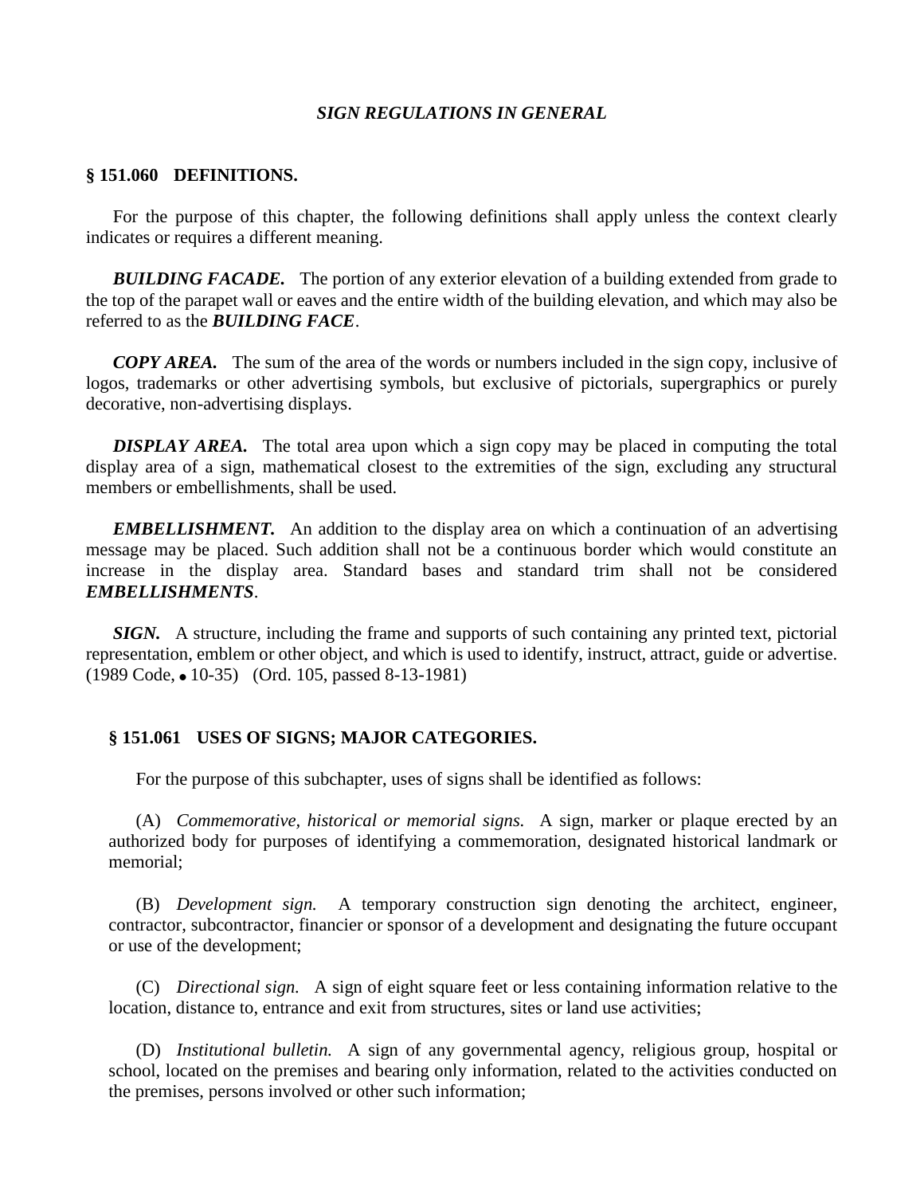### *SIGN REGULATIONS IN GENERAL*

## § 151.060 DEFINITIONS.

For the purpose of this chapter, the following definitions shall apply unless the context clearly indicates or requires a different meaning.

***BUILDING FACADE.*** The portion of any exterior elevation of a building extended from grade to the top of the parapet wall or eaves and the entire width of the building elevation, and which may also be referred to as the ***BUILDING FACE***.

***COPY AREA.*** The sum of the area of the words or numbers included in the sign copy, inclusive of logos, trademarks or other advertising symbols, but exclusive of pictorials, supergraphics or purely decorative, non-advertising displays.

***DISPLAY AREA.*** The total area upon which a sign copy may be placed in computing the total display area of a sign, mathematical closest to the extremities of the sign, excluding any structural members or embellishments, shall be used.

***EMBELLISHMENT.*** An addition to the display area on which a continuation of an advertising message may be placed. Such addition shall not be a continuous border which would constitute an increase in the display area. Standard bases and standard trim shall not be considered ***EMBELLISHMENTS***.

***SIGN.*** A structure, including the frame and supports of such containing any printed text, pictorial representation, emblem or other object, and which is used to identify, instruct, attract, guide or advertise.
(1989 Code, • 10-35) (Ord. 105, passed 8-13-1981)

## § 151.061 USES OF SIGNS; MAJOR CATEGORIES.

For the purpose of this subchapter, uses of signs shall be identified as follows:

(A) *Commemorative, historical or memorial signs.* A sign, marker or plaque erected by an authorized body for purposes of identifying a commemoration, designated historical landmark or memorial;

(B) *Development sign.* A temporary construction sign denoting the architect, engineer, contractor, subcontractor, financier or sponsor of a development and designating the future occupant or use of the development;

(C) *Directional sign.* A sign of eight square feet or less containing information relative to the location, distance to, entrance and exit from structures, sites or land use activities;

(D) *Institutional bulletin.* A sign of any governmental agency, religious group, hospital or school, located on the premises and bearing only information, related to the activities conducted on the premises, persons involved or other such information;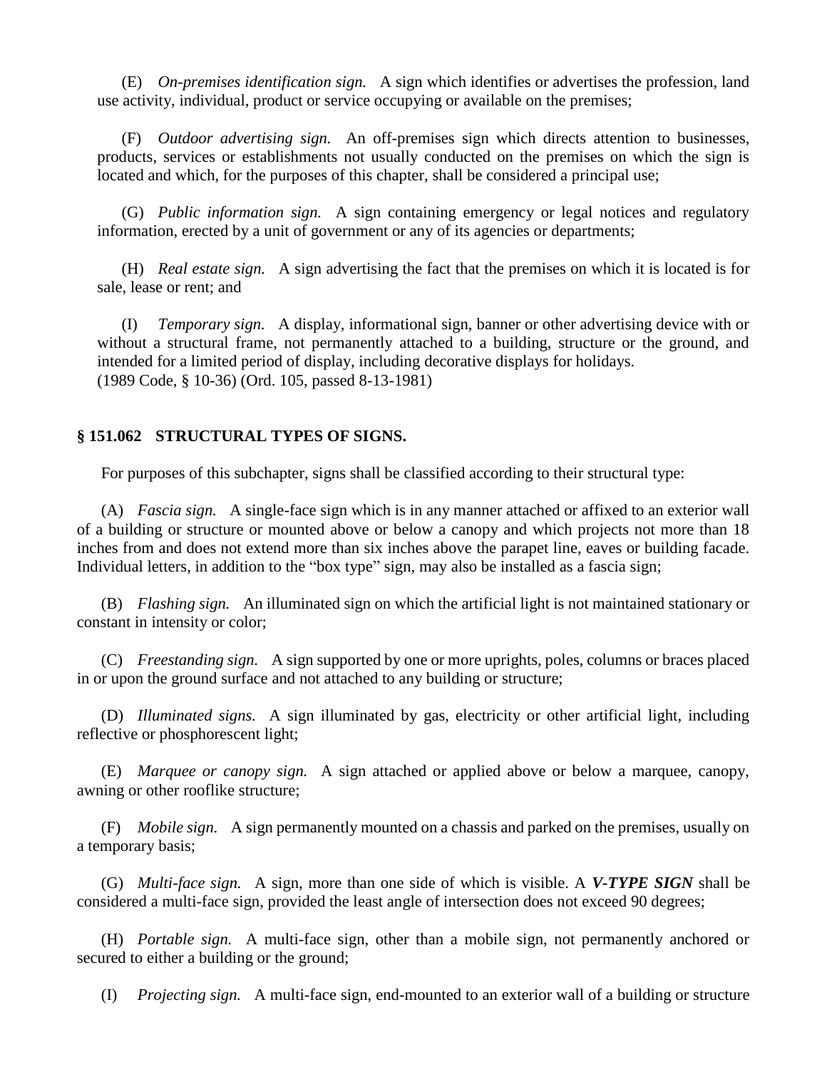(E) *On-premises identification sign.* A sign which identifies or advertises the profession, land use activity, individual, product or service occupying or available on the premises;

(F) *Outdoor advertising sign.* An off-premises sign which directs attention to businesses, products, services or establishments not usually conducted on the premises on which the sign is located and which, for the purposes of this chapter, shall be considered a principal use;

(G) *Public information sign.* A sign containing emergency or legal notices and regulatory information, erected by a unit of government or any of its agencies or departments;

(H) *Real estate sign.* A sign advertising the fact that the premises on which it is located is for sale, lease or rent; and

(I) *Temporary sign.* A display, informational sign, banner or other advertising device with or without a structural frame, not permanently attached to a building, structure or the ground, and intended for a limited period of display, including decorative displays for holidays.
(1989 Code, § 10-36) (Ord. 105, passed 8-13-1981)

**§ 151.062 STRUCTURAL TYPES OF SIGNS.**

For purposes of this subchapter, signs shall be classified according to their structural type:

(A) *Fascia sign.* A single-face sign which is in any manner attached or affixed to an exterior wall of a building or structure or mounted above or below a canopy and which projects not more than 18 inches from and does not extend more than six inches above the parapet line, eaves or building facade. Individual letters, in addition to the "box type" sign, may also be installed as a fascia sign;

(B) *Flashing sign.* An illuminated sign on which the artificial light is not maintained stationary or constant in intensity or color;

(C) *Freestanding sign.* A sign supported by one or more uprights, poles, columns or braces placed in or upon the ground surface and not attached to any building or structure;

(D) *Illuminated signs.* A sign illuminated by gas, electricity or other artificial light, including reflective or phosphorescent light;

(E) *Marquee or canopy sign.* A sign attached or applied above or below a marquee, canopy, awning or other rooflike structure;

(F) *Mobile sign.* A sign permanently mounted on a chassis and parked on the premises, usually on a temporary basis;

(G) *Multi-face sign.* A sign, more than one side of which is visible. A ***V-TYPE SIGN*** shall be considered a multi-face sign, provided the least angle of intersection does not exceed 90 degrees;

(H) *Portable sign.* A multi-face sign, other than a mobile sign, not permanently anchored or secured to either a building or the ground;

(I) *Projecting sign.* A multi-face sign, end-mounted to an exterior wall of a building or structure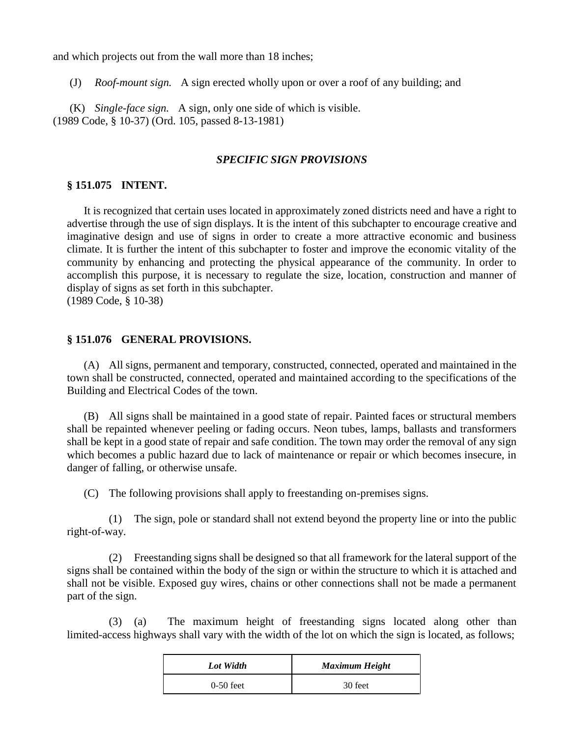and which projects out from the wall more than 18 inches;

(J) *Roof-mount sign.* A sign erected wholly upon or over a roof of any building; and

(K) *Single-face sign.* A sign, only one side of which is visible.
(1989 Code, § 10-37) (Ord. 105, passed 8-13-1981)

### *SPECIFIC SIGN PROVISIONS*

### § 151.075 INTENT.

It is recognized that certain uses located in approximately zoned districts need and have a right to advertise through the use of sign displays. It is the intent of this subchapter to encourage creative and imaginative design and use of signs in order to create a more attractive economic and business climate. It is further the intent of this subchapter to foster and improve the economic vitality of the community by enhancing and protecting the physical appearance of the community. In order to accomplish this purpose, it is necessary to regulate the size, location, construction and manner of display of signs as set forth in this subchapter.
(1989 Code, § 10-38)

### § 151.076 GENERAL PROVISIONS.

(A) All signs, permanent and temporary, constructed, connected, operated and maintained in the town shall be constructed, connected, operated and maintained according to the specifications of the Building and Electrical Codes of the town.

(B) All signs shall be maintained in a good state of repair. Painted faces or structural members shall be repainted whenever peeling or fading occurs. Neon tubes, lamps, ballasts and transformers shall be kept in a good state of repair and safe condition. The town may order the removal of any sign which becomes a public hazard due to lack of maintenance or repair or which becomes insecure, in danger of falling, or otherwise unsafe.

(C) The following provisions shall apply to freestanding on-premises signs.

(1) The sign, pole or standard shall not extend beyond the property line or into the public right-of-way.

(2) Freestanding signs shall be designed so that all framework for the lateral support of the signs shall be contained within the body of the sign or within the structure to which it is attached and shall not be visible. Exposed guy wires, chains or other connections shall not be made a permanent part of the sign.

(3) (a) The maximum height of freestanding signs located along other than limited-access highways shall vary with the width of the lot on which the sign is located, as follows;

| *Lot Width* | *Maximum Height* |
|---|---|
| 0-50 feet | 30 feet |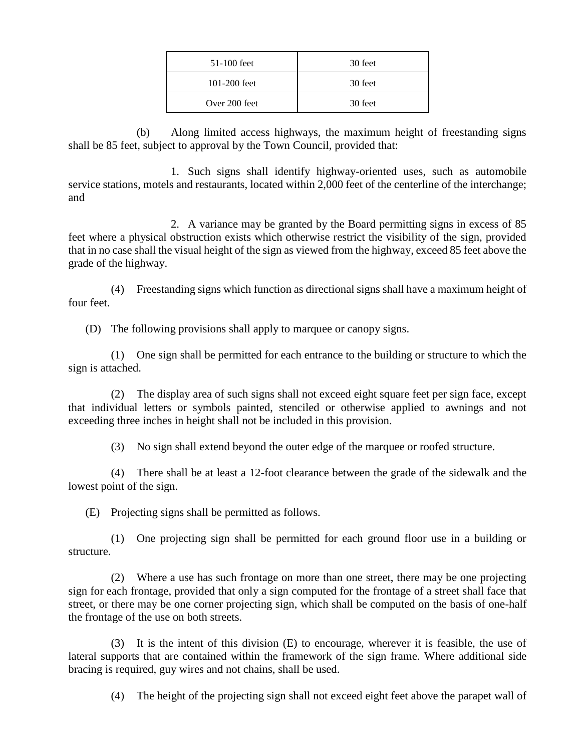| | |
|---|---|
| 51-100 feet | 30 feet |
| 101-200 feet | 30 feet |
| Over 200 feet | 30 feet |

(b) Along limited access highways, the maximum height of freestanding signs shall be 85 feet, subject to approval by the Town Council, provided that:

1. Such signs shall identify highway-oriented uses, such as automobile service stations, motels and restaurants, located within 2,000 feet of the centerline of the interchange; and

2. A variance may be granted by the Board permitting signs in excess of 85 feet where a physical obstruction exists which otherwise restrict the visibility of the sign, provided that in no case shall the visual height of the sign as viewed from the highway, exceed 85 feet above the grade of the highway.

(4) Freestanding signs which function as directional signs shall have a maximum height of four feet.

(D) The following provisions shall apply to marquee or canopy signs.

(1) One sign shall be permitted for each entrance to the building or structure to which the sign is attached.

(2) The display area of such signs shall not exceed eight square feet per sign face, except that individual letters or symbols painted, stenciled or otherwise applied to awnings and not exceeding three inches in height shall not be included in this provision.

(3) No sign shall extend beyond the outer edge of the marquee or roofed structure.

(4) There shall be at least a 12-foot clearance between the grade of the sidewalk and the lowest point of the sign.

(E) Projecting signs shall be permitted as follows.

(1) One projecting sign shall be permitted for each ground floor use in a building or structure.

(2) Where a use has such frontage on more than one street, there may be one projecting sign for each frontage, provided that only a sign computed for the frontage of a street shall face that street, or there may be one corner projecting sign, which shall be computed on the basis of one-half the frontage of the use on both streets.

(3) It is the intent of this division (E) to encourage, wherever it is feasible, the use of lateral supports that are contained within the framework of the sign frame. Where additional side bracing is required, guy wires and not chains, shall be used.

(4) The height of the projecting sign shall not exceed eight feet above the parapet wall of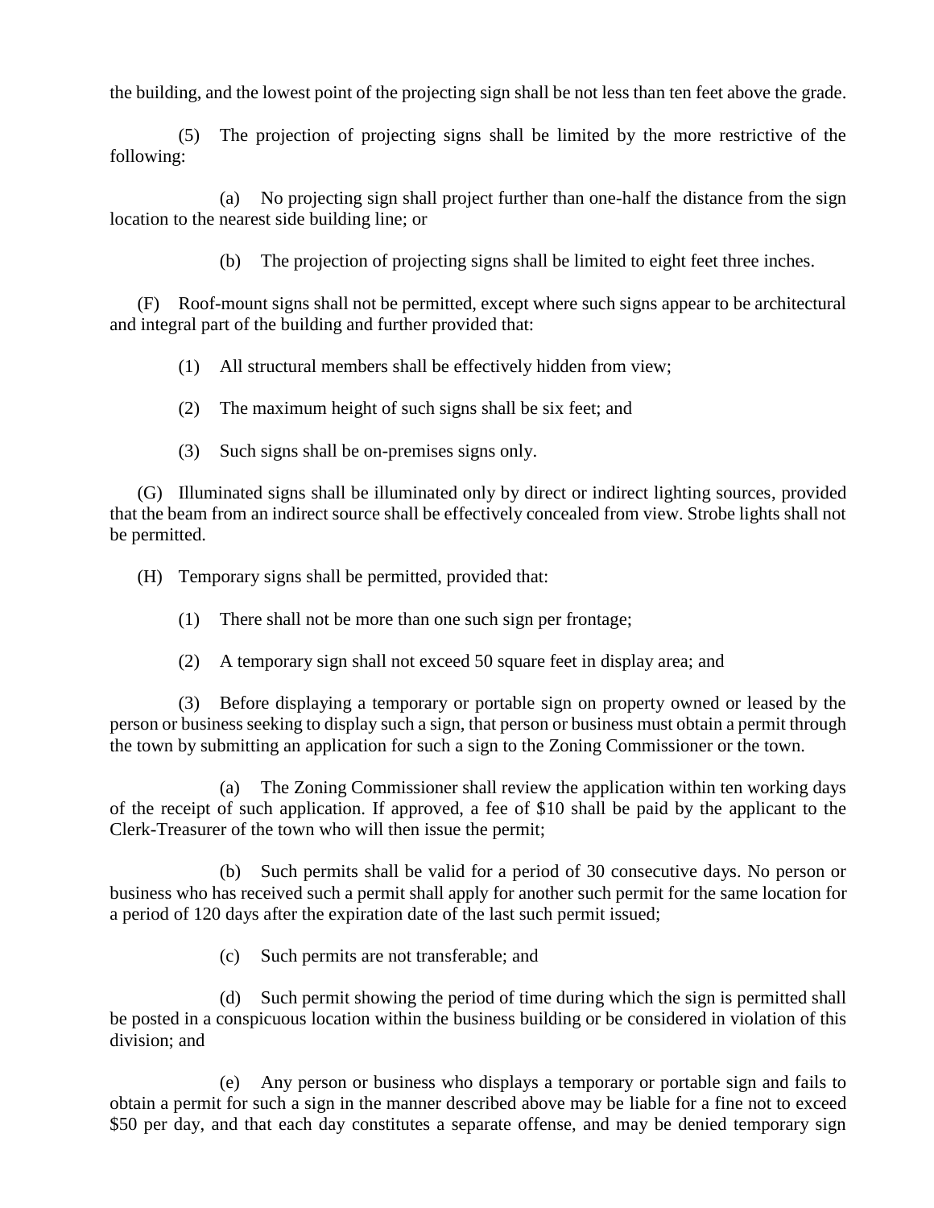the building, and the lowest point of the projecting sign shall be not less than ten feet above the grade.

(5) The projection of projecting signs shall be limited by the more restrictive of the following:

(a) No projecting sign shall project further than one-half the distance from the sign location to the nearest side building line; or

(b) The projection of projecting signs shall be limited to eight feet three inches.

(F) Roof-mount signs shall not be permitted, except where such signs appear to be architectural and integral part of the building and further provided that:

(1) All structural members shall be effectively hidden from view;

(2) The maximum height of such signs shall be six feet; and

(3) Such signs shall be on-premises signs only.

(G) Illuminated signs shall be illuminated only by direct or indirect lighting sources, provided that the beam from an indirect source shall be effectively concealed from view. Strobe lights shall not be permitted.

(H) Temporary signs shall be permitted, provided that:

(1) There shall not be more than one such sign per frontage;

(2) A temporary sign shall not exceed 50 square feet in display area; and

(3) Before displaying a temporary or portable sign on property owned or leased by the person or business seeking to display such a sign, that person or business must obtain a permit through the town by submitting an application for such a sign to the Zoning Commissioner or the town.

(a) The Zoning Commissioner shall review the application within ten working days of the receipt of such application. If approved, a fee of $10 shall be paid by the applicant to the Clerk-Treasurer of the town who will then issue the permit;

(b) Such permits shall be valid for a period of 30 consecutive days. No person or business who has received such a permit shall apply for another such permit for the same location for a period of 120 days after the expiration date of the last such permit issued;

(c) Such permits are not transferable; and

(d) Such permit showing the period of time during which the sign is permitted shall be posted in a conspicuous location within the business building or be considered in violation of this division; and

(e) Any person or business who displays a temporary or portable sign and fails to obtain a permit for such a sign in the manner described above may be liable for a fine not to exceed $50 per day, and that each day constitutes a separate offense, and may be denied temporary sign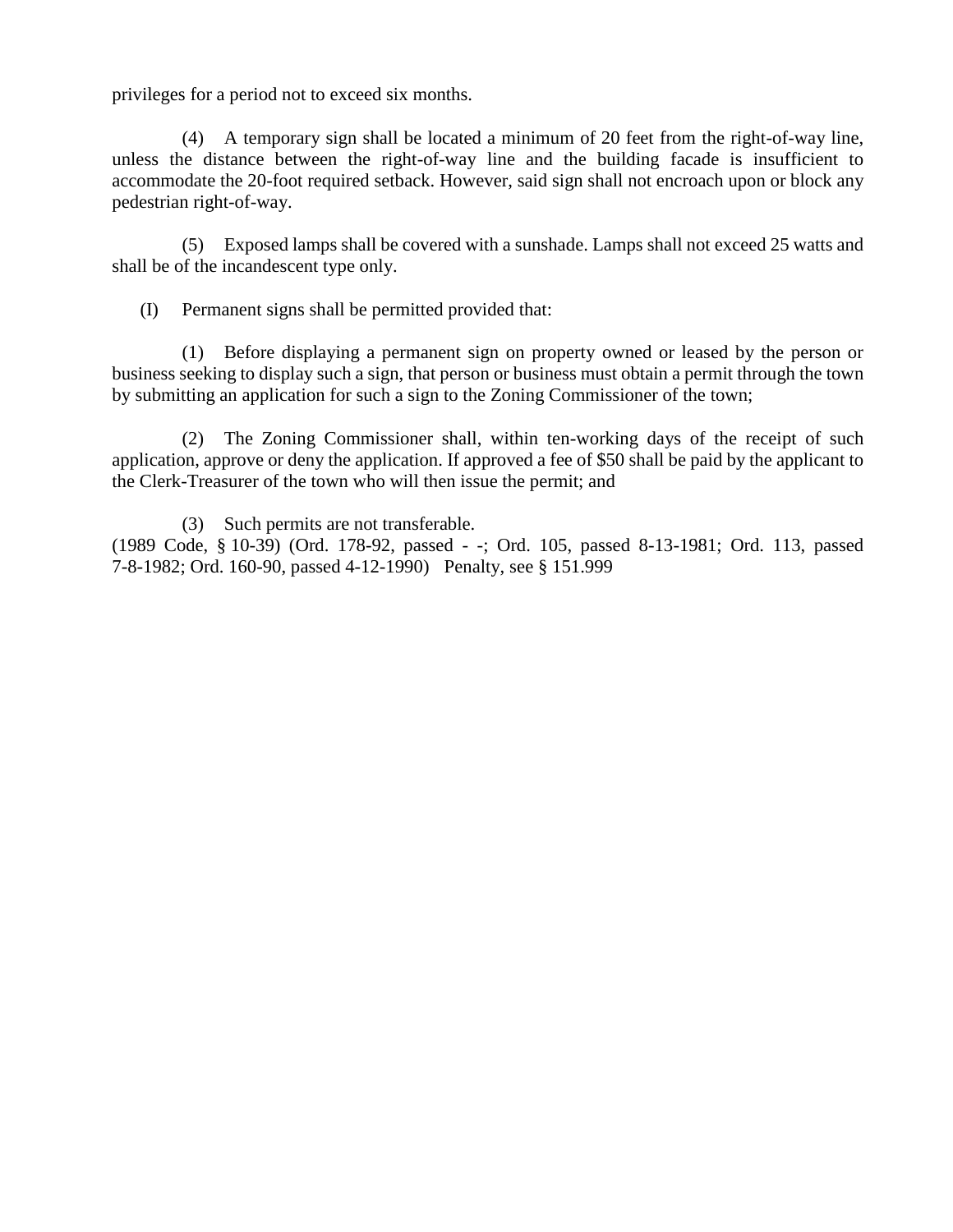privileges for a period not to exceed six months.

(4) A temporary sign shall be located a minimum of 20 feet from the right-of-way line, unless the distance between the right-of-way line and the building facade is insufficient to accommodate the 20-foot required setback. However, said sign shall not encroach upon or block any pedestrian right-of-way.

(5) Exposed lamps shall be covered with a sunshade. Lamps shall not exceed 25 watts and shall be of the incandescent type only.

(I) Permanent signs shall be permitted provided that:

(1) Before displaying a permanent sign on property owned or leased by the person or business seeking to display such a sign, that person or business must obtain a permit through the town by submitting an application for such a sign to the Zoning Commissioner of the town;

(2) The Zoning Commissioner shall, within ten-working days of the receipt of such application, approve or deny the application. If approved a fee of $50 shall be paid by the applicant to the Clerk-Treasurer of the town who will then issue the permit; and

(3) Such permits are not transferable.

(1989 Code, § 10-39) (Ord. 178-92, passed - -; Ord. 105, passed 8-13-1981; Ord. 113, passed 7-8-1982; Ord. 160-90, passed 4-12-1990) Penalty, see § 151.999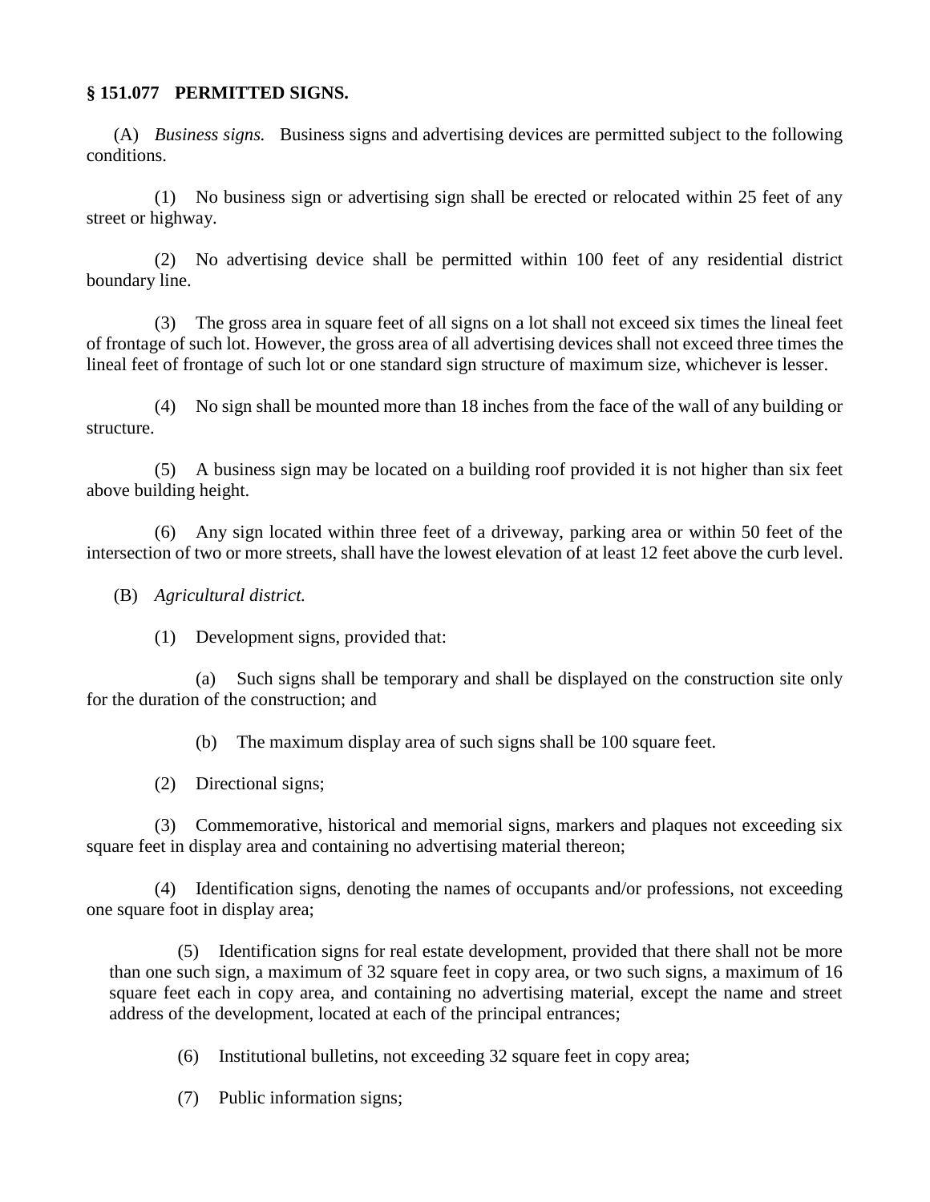**§ 151.077 PERMITTED SIGNS.**

(A) *Business signs.* Business signs and advertising devices are permitted subject to the following conditions.

(1) No business sign or advertising sign shall be erected or relocated within 25 feet of any street or highway.

(2) No advertising device shall be permitted within 100 feet of any residential district boundary line.

(3) The gross area in square feet of all signs on a lot shall not exceed six times the lineal feet of frontage of such lot. However, the gross area of all advertising devices shall not exceed three times the lineal feet of frontage of such lot or one standard sign structure of maximum size, whichever is lesser.

(4) No sign shall be mounted more than 18 inches from the face of the wall of any building or structure.

(5) A business sign may be located on a building roof provided it is not higher than six feet above building height.

(6) Any sign located within three feet of a driveway, parking area or within 50 feet of the intersection of two or more streets, shall have the lowest elevation of at least 12 feet above the curb level.

(B) *Agricultural district.*

(1) Development signs, provided that:

(a) Such signs shall be temporary and shall be displayed on the construction site only for the duration of the construction; and

(b) The maximum display area of such signs shall be 100 square feet.

(2) Directional signs;

(3) Commemorative, historical and memorial signs, markers and plaques not exceeding six square feet in display area and containing no advertising material thereon;

(4) Identification signs, denoting the names of occupants and/or professions, not exceeding one square foot in display area;

(5) Identification signs for real estate development, provided that there shall not be more than one such sign, a maximum of 32 square feet in copy area, or two such signs, a maximum of 16 square feet each in copy area, and containing no advertising material, except the name and street address of the development, located at each of the principal entrances;

(6) Institutional bulletins, not exceeding 32 square feet in copy area;

(7) Public information signs;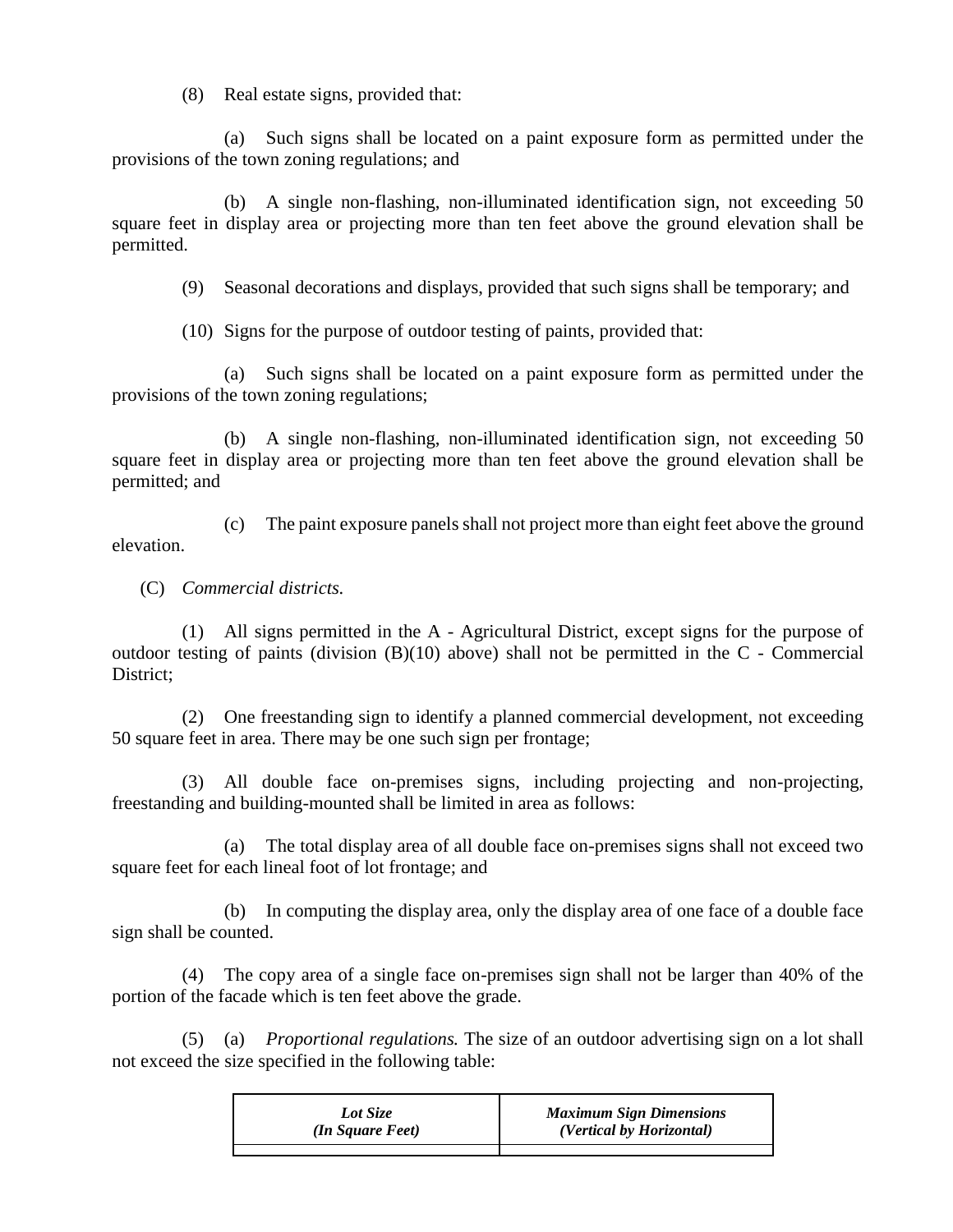(8) Real estate signs, provided that:

(a) Such signs shall be located on a paint exposure form as permitted under the provisions of the town zoning regulations; and

(b) A single non-flashing, non-illuminated identification sign, not exceeding 50 square feet in display area or projecting more than ten feet above the ground elevation shall be permitted.

(9) Seasonal decorations and displays, provided that such signs shall be temporary; and

(10) Signs for the purpose of outdoor testing of paints, provided that:

(a) Such signs shall be located on a paint exposure form as permitted under the provisions of the town zoning regulations;

(b) A single non-flashing, non-illuminated identification sign, not exceeding 50 square feet in display area or projecting more than ten feet above the ground elevation shall be permitted; and

(c) The paint exposure panels shall not project more than eight feet above the ground elevation.

(C) *Commercial districts.*

(1) All signs permitted in the A - Agricultural District, except signs for the purpose of outdoor testing of paints (division (B)(10) above) shall not be permitted in the C - Commercial District;

(2) One freestanding sign to identify a planned commercial development, not exceeding 50 square feet in area. There may be one such sign per frontage;

(3) All double face on-premises signs, including projecting and non-projecting, freestanding and building-mounted shall be limited in area as follows:

(a) The total display area of all double face on-premises signs shall not exceed two square feet for each lineal foot of lot frontage; and

(b) In computing the display area, only the display area of one face of a double face sign shall be counted.

(4) The copy area of a single face on-premises sign shall not be larger than 40% of the portion of the facade which is ten feet above the grade.

(5) (a) *Proportional regulations.* The size of an outdoor advertising sign on a lot shall not exceed the size specified in the following table:

| ***Lot Size (In Square Feet)*** | ***Maximum Sign Dimensions (Vertical by Horizontal)*** |
|---|---|
| | |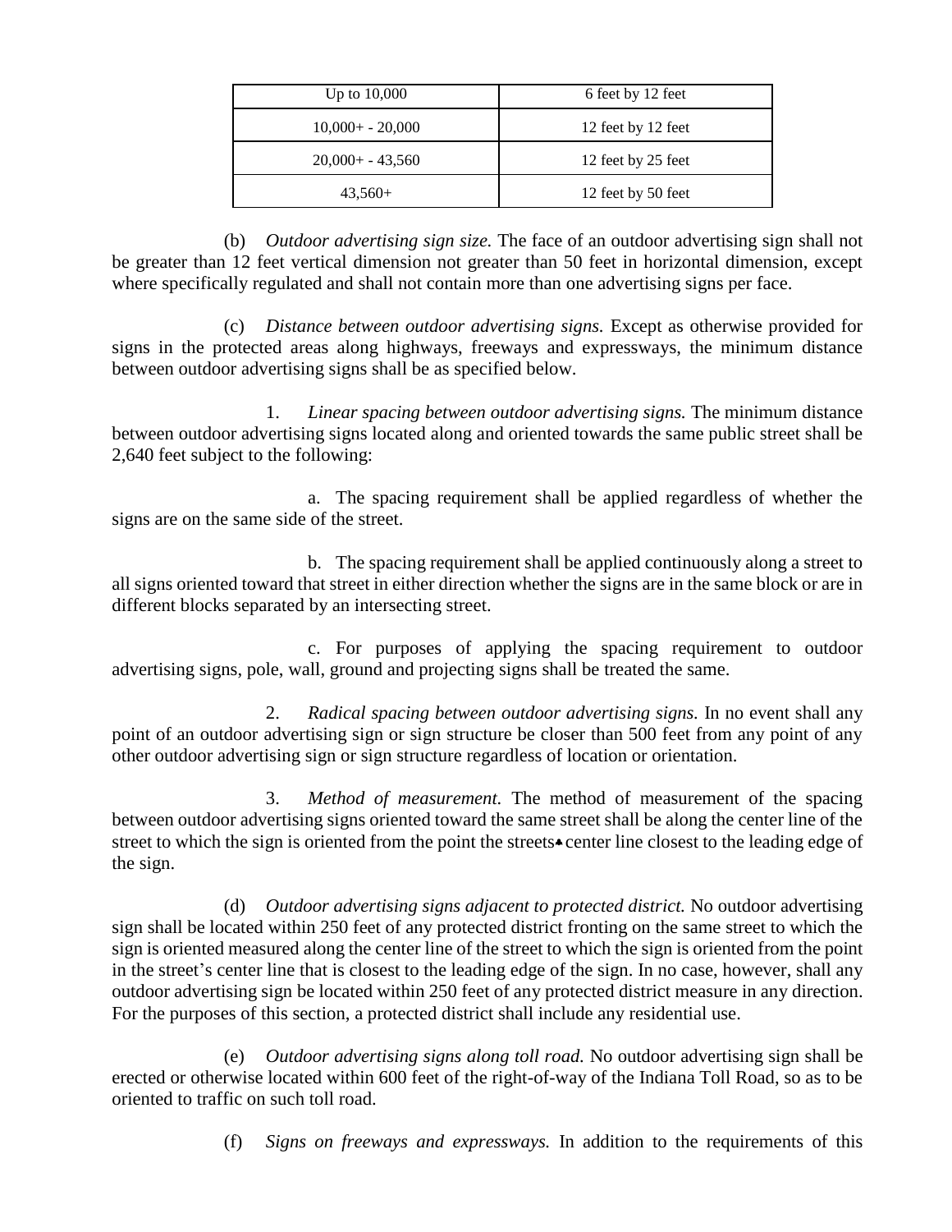| Up to 10,000 | 6 feet by 12 feet |
|---|---|
| 10,000+ - 20,000 | 12 feet by 12 feet |
| 20,000+ - 43,560 | 12 feet by 25 feet |
| 43,560+ | 12 feet by 50 feet |

(b) *Outdoor advertising sign size.* The face of an outdoor advertising sign shall not be greater than 12 feet vertical dimension not greater than 50 feet in horizontal dimension, except where specifically regulated and shall not contain more than one advertising signs per face.

(c) *Distance between outdoor advertising signs.* Except as otherwise provided for signs in the protected areas along highways, freeways and expressways, the minimum distance between outdoor advertising signs shall be as specified below.

1. *Linear spacing between outdoor advertising signs.* The minimum distance between outdoor advertising signs located along and oriented towards the same public street shall be 2,640 feet subject to the following:

a. The spacing requirement shall be applied regardless of whether the signs are on the same side of the street.

b. The spacing requirement shall be applied continuously along a street to all signs oriented toward that street in either direction whether the signs are in the same block or are in different blocks separated by an intersecting street.

c. For purposes of applying the spacing requirement to outdoor advertising signs, pole, wall, ground and projecting signs shall be treated the same.

2. *Radical spacing between outdoor advertising signs.* In no event shall any point of an outdoor advertising sign or sign structure be closer than 500 feet from any point of any other outdoor advertising sign or sign structure regardless of location or orientation.

3. *Method of measurement.* The method of measurement of the spacing between outdoor advertising signs oriented toward the same street shall be along the center line of the street to which the sign is oriented from the point the streets♣center line closest to the leading edge of the sign.

(d) *Outdoor advertising signs adjacent to protected district.* No outdoor advertising sign shall be located within 250 feet of any protected district fronting on the same street to which the sign is oriented measured along the center line of the street to which the sign is oriented from the point in the street's center line that is closest to the leading edge of the sign. In no case, however, shall any outdoor advertising sign be located within 250 feet of any protected district measure in any direction. For the purposes of this section, a protected district shall include any residential use.

(e) *Outdoor advertising signs along toll road.* No outdoor advertising sign shall be erected or otherwise located within 600 feet of the right-of-way of the Indiana Toll Road, so as to be oriented to traffic on such toll road.

(f) *Signs on freeways and expressways.* In addition to the requirements of this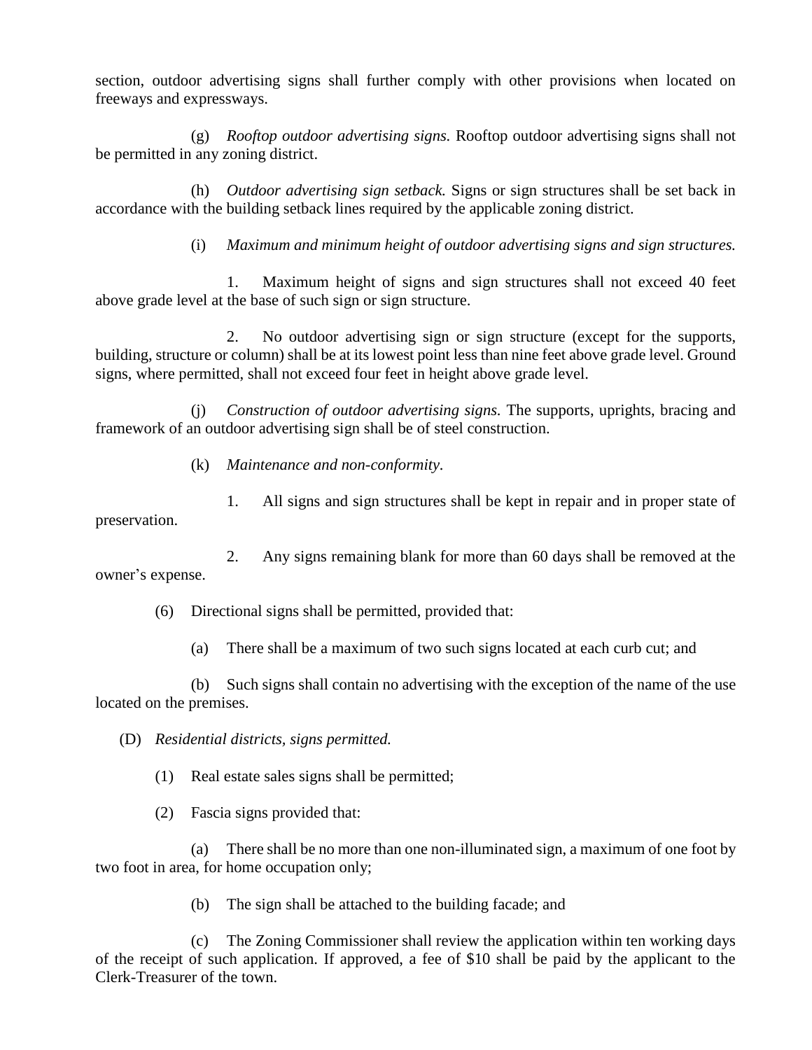section, outdoor advertising signs shall further comply with other provisions when located on freeways and expressways.

(g) *Rooftop outdoor advertising signs.* Rooftop outdoor advertising signs shall not be permitted in any zoning district.

(h) *Outdoor advertising sign setback.* Signs or sign structures shall be set back in accordance with the building setback lines required by the applicable zoning district.

(i) *Maximum and minimum height of outdoor advertising signs and sign structures.*

1. Maximum height of signs and sign structures shall not exceed 40 feet above grade level at the base of such sign or sign structure.

2. No outdoor advertising sign or sign structure (except for the supports, building, structure or column) shall be at its lowest point less than nine feet above grade level. Ground signs, where permitted, shall not exceed four feet in height above grade level.

(j) *Construction of outdoor advertising signs.* The supports, uprights, bracing and framework of an outdoor advertising sign shall be of steel construction.

(k) *Maintenance and non-conformity.*

1. All signs and sign structures shall be kept in repair and in proper state of preservation.

2. Any signs remaining blank for more than 60 days shall be removed at the owner's expense.

(6) Directional signs shall be permitted, provided that:

(a) There shall be a maximum of two such signs located at each curb cut; and

(b) Such signs shall contain no advertising with the exception of the name of the use located on the premises.

(D) *Residential districts, signs permitted.*

(1) Real estate sales signs shall be permitted;

(2) Fascia signs provided that:

(a) There shall be no more than one non-illuminated sign, a maximum of one foot by two foot in area, for home occupation only;

(b) The sign shall be attached to the building facade; and

(c) The Zoning Commissioner shall review the application within ten working days of the receipt of such application. If approved, a fee of $10 shall be paid by the applicant to the Clerk-Treasurer of the town.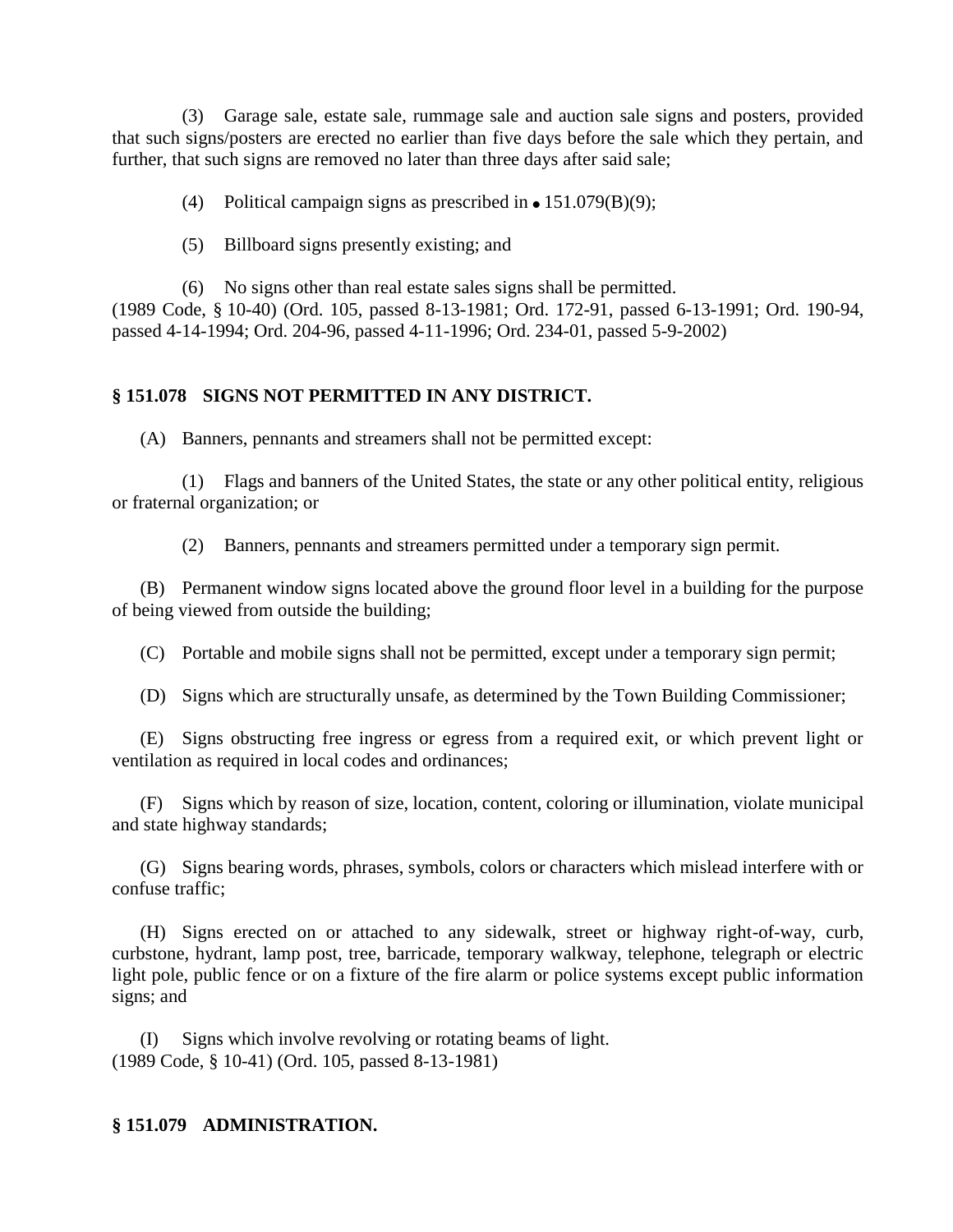(3) Garage sale, estate sale, rummage sale and auction sale signs and posters, provided that such signs/posters are erected no earlier than five days before the sale which they pertain, and further, that such signs are removed no later than three days after said sale;

(4) Political campaign signs as prescribed in • 151.079(B)(9);

(5) Billboard signs presently existing; and

(6) No signs other than real estate sales signs shall be permitted.

(1989 Code, § 10-40) (Ord. 105, passed 8-13-1981; Ord. 172-91, passed 6-13-1991; Ord. 190-94, passed 4-14-1994; Ord. 204-96, passed 4-11-1996; Ord. 234-01, passed 5-9-2002)

**§ 151.078 SIGNS NOT PERMITTED IN ANY DISTRICT.**

(A) Banners, pennants and streamers shall not be permitted except:

(1) Flags and banners of the United States, the state or any other political entity, religious or fraternal organization; or

(2) Banners, pennants and streamers permitted under a temporary sign permit.

(B) Permanent window signs located above the ground floor level in a building for the purpose of being viewed from outside the building;

(C) Portable and mobile signs shall not be permitted, except under a temporary sign permit;

(D) Signs which are structurally unsafe, as determined by the Town Building Commissioner;

(E) Signs obstructing free ingress or egress from a required exit, or which prevent light or ventilation as required in local codes and ordinances;

(F) Signs which by reason of size, location, content, coloring or illumination, violate municipal and state highway standards;

(G) Signs bearing words, phrases, symbols, colors or characters which mislead interfere with or confuse traffic;

(H) Signs erected on or attached to any sidewalk, street or highway right-of-way, curb, curbstone, hydrant, lamp post, tree, barricade, temporary walkway, telephone, telegraph or electric light pole, public fence or on a fixture of the fire alarm or police systems except public information signs; and

(I) Signs which involve revolving or rotating beams of light.

(1989 Code, § 10-41) (Ord. 105, passed 8-13-1981)

**§ 151.079 ADMINISTRATION.**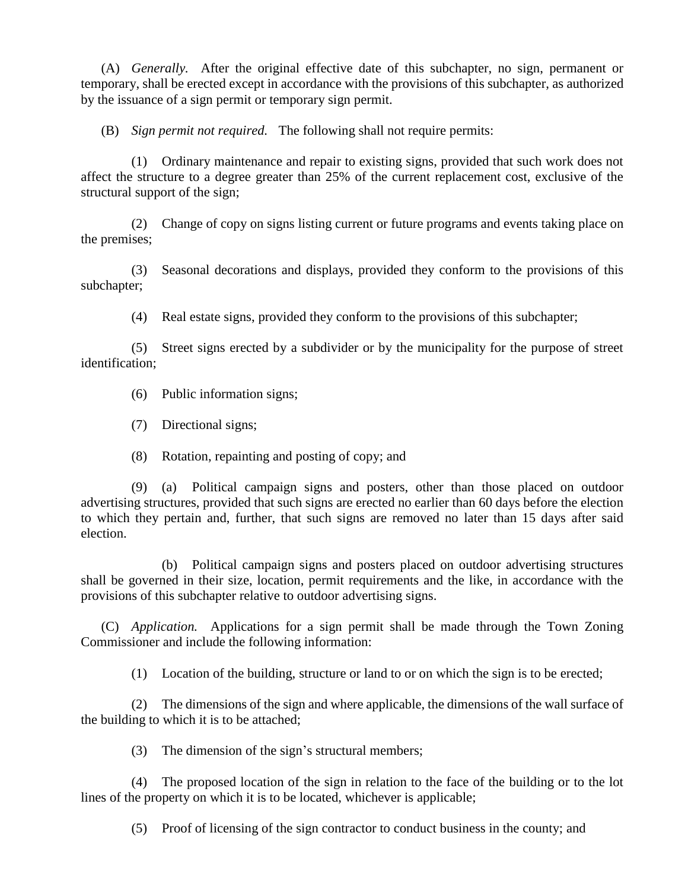(A) *Generally.* After the original effective date of this subchapter, no sign, permanent or temporary, shall be erected except in accordance with the provisions of this subchapter, as authorized by the issuance of a sign permit or temporary sign permit.

(B) *Sign permit not required.* The following shall not require permits:

(1) Ordinary maintenance and repair to existing signs, provided that such work does not affect the structure to a degree greater than 25% of the current replacement cost, exclusive of the structural support of the sign;

(2) Change of copy on signs listing current or future programs and events taking place on the premises;

(3) Seasonal decorations and displays, provided they conform to the provisions of this subchapter;

(4) Real estate signs, provided they conform to the provisions of this subchapter;

(5) Street signs erected by a subdivider or by the municipality for the purpose of street identification;

(6) Public information signs;

(7) Directional signs;

(8) Rotation, repainting and posting of copy; and

(9) (a) Political campaign signs and posters, other than those placed on outdoor advertising structures, provided that such signs are erected no earlier than 60 days before the election to which they pertain and, further, that such signs are removed no later than 15 days after said election.

(b) Political campaign signs and posters placed on outdoor advertising structures shall be governed in their size, location, permit requirements and the like, in accordance with the provisions of this subchapter relative to outdoor advertising signs.

(C) *Application.* Applications for a sign permit shall be made through the Town Zoning Commissioner and include the following information:

(1) Location of the building, structure or land to or on which the sign is to be erected;

(2) The dimensions of the sign and where applicable, the dimensions of the wall surface of the building to which it is to be attached;

(3) The dimension of the sign's structural members;

(4) The proposed location of the sign in relation to the face of the building or to the lot lines of the property on which it is to be located, whichever is applicable;

(5) Proof of licensing of the sign contractor to conduct business in the county; and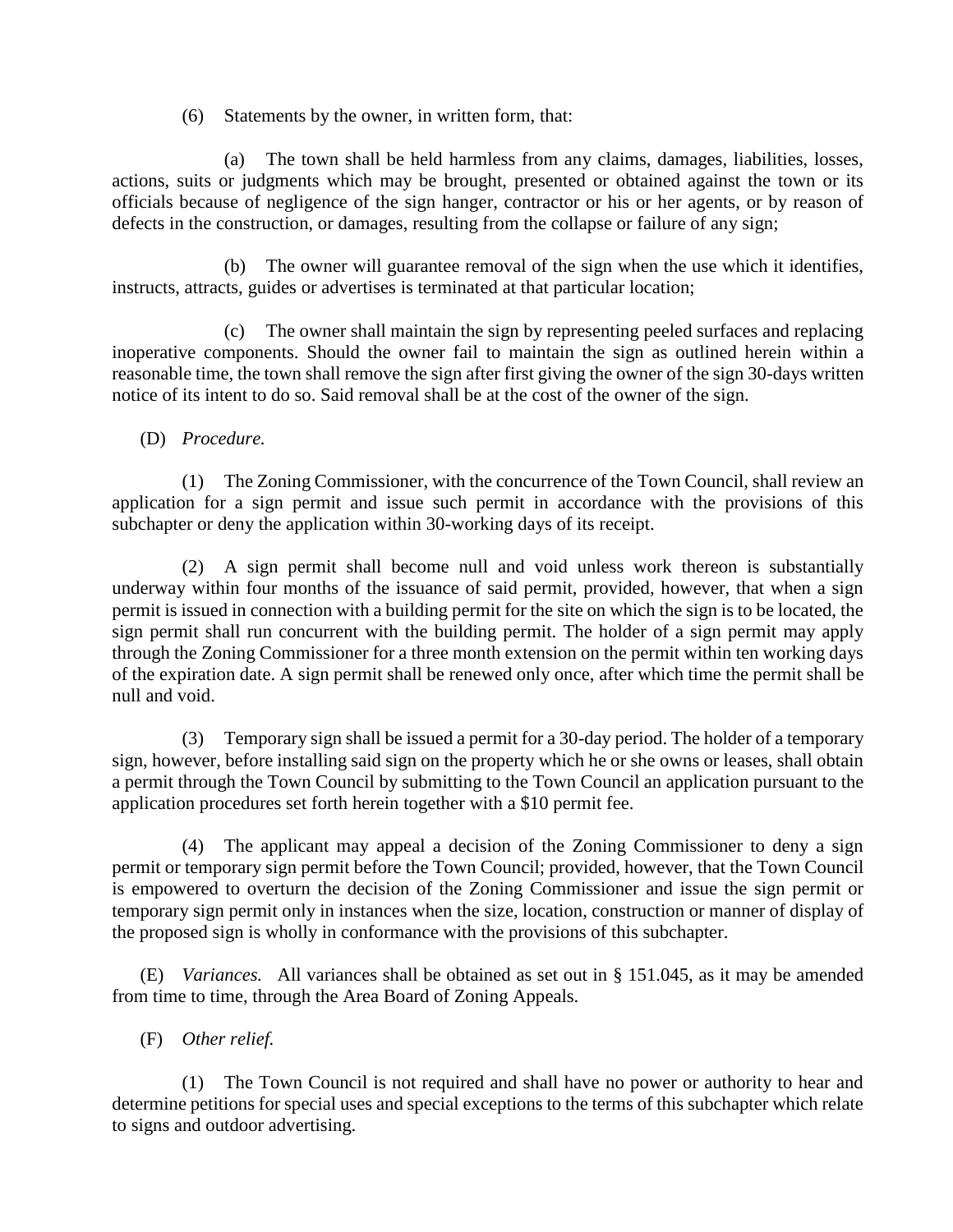(6) Statements by the owner, in written form, that:

(a) The town shall be held harmless from any claims, damages, liabilities, losses, actions, suits or judgments which may be brought, presented or obtained against the town or its officials because of negligence of the sign hanger, contractor or his or her agents, or by reason of defects in the construction, or damages, resulting from the collapse or failure of any sign;

(b) The owner will guarantee removal of the sign when the use which it identifies, instructs, attracts, guides or advertises is terminated at that particular location;

(c) The owner shall maintain the sign by representing peeled surfaces and replacing inoperative components. Should the owner fail to maintain the sign as outlined herein within a reasonable time, the town shall remove the sign after first giving the owner of the sign 30-days written notice of its intent to do so. Said removal shall be at the cost of the owner of the sign.

(D) *Procedure.*

(1) The Zoning Commissioner, with the concurrence of the Town Council, shall review an application for a sign permit and issue such permit in accordance with the provisions of this subchapter or deny the application within 30-working days of its receipt.

(2) A sign permit shall become null and void unless work thereon is substantially underway within four months of the issuance of said permit, provided, however, that when a sign permit is issued in connection with a building permit for the site on which the sign is to be located, the sign permit shall run concurrent with the building permit. The holder of a sign permit may apply through the Zoning Commissioner for a three month extension on the permit within ten working days of the expiration date. A sign permit shall be renewed only once, after which time the permit shall be null and void.

(3) Temporary sign shall be issued a permit for a 30-day period. The holder of a temporary sign, however, before installing said sign on the property which he or she owns or leases, shall obtain a permit through the Town Council by submitting to the Town Council an application pursuant to the application procedures set forth herein together with a $10 permit fee.

(4) The applicant may appeal a decision of the Zoning Commissioner to deny a sign permit or temporary sign permit before the Town Council; provided, however, that the Town Council is empowered to overturn the decision of the Zoning Commissioner and issue the sign permit or temporary sign permit only in instances when the size, location, construction or manner of display of the proposed sign is wholly in conformance with the provisions of this subchapter.

(E) *Variances.* All variances shall be obtained as set out in § 151.045, as it may be amended from time to time, through the Area Board of Zoning Appeals.

(F) *Other relief.*

(1) The Town Council is not required and shall have no power or authority to hear and determine petitions for special uses and special exceptions to the terms of this subchapter which relate to signs and outdoor advertising.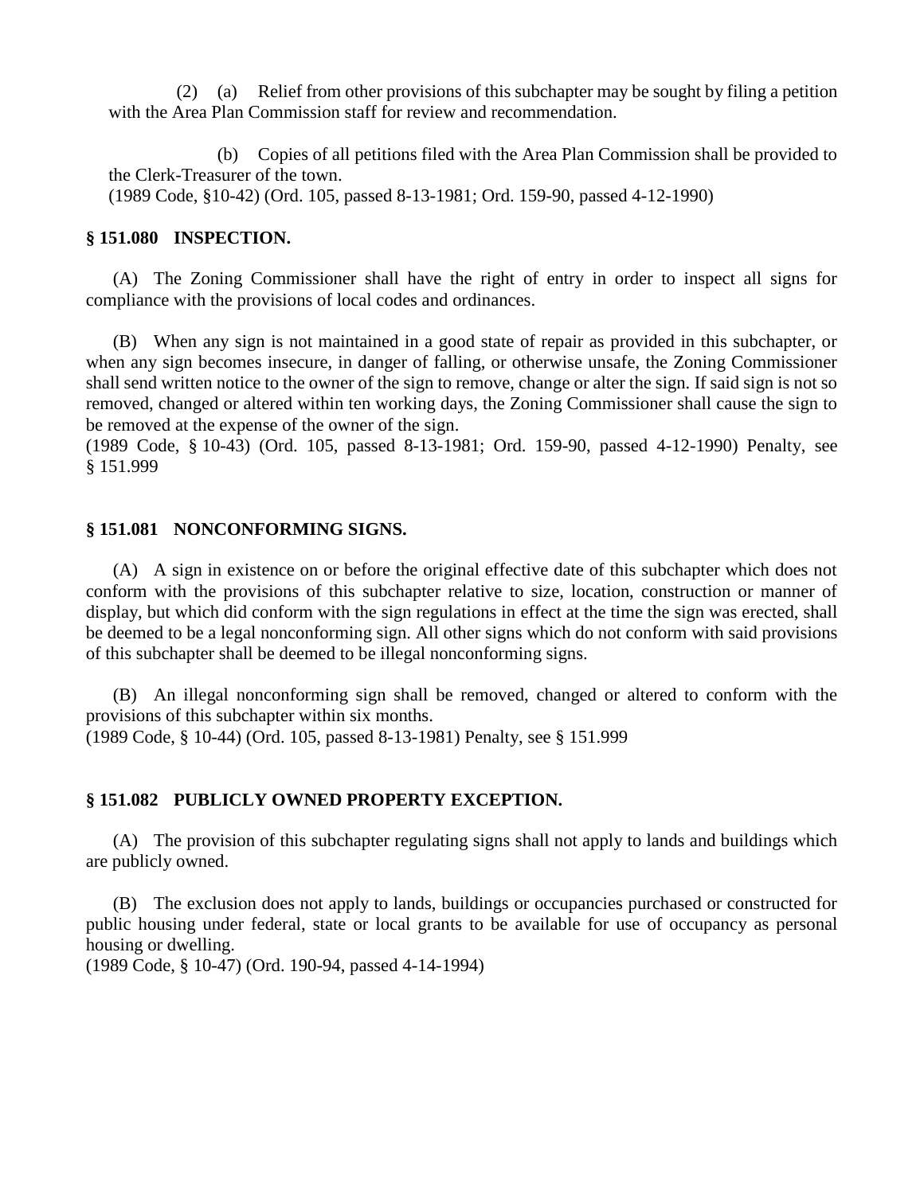(2) (a) Relief from other provisions of this subchapter may be sought by filing a petition with the Area Plan Commission staff for review and recommendation.

(b) Copies of all petitions filed with the Area Plan Commission shall be provided to the Clerk-Treasurer of the town.
(1989 Code, §10-42) (Ord. 105, passed 8-13-1981; Ord. 159-90, passed 4-12-1990)

**§ 151.080 INSPECTION.**

(A) The Zoning Commissioner shall have the right of entry in order to inspect all signs for compliance with the provisions of local codes and ordinances.

(B) When any sign is not maintained in a good state of repair as provided in this subchapter, or when any sign becomes insecure, in danger of falling, or otherwise unsafe, the Zoning Commissioner shall send written notice to the owner of the sign to remove, change or alter the sign. If said sign is not so removed, changed or altered within ten working days, the Zoning Commissioner shall cause the sign to be removed at the expense of the owner of the sign.
(1989 Code, § 10-43) (Ord. 105, passed 8-13-1981; Ord. 159-90, passed 4-12-1990) Penalty, see § 151.999

**§ 151.081 NONCONFORMING SIGNS.**

(A) A sign in existence on or before the original effective date of this subchapter which does not conform with the provisions of this subchapter relative to size, location, construction or manner of display, but which did conform with the sign regulations in effect at the time the sign was erected, shall be deemed to be a legal nonconforming sign. All other signs which do not conform with said provisions of this subchapter shall be deemed to be illegal nonconforming signs.

(B) An illegal nonconforming sign shall be removed, changed or altered to conform with the provisions of this subchapter within six months.
(1989 Code, § 10-44) (Ord. 105, passed 8-13-1981) Penalty, see § 151.999

**§ 151.082 PUBLICLY OWNED PROPERTY EXCEPTION.**

(A) The provision of this subchapter regulating signs shall not apply to lands and buildings which are publicly owned.

(B) The exclusion does not apply to lands, buildings or occupancies purchased or constructed for public housing under federal, state or local grants to be available for use of occupancy as personal housing or dwelling.
(1989 Code, § 10-47) (Ord. 190-94, passed 4-14-1994)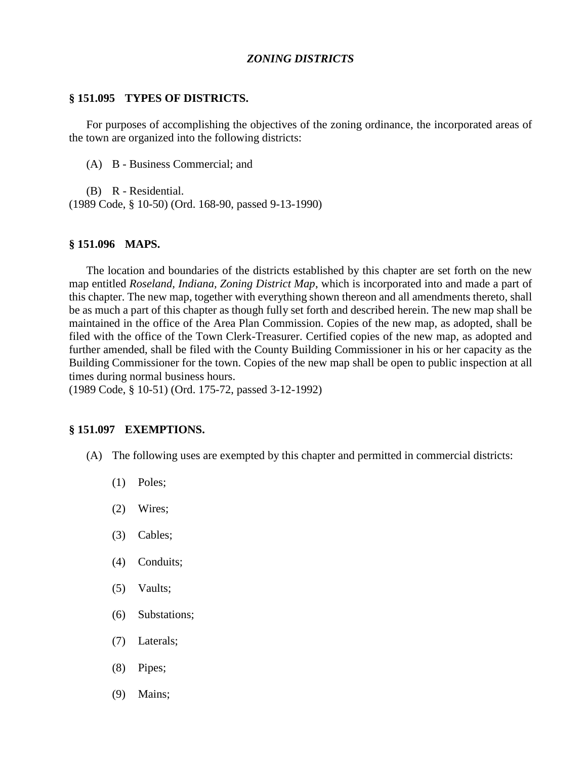## *ZONING DISTRICTS*

### § 151.095 TYPES OF DISTRICTS.

For purposes of accomplishing the objectives of the zoning ordinance, the incorporated areas of the town are organized into the following districts:

(A) B - Business Commercial; and

(B) R - Residential.
(1989 Code, § 10-50) (Ord. 168-90, passed 9-13-1990)

### § 151.096 MAPS.

The location and boundaries of the districts established by this chapter are set forth on the new map entitled *Roseland, Indiana, Zoning District Map*, which is incorporated into and made a part of this chapter. The new map, together with everything shown thereon and all amendments thereto, shall be as much a part of this chapter as though fully set forth and described herein. The new map shall be maintained in the office of the Area Plan Commission. Copies of the new map, as adopted, shall be filed with the office of the Town Clerk-Treasurer. Certified copies of the new map, as adopted and further amended, shall be filed with the County Building Commissioner in his or her capacity as the Building Commissioner for the town. Copies of the new map shall be open to public inspection at all times during normal business hours.
(1989 Code, § 10-51) (Ord. 175-72, passed 3-12-1992)

### § 151.097 EXEMPTIONS.

(A) The following uses are exempted by this chapter and permitted in commercial districts:

(1) Poles;

(2) Wires;

(3) Cables;

(4) Conduits;

(5) Vaults;

(6) Substations;

(7) Laterals;

(8) Pipes;

(9) Mains;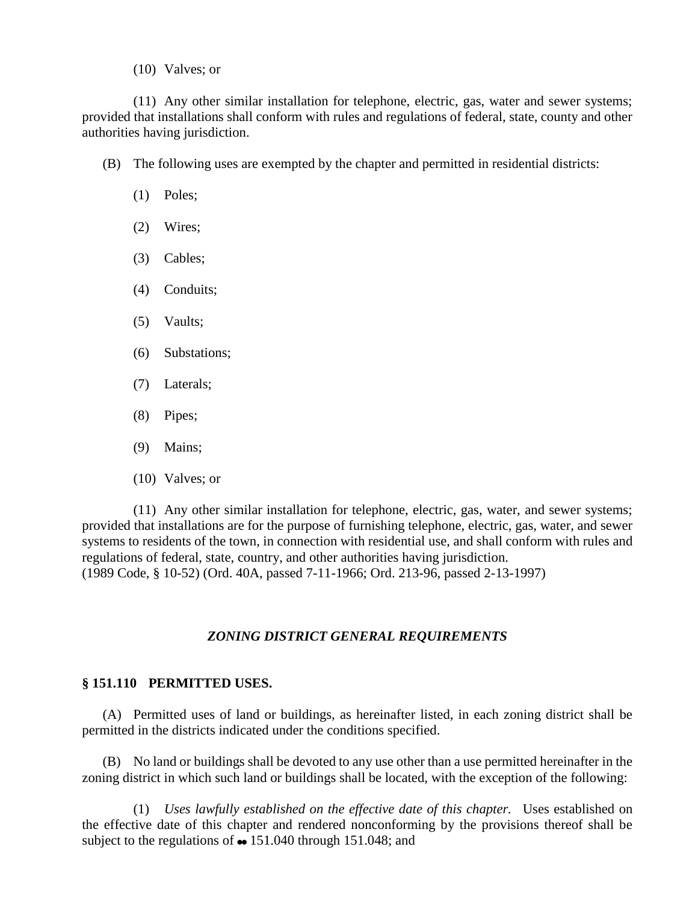(10) Valves; or

(11) Any other similar installation for telephone, electric, gas, water and sewer systems; provided that installations shall conform with rules and regulations of federal, state, county and other authorities having jurisdiction.

(B) The following uses are exempted by the chapter and permitted in residential districts:

(1) Poles;

(2) Wires;

(3) Cables;

(4) Conduits;

(5) Vaults;

(6) Substations;

(7) Laterals;

(8) Pipes;

(9) Mains;

(10) Valves; or

(11) Any other similar installation for telephone, electric, gas, water, and sewer systems; provided that installations are for the purpose of furnishing telephone, electric, gas, water, and sewer systems to residents of the town, in connection with residential use, and shall conform with rules and regulations of federal, state, country, and other authorities having jurisdiction.
(1989 Code, § 10-52) (Ord. 40A, passed 7-11-1966; Ord. 213-96, passed 2-13-1997)

### *ZONING DISTRICT GENERAL REQUIREMENTS*

**§ 151.110 PERMITTED USES.**

(A) Permitted uses of land or buildings, as hereinafter listed, in each zoning district shall be permitted in the districts indicated under the conditions specified.

(B) No land or buildings shall be devoted to any use other than a use permitted hereinafter in the zoning district in which such land or buildings shall be located, with the exception of the following:

(1) *Uses lawfully established on the effective date of this chapter.* Uses established on the effective date of this chapter and rendered nonconforming by the provisions thereof shall be subject to the regulations of §§ 151.040 through 151.048; and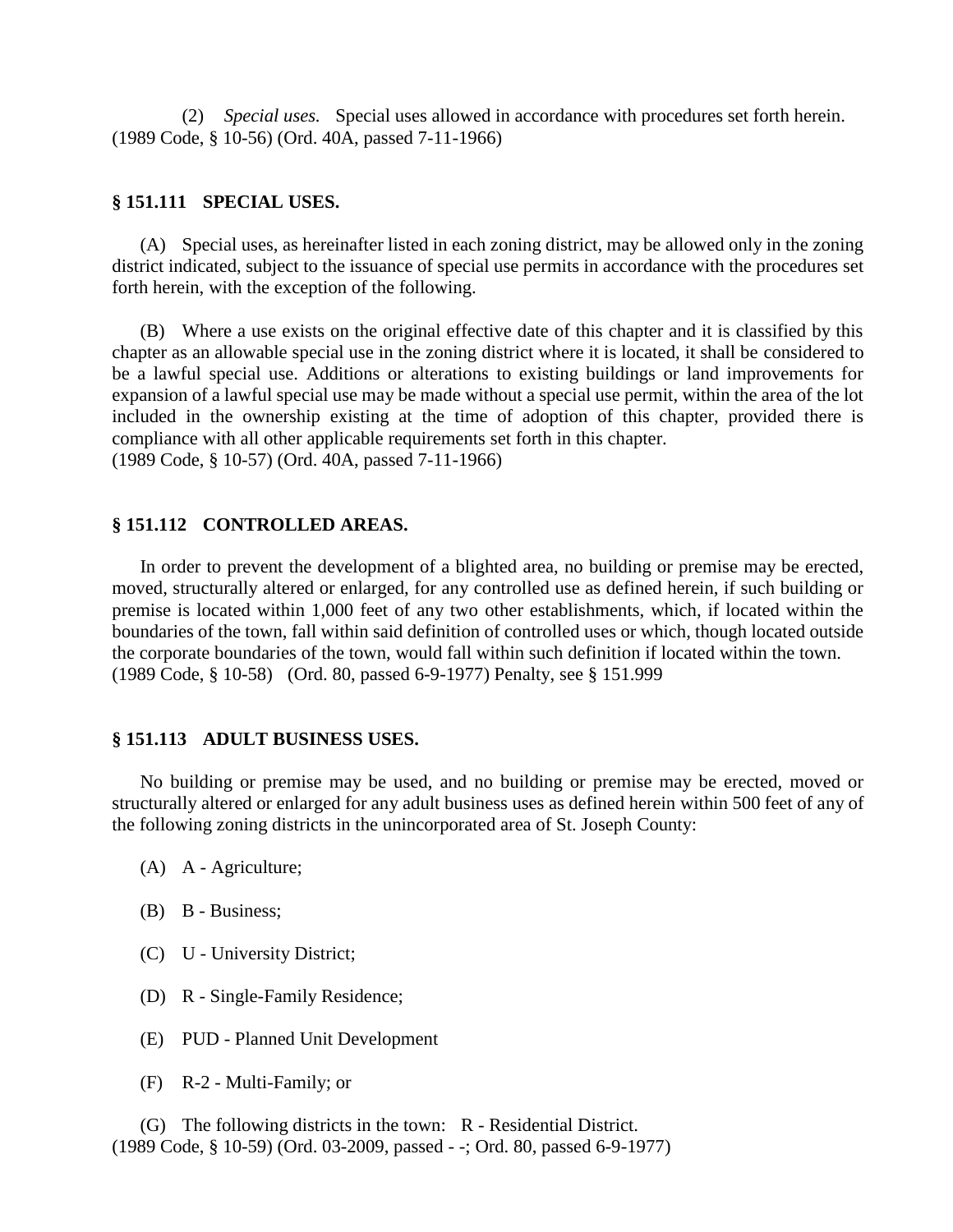(2) *Special uses.* Special uses allowed in accordance with procedures set forth herein.
(1989 Code, § 10-56) (Ord. 40A, passed 7-11-1966)

### § 151.111 SPECIAL USES.

(A) Special uses, as hereinafter listed in each zoning district, may be allowed only in the zoning district indicated, subject to the issuance of special use permits in accordance with the procedures set forth herein, with the exception of the following.

(B) Where a use exists on the original effective date of this chapter and it is classified by this chapter as an allowable special use in the zoning district where it is located, it shall be considered to be a lawful special use. Additions or alterations to existing buildings or land improvements for expansion of a lawful special use may be made without a special use permit, within the area of the lot included in the ownership existing at the time of adoption of this chapter, provided there is compliance with all other applicable requirements set forth in this chapter.
(1989 Code, § 10-57) (Ord. 40A, passed 7-11-1966)

### § 151.112 CONTROLLED AREAS.

In order to prevent the development of a blighted area, no building or premise may be erected, moved, structurally altered or enlarged, for any controlled use as defined herein, if such building or premise is located within 1,000 feet of any two other establishments, which, if located within the boundaries of the town, fall within said definition of controlled uses or which, though located outside the corporate boundaries of the town, would fall within such definition if located within the town.
(1989 Code, § 10-58) (Ord. 80, passed 6-9-1977) Penalty, see § 151.999

### § 151.113 ADULT BUSINESS USES.

No building or premise may be used, and no building or premise may be erected, moved or structurally altered or enlarged for any adult business uses as defined herein within 500 feet of any of the following zoning districts in the unincorporated area of St. Joseph County:

(A) A - Agriculture;

(B) B - Business;

(C) U - University District;

(D) R - Single-Family Residence;

(E) PUD - Planned Unit Development

(F) R-2 - Multi-Family; or

(G) The following districts in the town: R - Residential District.
(1989 Code, § 10-59) (Ord. 03-2009, passed - -; Ord. 80, passed 6-9-1977)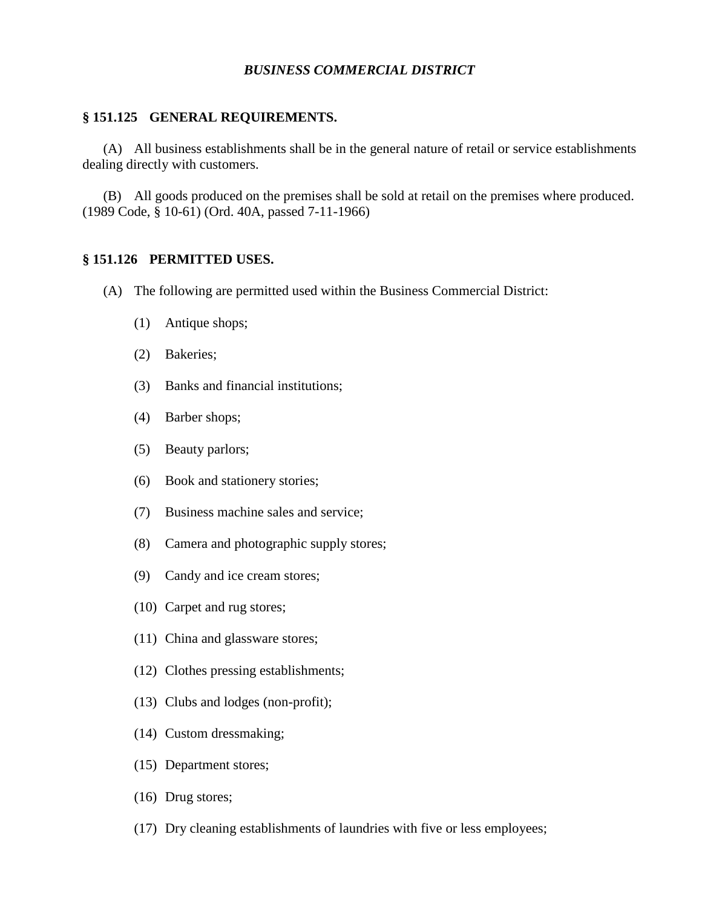## *BUSINESS COMMERCIAL DISTRICT*

### § 151.125 GENERAL REQUIREMENTS.

(A) All business establishments shall be in the general nature of retail or service establishments dealing directly with customers.

(B) All goods produced on the premises shall be sold at retail on the premises where produced.
(1989 Code, § 10-61) (Ord. 40A, passed 7-11-1966)

### § 151.126 PERMITTED USES.

(A) The following are permitted used within the Business Commercial District:

(1) Antique shops;

(2) Bakeries;

(3) Banks and financial institutions;

(4) Barber shops;

(5) Beauty parlors;

(6) Book and stationery stories;

(7) Business machine sales and service;

(8) Camera and photographic supply stores;

(9) Candy and ice cream stores;

(10) Carpet and rug stores;

(11) China and glassware stores;

(12) Clothes pressing establishments;

(13) Clubs and lodges (non-profit);

(14) Custom dressmaking;

(15) Department stores;

(16) Drug stores;

(17) Dry cleaning establishments of laundries with five or less employees;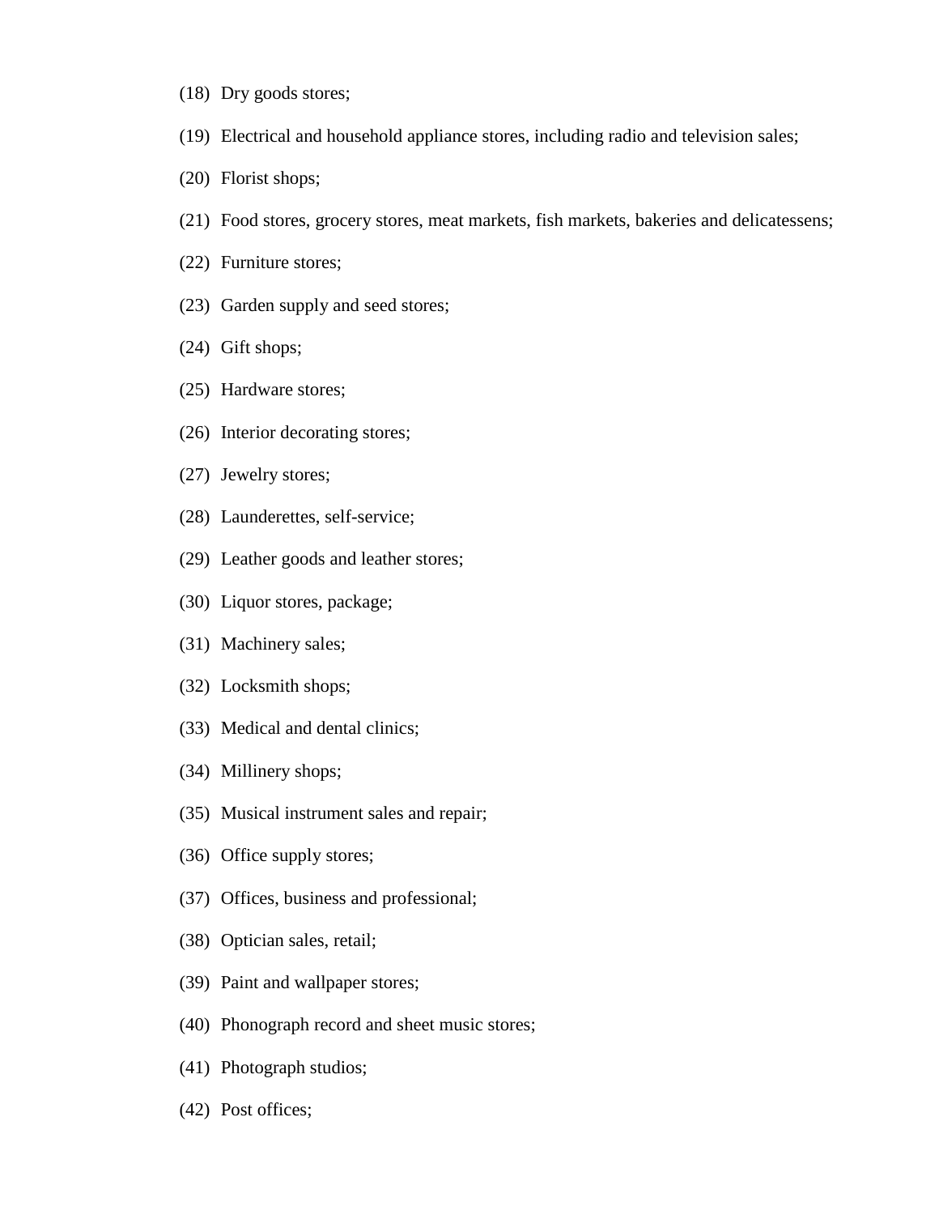(18) Dry goods stores;

(19) Electrical and household appliance stores, including radio and television sales;

(20) Florist shops;

(21) Food stores, grocery stores, meat markets, fish markets, bakeries and delicatessens;

(22) Furniture stores;

(23) Garden supply and seed stores;

(24) Gift shops;

(25) Hardware stores;

(26) Interior decorating stores;

(27) Jewelry stores;

(28) Launderettes, self-service;

(29) Leather goods and leather stores;

(30) Liquor stores, package;

(31) Machinery sales;

(32) Locksmith shops;

(33) Medical and dental clinics;

(34) Millinery shops;

(35) Musical instrument sales and repair;

(36) Office supply stores;

(37) Offices, business and professional;

(38) Optician sales, retail;

(39) Paint and wallpaper stores;

(40) Phonograph record and sheet music stores;

(41) Photograph studios;

(42) Post offices;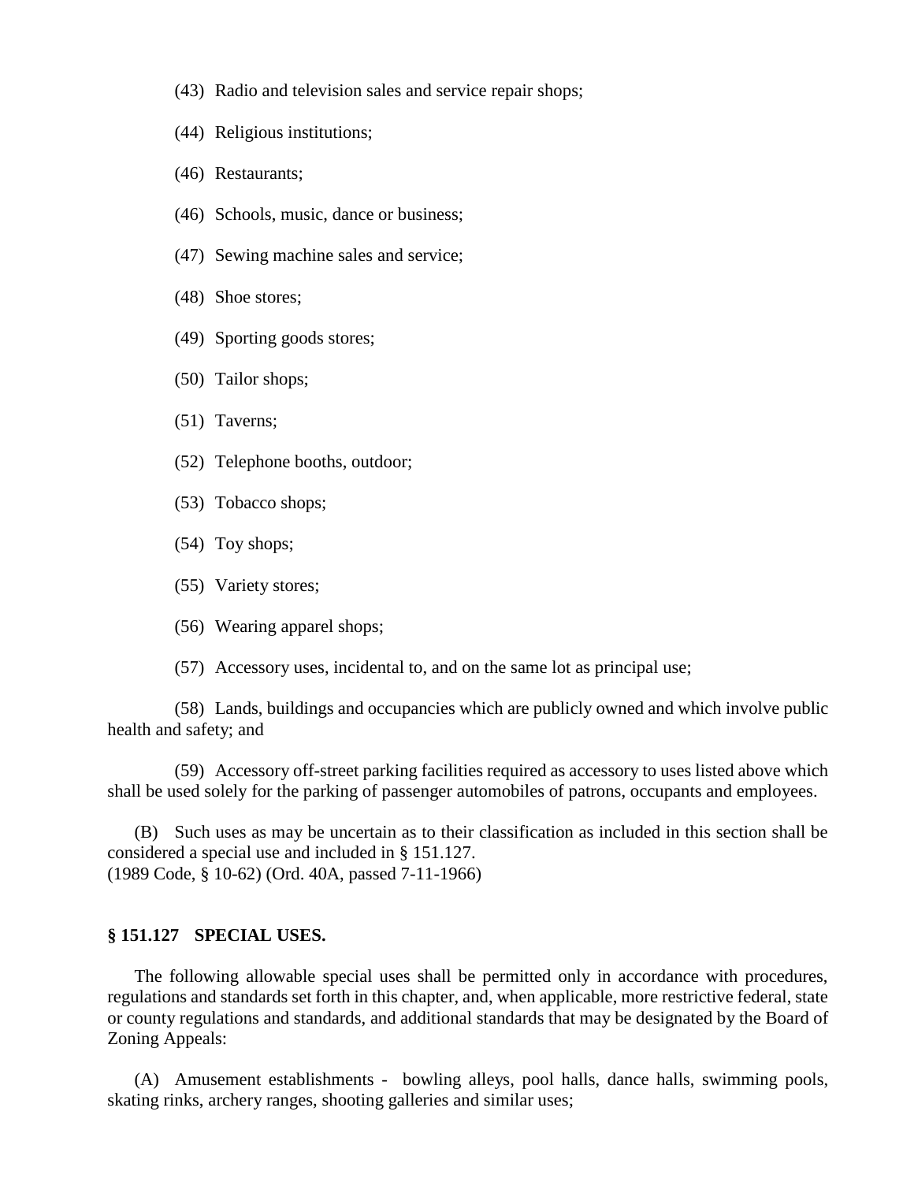(43) Radio and television sales and service repair shops;

(44) Religious institutions;

(46) Restaurants;

(46) Schools, music, dance or business;

(47) Sewing machine sales and service;

(48) Shoe stores;

(49) Sporting goods stores;

(50) Tailor shops;

(51) Taverns;

(52) Telephone booths, outdoor;

(53) Tobacco shops;

(54) Toy shops;

(55) Variety stores;

(56) Wearing apparel shops;

(57) Accessory uses, incidental to, and on the same lot as principal use;

(58) Lands, buildings and occupancies which are publicly owned and which involve public health and safety; and

(59) Accessory off-street parking facilities required as accessory to uses listed above which shall be used solely for the parking of passenger automobiles of patrons, occupants and employees.

(B) Such uses as may be uncertain as to their classification as included in this section shall be considered a special use and included in § 151.127.
(1989 Code, § 10-62) (Ord. 40A, passed 7-11-1966)

### § 151.127 SPECIAL USES.

The following allowable special uses shall be permitted only in accordance with procedures, regulations and standards set forth in this chapter, and, when applicable, more restrictive federal, state or county regulations and standards, and additional standards that may be designated by the Board of Zoning Appeals:

(A) Amusement establishments - bowling alleys, pool halls, dance halls, swimming pools, skating rinks, archery ranges, shooting galleries and similar uses;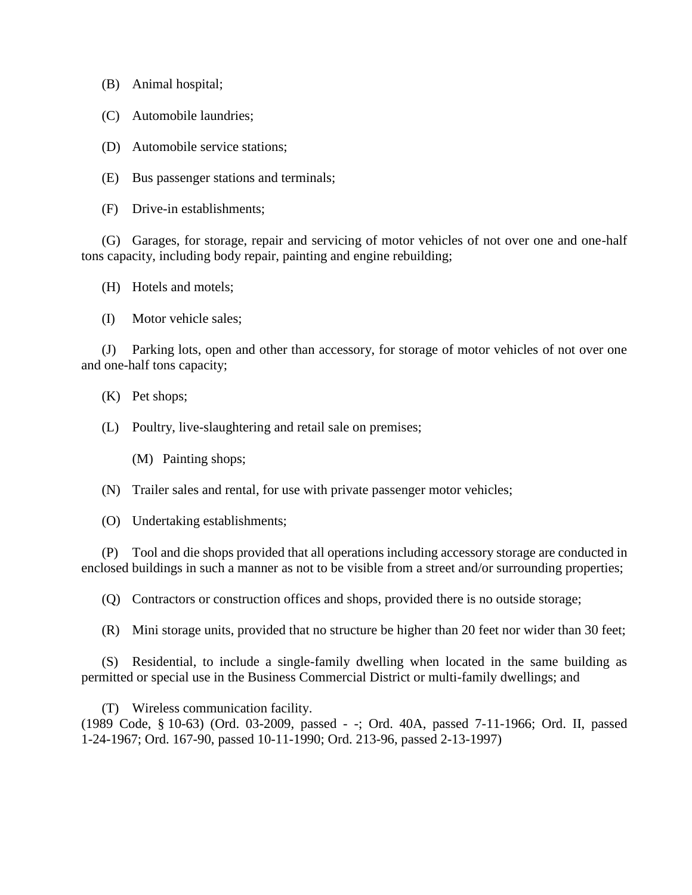(B) Animal hospital;

(C) Automobile laundries;

(D) Automobile service stations;

(E) Bus passenger stations and terminals;

(F) Drive-in establishments;

(G) Garages, for storage, repair and servicing of motor vehicles of not over one and one-half tons capacity, including body repair, painting and engine rebuilding;

(H) Hotels and motels;

(I) Motor vehicle sales;

(J) Parking lots, open and other than accessory, for storage of motor vehicles of not over one and one-half tons capacity;

(K) Pet shops;

(L) Poultry, live-slaughtering and retail sale on premises;

(M) Painting shops;

(N) Trailer sales and rental, for use with private passenger motor vehicles;

(O) Undertaking establishments;

(P) Tool and die shops provided that all operations including accessory storage are conducted in enclosed buildings in such a manner as not to be visible from a street and/or surrounding properties;

(Q) Contractors or construction offices and shops, provided there is no outside storage;

(R) Mini storage units, provided that no structure be higher than 20 feet nor wider than 30 feet;

(S) Residential, to include a single-family dwelling when located in the same building as permitted or special use in the Business Commercial District or multi-family dwellings; and

(T) Wireless communication facility.
(1989 Code, § 10-63) (Ord. 03-2009, passed - -; Ord. 40A, passed 7-11-1966; Ord. II, passed 1-24-1967; Ord. 167-90, passed 10-11-1990; Ord. 213-96, passed 2-13-1997)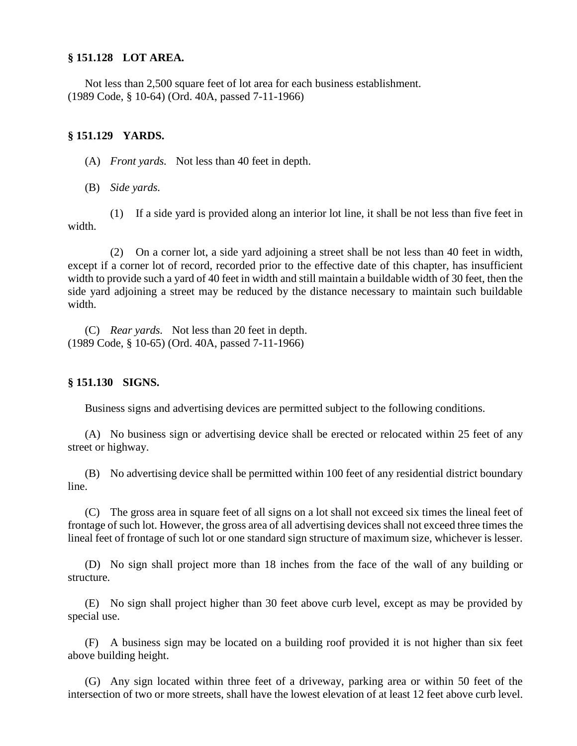### § 151.128 LOT AREA.

Not less than 2,500 square feet of lot area for each business establishment.
(1989 Code, § 10-64) (Ord. 40A, passed 7-11-1966)

### § 151.129 YARDS.

(A) *Front yards.* Not less than 40 feet in depth.

(B) *Side yards.*

(1) If a side yard is provided along an interior lot line, it shall be not less than five feet in width.

(2) On a corner lot, a side yard adjoining a street shall be not less than 40 feet in width, except if a corner lot of record, recorded prior to the effective date of this chapter, has insufficient width to provide such a yard of 40 feet in width and still maintain a buildable width of 30 feet, then the side yard adjoining a street may be reduced by the distance necessary to maintain such buildable width.

(C) *Rear yards.* Not less than 20 feet in depth.
(1989 Code, § 10-65) (Ord. 40A, passed 7-11-1966)

### § 151.130 SIGNS.

Business signs and advertising devices are permitted subject to the following conditions.

(A) No business sign or advertising device shall be erected or relocated within 25 feet of any street or highway.

(B) No advertising device shall be permitted within 100 feet of any residential district boundary line.

(C) The gross area in square feet of all signs on a lot shall not exceed six times the lineal feet of frontage of such lot. However, the gross area of all advertising devices shall not exceed three times the lineal feet of frontage of such lot or one standard sign structure of maximum size, whichever is lesser.

(D) No sign shall project more than 18 inches from the face of the wall of any building or structure.

(E) No sign shall project higher than 30 feet above curb level, except as may be provided by special use.

(F) A business sign may be located on a building roof provided it is not higher than six feet above building height.

(G) Any sign located within three feet of a driveway, parking area or within 50 feet of the intersection of two or more streets, shall have the lowest elevation of at least 12 feet above curb level.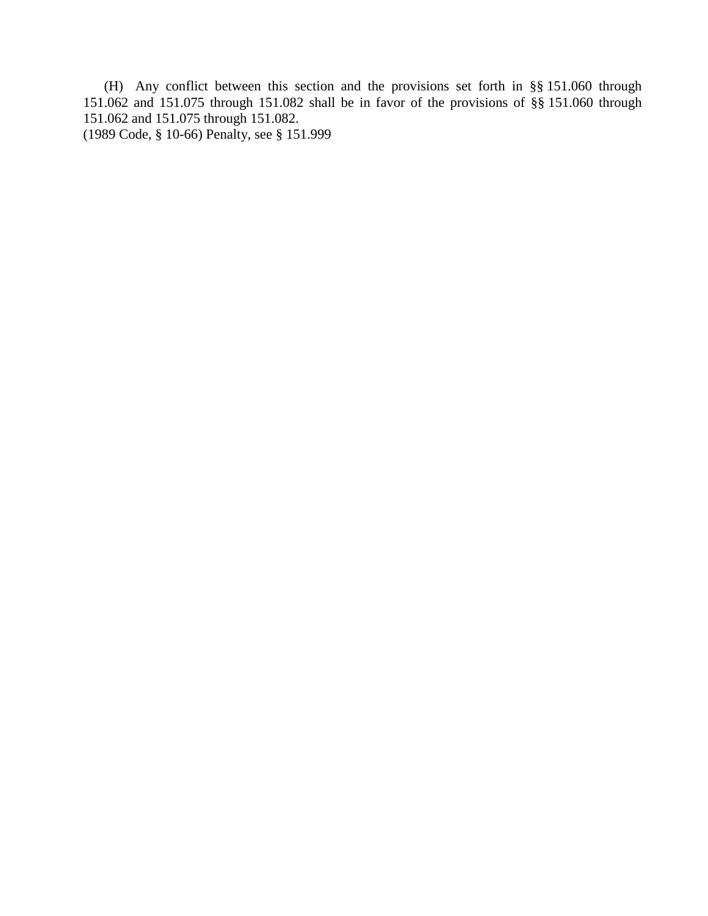(H) Any conflict between this section and the provisions set forth in §§ 151.060 through 151.062 and 151.075 through 151.082 shall be in favor of the provisions of §§ 151.060 through 151.062 and 151.075 through 151.082.

(1989 Code, § 10-66) Penalty, see § 151.999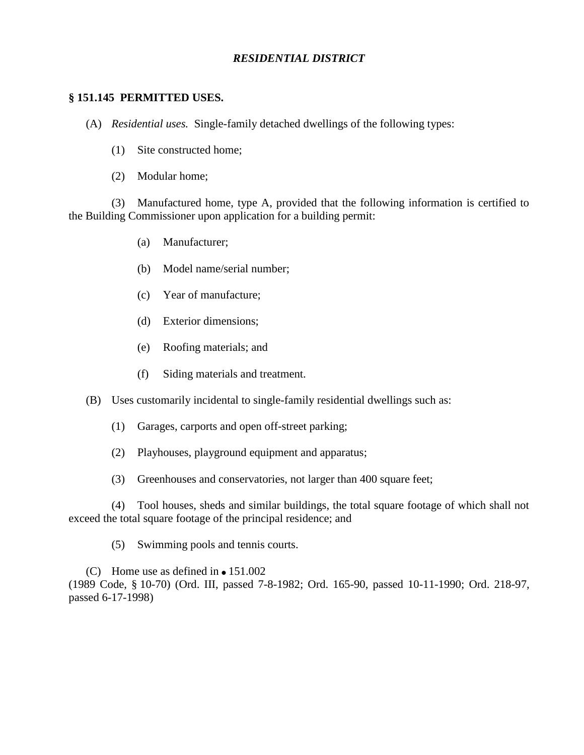## *RESIDENTIAL DISTRICT*

### § 151.145 PERMITTED USES.

(A) *Residential uses.* Single-family detached dwellings of the following types:

(1) Site constructed home;

(2) Modular home;

(3) Manufactured home, type A, provided that the following information is certified to the Building Commissioner upon application for a building permit:

(a) Manufacturer;

(b) Model name/serial number;

(c) Year of manufacture;

(d) Exterior dimensions;

(e) Roofing materials; and

(f) Siding materials and treatment.

(B) Uses customarily incidental to single-family residential dwellings such as:

(1) Garages, carports and open off-street parking;

(2) Playhouses, playground equipment and apparatus;

(3) Greenhouses and conservatories, not larger than 400 square feet;

(4) Tool houses, sheds and similar buildings, the total square footage of which shall not exceed the total square footage of the principal residence; and

(5) Swimming pools and tennis courts.

(C) Home use as defined in • 151.002
(1989 Code, § 10-70) (Ord. III, passed 7-8-1982; Ord. 165-90, passed 10-11-1990; Ord. 218-97, passed 6-17-1998)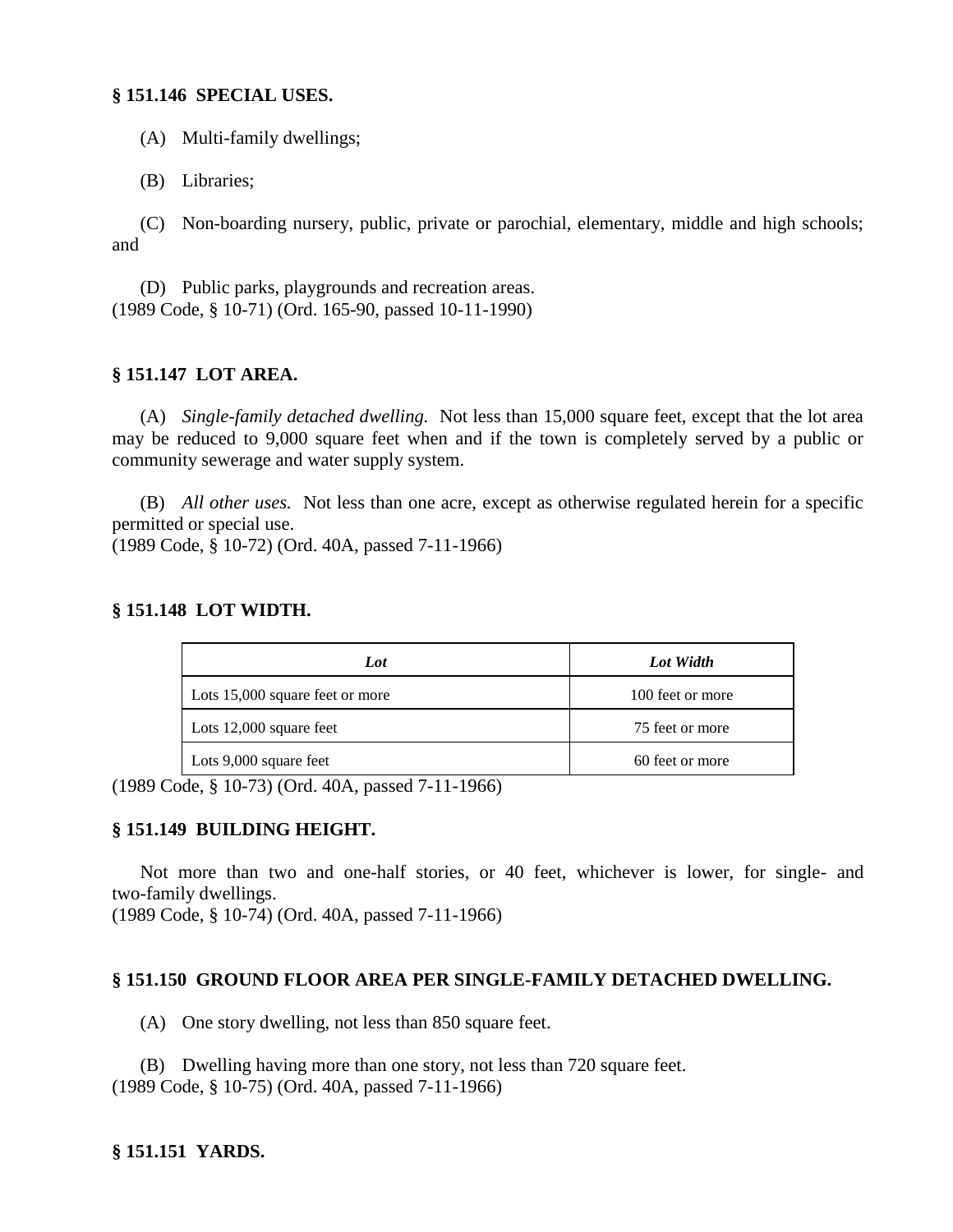### § 151.146 SPECIAL USES.

(A) Multi-family dwellings;

(B) Libraries;

(C) Non-boarding nursery, public, private or parochial, elementary, middle and high schools; and

(D) Public parks, playgrounds and recreation areas.
(1989 Code, § 10-71) (Ord. 165-90, passed 10-11-1990)

### § 151.147 LOT AREA.

(A) *Single-family detached dwelling.* Not less than 15,000 square feet, except that the lot area may be reduced to 9,000 square feet when and if the town is completely served by a public or community sewerage and water supply system.

(B) *All other uses.* Not less than one acre, except as otherwise regulated herein for a specific permitted or special use.
(1989 Code, § 10-72) (Ord. 40A, passed 7-11-1966)

### § 151.148 LOT WIDTH.

| *Lot* | *Lot Width* |
|---|---|
| Lots 15,000 square feet or more | 100 feet or more |
| Lots 12,000 square feet | 75 feet or more |
| Lots 9,000 square feet | 60 feet or more |

(1989 Code, § 10-73) (Ord. 40A, passed 7-11-1966)

### § 151.149 BUILDING HEIGHT.

Not more than two and one-half stories, or 40 feet, whichever is lower, for single- and two-family dwellings.
(1989 Code, § 10-74) (Ord. 40A, passed 7-11-1966)

### § 151.150 GROUND FLOOR AREA PER SINGLE-FAMILY DETACHED DWELLING.

(A) One story dwelling, not less than 850 square feet.

(B) Dwelling having more than one story, not less than 720 square feet.
(1989 Code, § 10-75) (Ord. 40A, passed 7-11-1966)

### § 151.151 YARDS.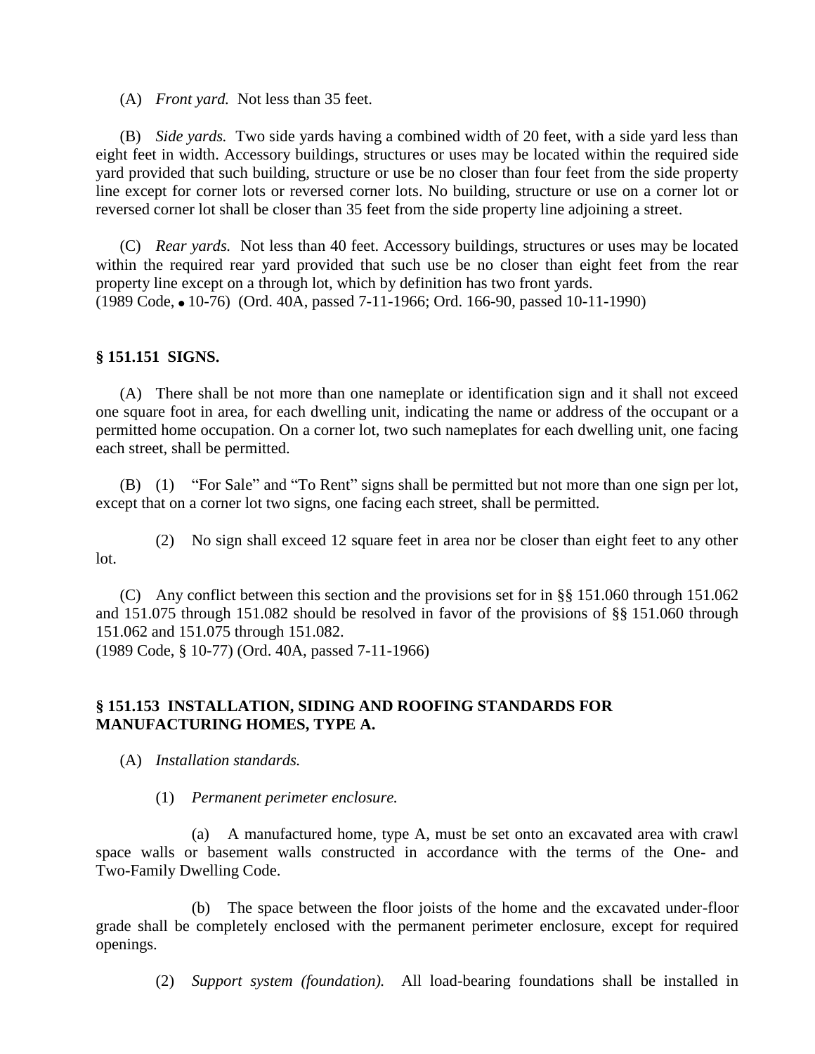(A) *Front yard.* Not less than 35 feet.

(B) *Side yards.* Two side yards having a combined width of 20 feet, with a side yard less than eight feet in width. Accessory buildings, structures or uses may be located within the required side yard provided that such building, structure or use be no closer than four feet from the side property line except for corner lots or reversed corner lots. No building, structure or use on a corner lot or reversed corner lot shall be closer than 35 feet from the side property line adjoining a street.

(C) *Rear yards.* Not less than 40 feet. Accessory buildings, structures or uses may be located within the required rear yard provided that such use be no closer than eight feet from the rear property line except on a through lot, which by definition has two front yards.
(1989 Code, • 10-76) (Ord. 40A, passed 7-11-1966; Ord. 166-90, passed 10-11-1990)

**§ 151.151 SIGNS.**

(A) There shall be not more than one nameplate or identification sign and it shall not exceed one square foot in area, for each dwelling unit, indicating the name or address of the occupant or a permitted home occupation. On a corner lot, two such nameplates for each dwelling unit, one facing each street, shall be permitted.

(B) (1) "For Sale" and "To Rent" signs shall be permitted but not more than one sign per lot, except that on a corner lot two signs, one facing each street, shall be permitted.

(2) No sign shall exceed 12 square feet in area nor be closer than eight feet to any other lot.

(C) Any conflict between this section and the provisions set for in §§ 151.060 through 151.062 and 151.075 through 151.082 should be resolved in favor of the provisions of §§ 151.060 through 151.062 and 151.075 through 151.082.
(1989 Code, § 10-77) (Ord. 40A, passed 7-11-1966)

**§ 151.153 INSTALLATION, SIDING AND ROOFING STANDARDS FOR MANUFACTURING HOMES, TYPE A.**

(A) *Installation standards.*

(1) *Permanent perimeter enclosure.*

(a) A manufactured home, type A, must be set onto an excavated area with crawl space walls or basement walls constructed in accordance with the terms of the One- and Two-Family Dwelling Code.

(b) The space between the floor joists of the home and the excavated under-floor grade shall be completely enclosed with the permanent perimeter enclosure, except for required openings.

(2) *Support system (foundation).* All load-bearing foundations shall be installed in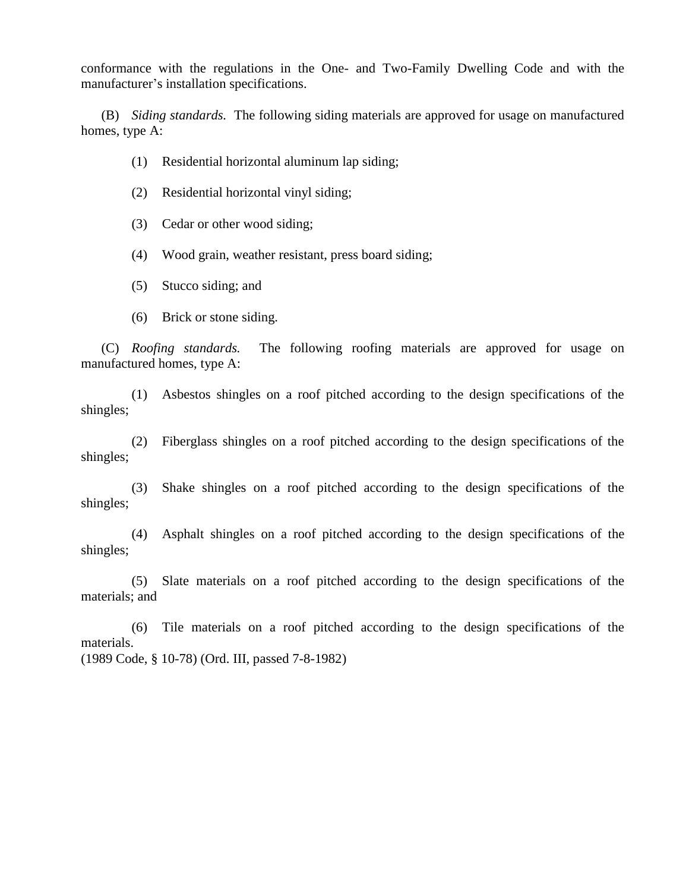conformance with the regulations in the One- and Two-Family Dwelling Code and with the manufacturer's installation specifications.

(B) *Siding standards.* The following siding materials are approved for usage on manufactured homes, type A:

(1) Residential horizontal aluminum lap siding;

(2) Residential horizontal vinyl siding;

(3) Cedar or other wood siding;

(4) Wood grain, weather resistant, press board siding;

(5) Stucco siding; and

(6) Brick or stone siding.

(C) *Roofing standards.* The following roofing materials are approved for usage on manufactured homes, type A:

(1) Asbestos shingles on a roof pitched according to the design specifications of the shingles;

(2) Fiberglass shingles on a roof pitched according to the design specifications of the shingles;

(3) Shake shingles on a roof pitched according to the design specifications of the shingles;

(4) Asphalt shingles on a roof pitched according to the design specifications of the shingles;

(5) Slate materials on a roof pitched according to the design specifications of the materials; and

(6) Tile materials on a roof pitched according to the design specifications of the materials.

(1989 Code, § 10-78) (Ord. III, passed 7-8-1982)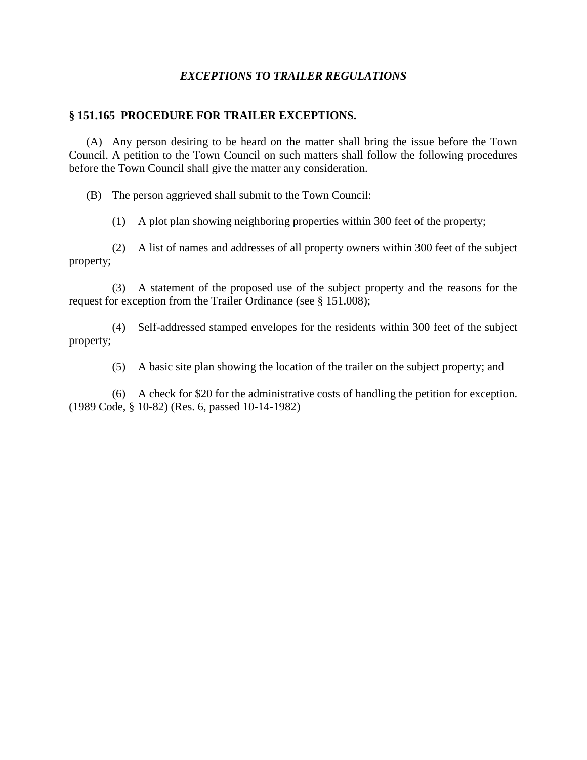### *EXCEPTIONS TO TRAILER REGULATIONS*

**§ 151.165 PROCEDURE FOR TRAILER EXCEPTIONS.**

(A) Any person desiring to be heard on the matter shall bring the issue before the Town Council. A petition to the Town Council on such matters shall follow the following procedures before the Town Council shall give the matter any consideration.

(B) The person aggrieved shall submit to the Town Council:

(1) A plot plan showing neighboring properties within 300 feet of the property;

(2) A list of names and addresses of all property owners within 300 feet of the subject property;

(3) A statement of the proposed use of the subject property and the reasons for the request for exception from the Trailer Ordinance (see § 151.008);

(4) Self-addressed stamped envelopes for the residents within 300 feet of the subject property;

(5) A basic site plan showing the location of the trailer on the subject property; and

(6) A check for $20 for the administrative costs of handling the petition for exception. (1989 Code, § 10-82) (Res. 6, passed 10-14-1982)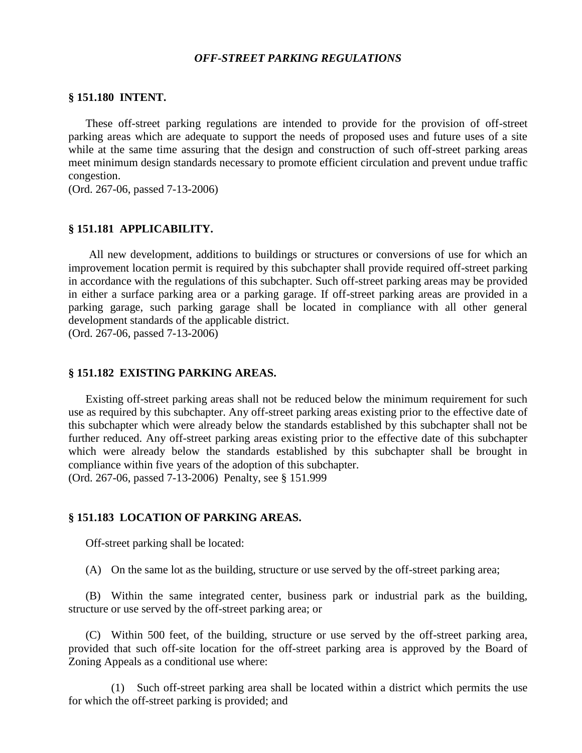## *OFF-STREET PARKING REGULATIONS*

### § 151.180 INTENT.

These off-street parking regulations are intended to provide for the provision of off-street parking areas which are adequate to support the needs of proposed uses and future uses of a site while at the same time assuring that the design and construction of such off-street parking areas meet minimum design standards necessary to promote efficient circulation and prevent undue traffic congestion.
(Ord. 267-06, passed 7-13-2006)

### § 151.181 APPLICABILITY.

All new development, additions to buildings or structures or conversions of use for which an improvement location permit is required by this subchapter shall provide required off-street parking in accordance with the regulations of this subchapter. Such off-street parking areas may be provided in either a surface parking area or a parking garage. If off-street parking areas are provided in a parking garage, such parking garage shall be located in compliance with all other general development standards of the applicable district.
(Ord. 267-06, passed 7-13-2006)

### § 151.182 EXISTING PARKING AREAS.

Existing off-street parking areas shall not be reduced below the minimum requirement for such use as required by this subchapter. Any off-street parking areas existing prior to the effective date of this subchapter which were already below the standards established by this subchapter shall not be further reduced. Any off-street parking areas existing prior to the effective date of this subchapter which were already below the standards established by this subchapter shall be brought in compliance within five years of the adoption of this subchapter.
(Ord. 267-06, passed 7-13-2006) Penalty, see § 151.999

### § 151.183 LOCATION OF PARKING AREAS.

Off-street parking shall be located:

(A) On the same lot as the building, structure or use served by the off-street parking area;

(B) Within the same integrated center, business park or industrial park as the building, structure or use served by the off-street parking area; or

(C) Within 500 feet, of the building, structure or use served by the off-street parking area, provided that such off-site location for the off-street parking area is approved by the Board of Zoning Appeals as a conditional use where:

(1) Such off-street parking area shall be located within a district which permits the use for which the off-street parking is provided; and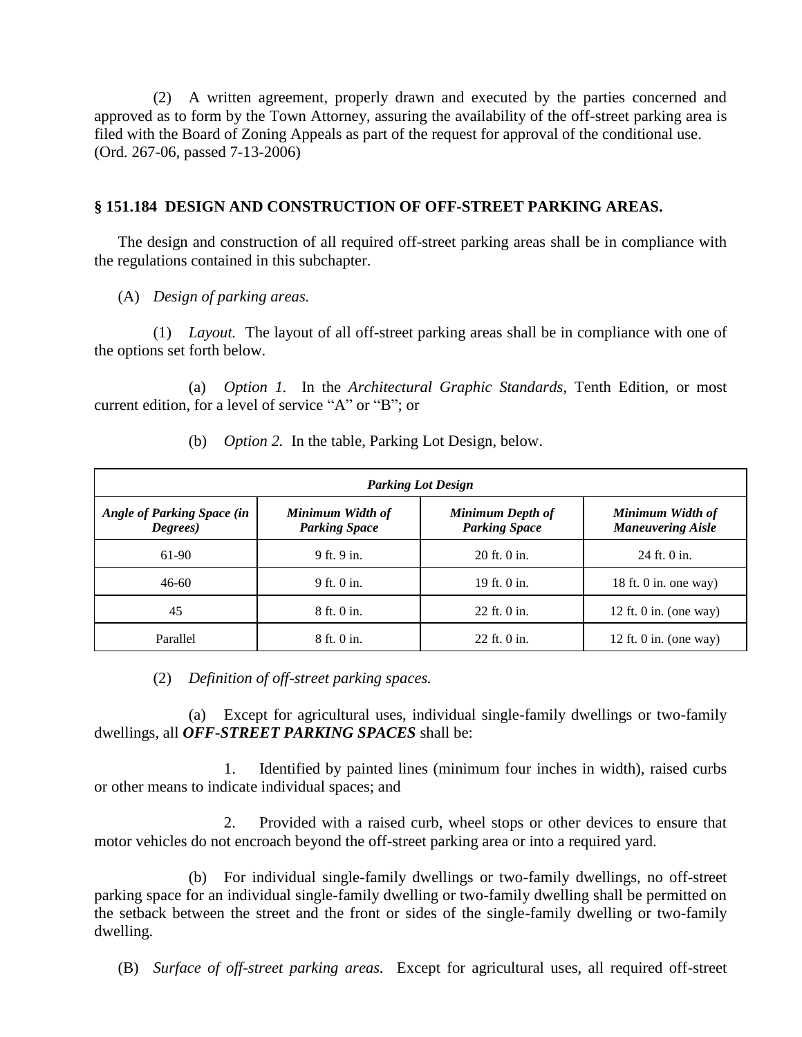(2) A written agreement, properly drawn and executed by the parties concerned and approved as to form by the Town Attorney, assuring the availability of the off-street parking area is filed with the Board of Zoning Appeals as part of the request for approval of the conditional use.
(Ord. 267-06, passed 7-13-2006)

## § 151.184 DESIGN AND CONSTRUCTION OF OFF-STREET PARKING AREAS.

The design and construction of all required off-street parking areas shall be in compliance with the regulations contained in this subchapter.

(A) *Design of parking areas.*

(1) *Layout.* The layout of all off-street parking areas shall be in compliance with one of the options set forth below.

(a) *Option 1.* In the *Architectural Graphic Standards*, Tenth Edition, or most current edition, for a level of service "A" or "B"; or

(b) *Option 2.* In the table, Parking Lot Design, below.

| ***Parking Lot Design*** | | | |
|---|---|---|---|
| ***Angle of Parking Space (in Degrees)*** | ***Minimum Width of Parking Space*** | ***Minimum Depth of Parking Space*** | ***Minimum Width of Maneuvering Aisle*** |
| 61-90 | 9 ft. 9 in. | 20 ft. 0 in. | 24 ft. 0 in. |
| 46-60 | 9 ft. 0 in. | 19 ft. 0 in. | 18 ft. 0 in. one way) |
| 45 | 8 ft. 0 in. | 22 ft. 0 in. | 12 ft. 0 in. (one way) |
| Parallel | 8 ft. 0 in. | 22 ft. 0 in. | 12 ft. 0 in. (one way) |

(2) *Definition of off-street parking spaces.*

(a) Except for agricultural uses, individual single-family dwellings or two-family dwellings, all ***OFF-STREET PARKING SPACES*** shall be:

1. Identified by painted lines (minimum four inches in width), raised curbs or other means to indicate individual spaces; and

2. Provided with a raised curb, wheel stops or other devices to ensure that motor vehicles do not encroach beyond the off-street parking area or into a required yard.

(b) For individual single-family dwellings or two-family dwellings, no off-street parking space for an individual single-family dwelling or two-family dwelling shall be permitted on the setback between the street and the front or sides of the single-family dwelling or two-family dwelling.

(B) *Surface of off-street parking areas.* Except for agricultural uses, all required off-street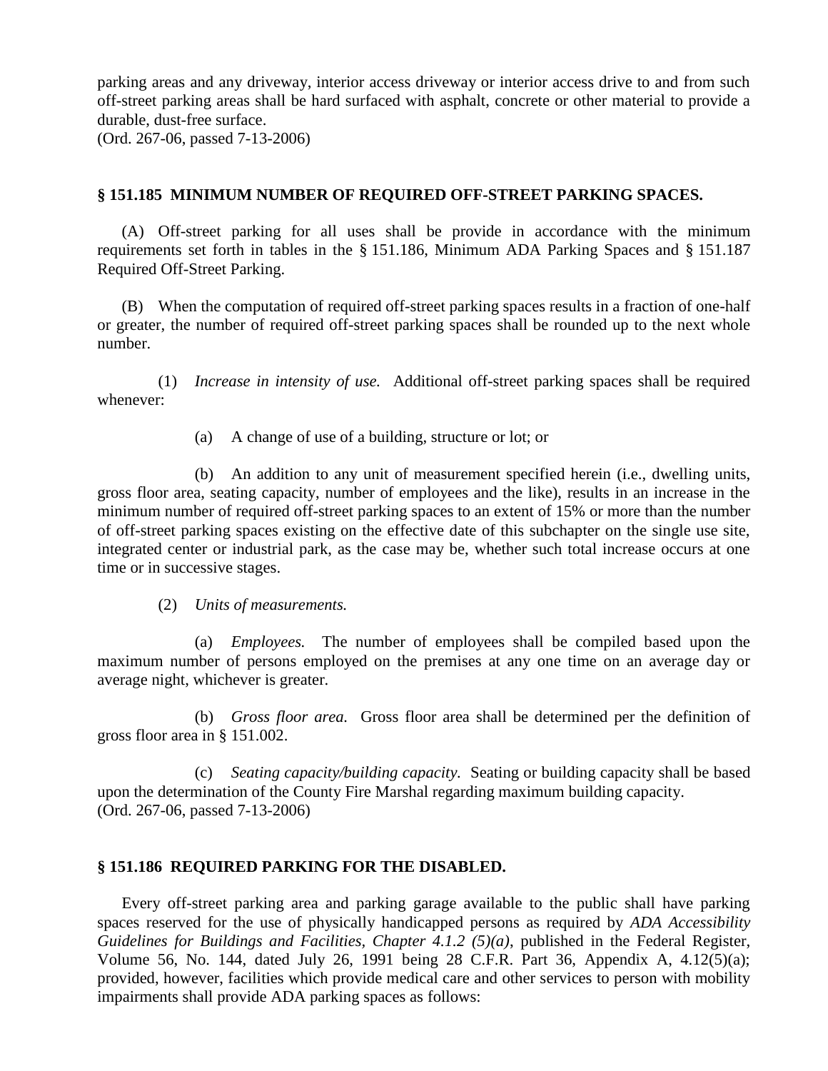parking areas and any driveway, interior access driveway or interior access drive to and from such off-street parking areas shall be hard surfaced with asphalt, concrete or other material to provide a durable, dust-free surface.
(Ord. 267-06, passed 7-13-2006)

**§ 151.185 MINIMUM NUMBER OF REQUIRED OFF-STREET PARKING SPACES.**

(A) Off-street parking for all uses shall be provide in accordance with the minimum requirements set forth in tables in the § 151.186, Minimum ADA Parking Spaces and § 151.187 Required Off-Street Parking.

(B) When the computation of required off-street parking spaces results in a fraction of one-half or greater, the number of required off-street parking spaces shall be rounded up to the next whole number.

(1) *Increase in intensity of use.* Additional off-street parking spaces shall be required whenever:

(a) A change of use of a building, structure or lot; or

(b) An addition to any unit of measurement specified herein (i.e., dwelling units, gross floor area, seating capacity, number of employees and the like), results in an increase in the minimum number of required off-street parking spaces to an extent of 15% or more than the number of off-street parking spaces existing on the effective date of this subchapter on the single use site, integrated center or industrial park, as the case may be, whether such total increase occurs at one time or in successive stages.

(2) *Units of measurements.*

(a) *Employees.* The number of employees shall be compiled based upon the maximum number of persons employed on the premises at any one time on an average day or average night, whichever is greater.

(b) *Gross floor area.* Gross floor area shall be determined per the definition of gross floor area in § 151.002.

(c) *Seating capacity/building capacity.* Seating or building capacity shall be based upon the determination of the County Fire Marshal regarding maximum building capacity.
(Ord. 267-06, passed 7-13-2006)

**§ 151.186 REQUIRED PARKING FOR THE DISABLED.**

Every off-street parking area and parking garage available to the public shall have parking spaces reserved for the use of physically handicapped persons as required by *ADA Accessibility Guidelines for Buildings and Facilities, Chapter 4.1.2 (5)(a)*, published in the Federal Register, Volume 56, No. 144, dated July 26, 1991 being 28 C.F.R. Part 36, Appendix A, 4.12(5)(a); provided, however, facilities which provide medical care and other services to person with mobility impairments shall provide ADA parking spaces as follows: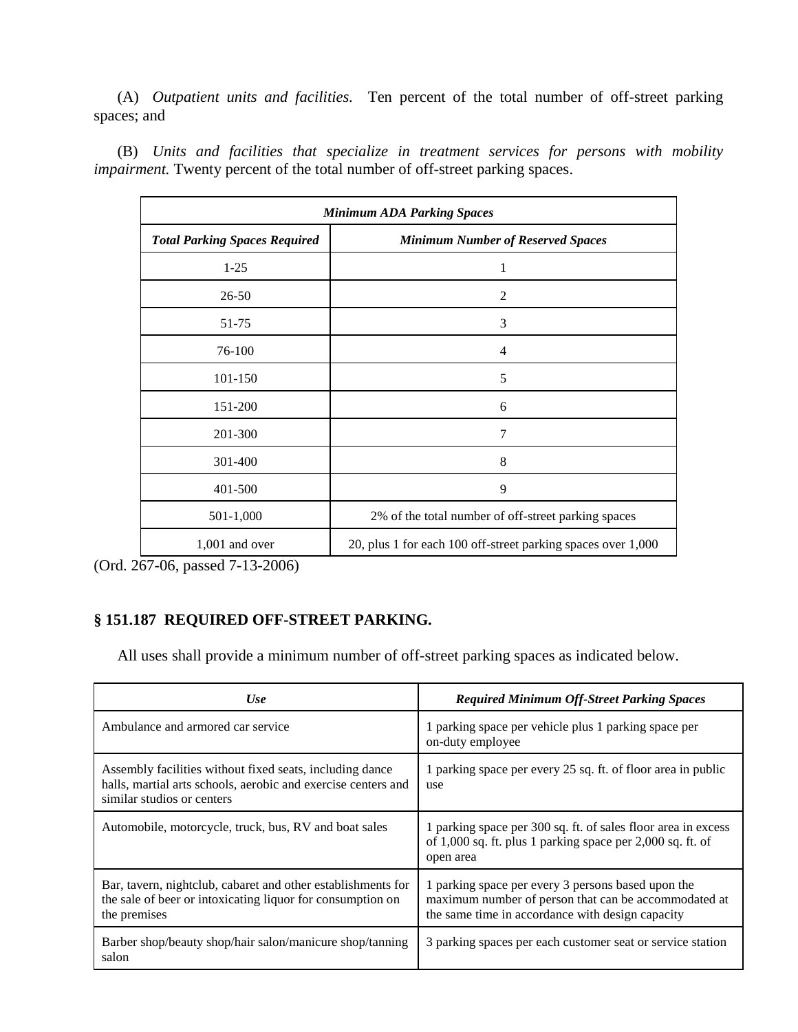(A) *Outpatient units and facilities.* Ten percent of the total number of off-street parking spaces; and

(B) *Units and facilities that specialize in treatment services for persons with mobility impairment.* Twenty percent of the total number of off-street parking spaces.

| ***Minimum ADA Parking Spaces*** | |
|---|---|
| ***Total Parking Spaces Required*** | ***Minimum Number of Reserved Spaces*** |
| 1-25 | 1 |
| 26-50 | 2 |
| 51-75 | 3 |
| 76-100 | 4 |
| 101-150 | 5 |
| 151-200 | 6 |
| 201-300 | 7 |
| 301-400 | 8 |
| 401-500 | 9 |
| 501-1,000 | 2% of the total number of off-street parking spaces |
| 1,001 and over | 20, plus 1 for each 100 off-street parking spaces over 1,000 |

(Ord. 267-06, passed 7-13-2006)

## § 151.187 REQUIRED OFF-STREET PARKING.

All uses shall provide a minimum number of off-street parking spaces as indicated below.

| ***Use*** | ***Required Minimum Off-Street Parking Spaces*** |
|---|---|
| Ambulance and armored car service | 1 parking space per vehicle plus 1 parking space per on-duty employee |
| Assembly facilities without fixed seats, including dance halls, martial arts schools, aerobic and exercise centers and similar studios or centers | 1 parking space per every 25 sq. ft. of floor area in public use |
| Automobile, motorcycle, truck, bus, RV and boat sales | 1 parking space per 300 sq. ft. of sales floor area in excess of 1,000 sq. ft. plus 1 parking space per 2,000 sq. ft. of open area |
| Bar, tavern, nightclub, cabaret and other establishments for the sale of beer or intoxicating liquor for consumption on the premises | 1 parking space per every 3 persons based upon the maximum number of person that can be accommodated at the same time in accordance with design capacity |
| Barber shop/beauty shop/hair salon/manicure shop/tanning salon | 3 parking spaces per each customer seat or service station |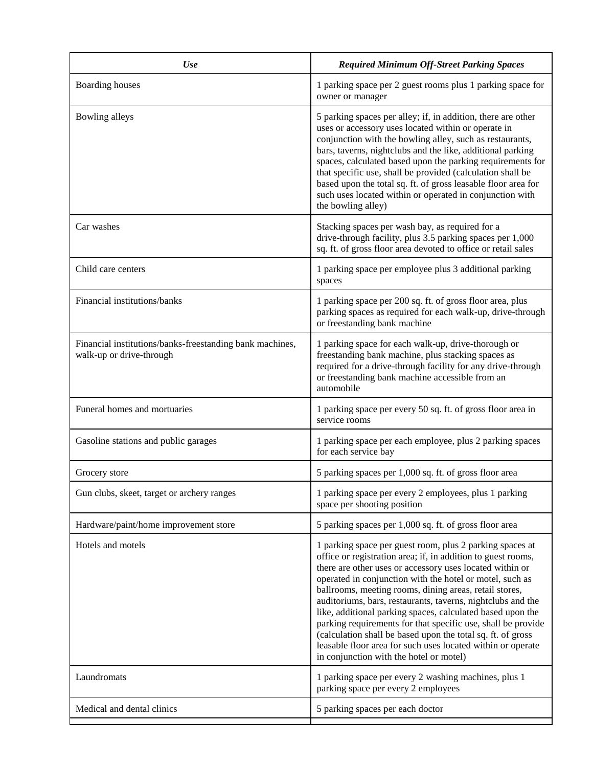| *Use* | *Required Minimum Off-Street Parking Spaces* |
|---|---|
| Boarding houses | 1 parking space per 2 guest rooms plus 1 parking space for owner or manager |
| Bowling alleys | 5 parking spaces per alley; if, in addition, there are other uses or accessory uses located within or operate in conjunction with the bowling alley, such as restaurants, bars, taverns, nightclubs and the like, additional parking spaces, calculated based upon the parking requirements for that specific use, shall be provided (calculation shall be based upon the total sq. ft. of gross leasable floor area for such uses located within or operated in conjunction with the bowling alley) |
| Car washes | Stacking spaces per wash bay, as required for a drive-through facility, plus 3.5 parking spaces per 1,000 sq. ft. of gross floor area devoted to office or retail sales |
| Child care centers | 1 parking space per employee plus 3 additional parking spaces |
| Financial institutions/banks | 1 parking space per 200 sq. ft. of gross floor area, plus parking spaces as required for each walk-up, drive-through or freestanding bank machine |
| Financial institutions/banks-freestanding bank machines, walk-up or drive-through | 1 parking space for each walk-up, drive-thorough or freestanding bank machine, plus stacking spaces as required for a drive-through facility for any drive-through or freestanding bank machine accessible from an automobile |
| Funeral homes and mortuaries | 1 parking space per every 50 sq. ft. of gross floor area in service rooms |
| Gasoline stations and public garages | 1 parking space per each employee, plus 2 parking spaces for each service bay |
| Grocery store | 5 parking spaces per 1,000 sq. ft. of gross floor area |
| Gun clubs, skeet, target or archery ranges | 1 parking space per every 2 employees, plus 1 parking space per shooting position |
| Hardware/paint/home improvement store | 5 parking spaces per 1,000 sq. ft. of gross floor area |
| Hotels and motels | 1 parking space per guest room, plus 2 parking spaces at office or registration area; if, in addition to guest rooms, there are other uses or accessory uses located within or operated in conjunction with the hotel or motel, such as ballrooms, meeting rooms, dining areas, retail stores, auditoriums, bars, restaurants, taverns, nightclubs and the like, additional parking spaces, calculated based upon the parking requirements for that specific use, shall be provide (calculation shall be based upon the total sq. ft. of gross leasable floor area for such uses located within or operate in conjunction with the hotel or motel) |
| Laundromats | 1 parking space per every 2 washing machines, plus 1 parking space per every 2 employees |
| Medical and dental clinics | 5 parking spaces per each doctor |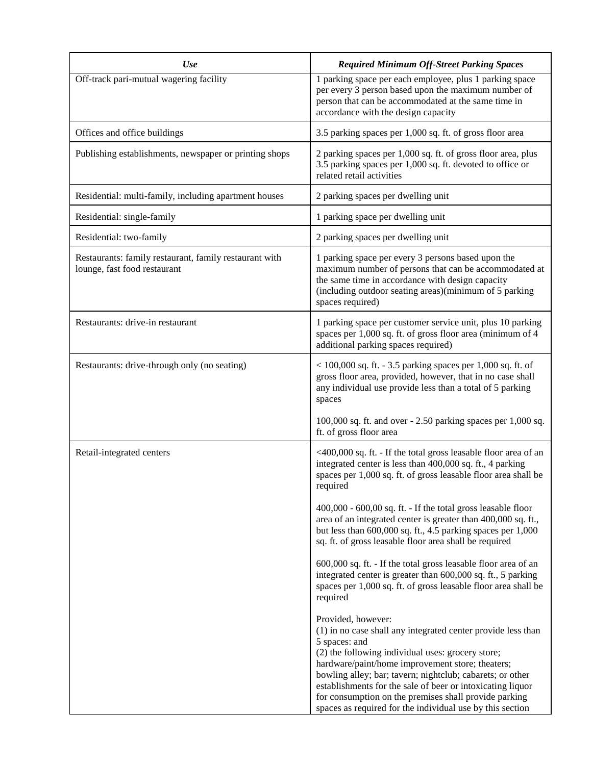| *Use* | *Required Minimum Off-Street Parking Spaces* |
| --- | --- |
| Off-track pari-mutual wagering facility | 1 parking space per each employee, plus 1 parking space per every 3 person based upon the maximum number of person that can be accommodated at the same time in accordance with the design capacity |
| Offices and office buildings | 3.5 parking spaces per 1,000 sq. ft. of gross floor area |
| Publishing establishments, newspaper or printing shops | 2 parking spaces per 1,000 sq. ft. of gross floor area, plus 3.5 parking spaces per 1,000 sq. ft. devoted to office or related retail activities |
| Residential: multi-family, including apartment houses | 2 parking spaces per dwelling unit |
| Residential: single-family | 1 parking space per dwelling unit |
| Residential: two-family | 2 parking spaces per dwelling unit |
| Restaurants: family restaurant, family restaurant with lounge, fast food restaurant | 1 parking space per every 3 persons based upon the maximum number of persons that can be accommodated at the same time in accordance with design capacity (including outdoor seating areas)(minimum of 5 parking spaces required) |
| Restaurants: drive-in restaurant | 1 parking space per customer service unit, plus 10 parking spaces per 1,000 sq. ft. of gross floor area (minimum of 4 additional parking spaces required) |
| Restaurants: drive-through only (no seating) | < 100,000 sq. ft. - 3.5 parking spaces per 1,000 sq. ft. of gross floor area, provided, however, that in no case shall any individual use provide less than a total of 5 parking spaces<br><br>100,000 sq. ft. and over - 2.50 parking spaces per 1,000 sq. ft. of gross floor area |
| Retail-integrated centers | <400,000 sq. ft. - If the total gross leasable floor area of an integrated center is less than 400,000 sq. ft., 4 parking spaces per 1,000 sq. ft. of gross leasable floor area shall be required<br><br>400,000 - 600,00 sq. ft. - If the total gross leasable floor area of an integrated center is greater than 400,000 sq. ft., but less than 600,000 sq. ft., 4.5 parking spaces per 1,000 sq. ft. of gross leasable floor area shall be required<br><br>600,000 sq. ft. - If the total gross leasable floor area of an integrated center is greater than 600,000 sq. ft., 5 parking spaces per 1,000 sq. ft. of gross leasable floor area shall be required<br><br>Provided, however:<br>(1) in no case shall any integrated center provide less than 5 spaces: and<br>(2) the following individual uses: grocery store; hardware/paint/home improvement store; theaters; bowling alley; bar; tavern; nightclub; cabarets; or other establishments for the sale of beer or intoxicating liquor for consumption on the premises shall provide parking spaces as required for the individual use by this section |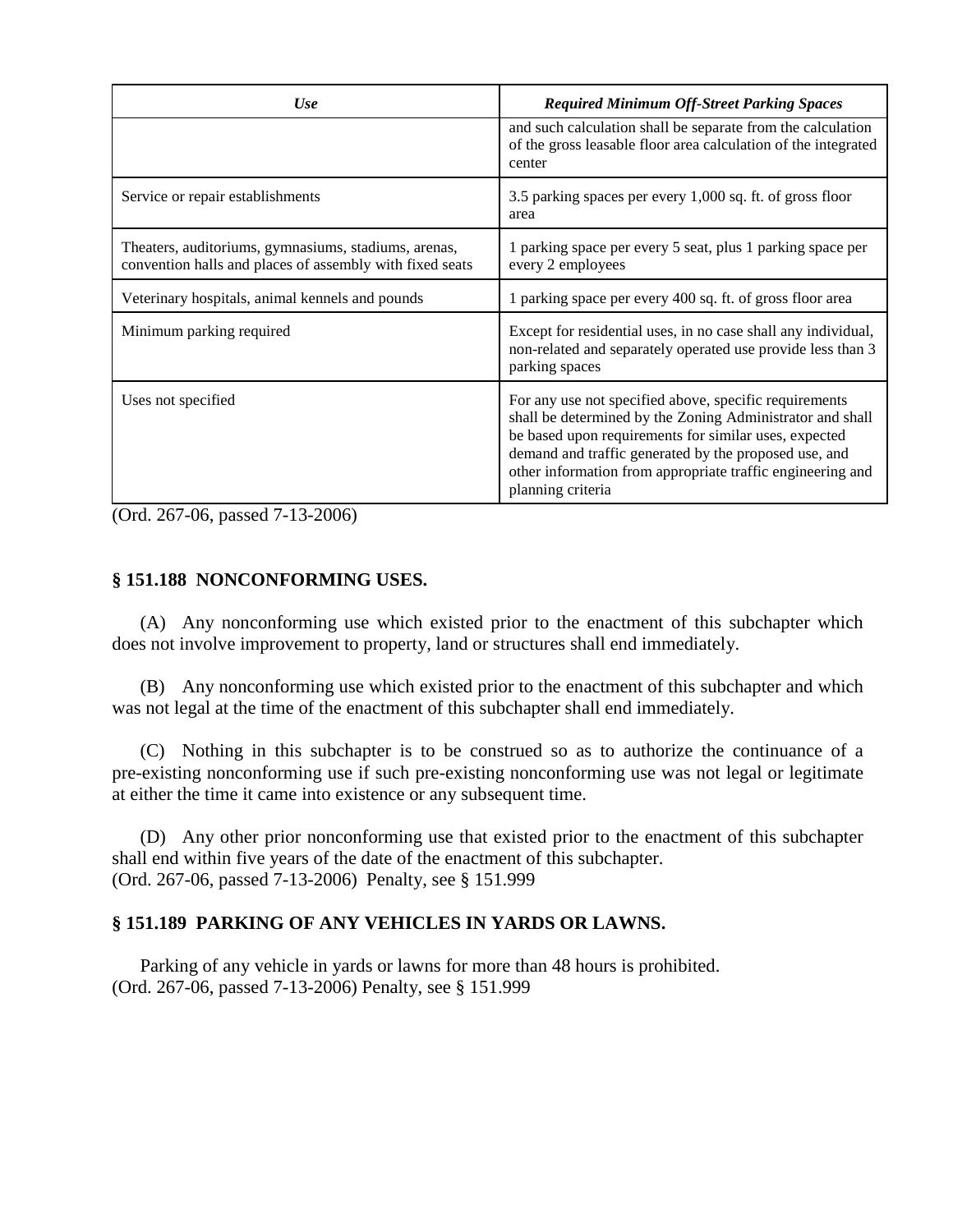| *Use* | *Required Minimum Off-Street Parking Spaces* |
|---|---|
| | and such calculation shall be separate from the calculation of the gross leasable floor area calculation of the integrated center |
| Service or repair establishments | 3.5 parking spaces per every 1,000 sq. ft. of gross floor area |
| Theaters, auditoriums, gymnasiums, stadiums, arenas, convention halls and places of assembly with fixed seats | 1 parking space per every 5 seat, plus 1 parking space per every 2 employees |
| Veterinary hospitals, animal kennels and pounds | 1 parking space per every 400 sq. ft. of gross floor area |
| Minimum parking required | Except for residential uses, in no case shall any individual, non-related and separately operated use provide less than 3 parking spaces |
| Uses not specified | For any use not specified above, specific requirements shall be determined by the Zoning Administrator and shall be based upon requirements for similar uses, expected demand and traffic generated by the proposed use, and other information from appropriate traffic engineering and planning criteria |

(Ord. 267-06, passed 7-13-2006)

### § 151.188 NONCONFORMING USES.

(A) Any nonconforming use which existed prior to the enactment of this subchapter which does not involve improvement to property, land or structures shall end immediately.

(B) Any nonconforming use which existed prior to the enactment of this subchapter and which was not legal at the time of the enactment of this subchapter shall end immediately.

(C) Nothing in this subchapter is to be construed so as to authorize the continuance of a pre-existing nonconforming use if such pre-existing nonconforming use was not legal or legitimate at either the time it came into existence or any subsequent time.

(D) Any other prior nonconforming use that existed prior to the enactment of this subchapter shall end within five years of the date of the enactment of this subchapter.
(Ord. 267-06, passed 7-13-2006) Penalty, see § 151.999

### § 151.189 PARKING OF ANY VEHICLES IN YARDS OR LAWNS.

Parking of any vehicle in yards or lawns for more than 48 hours is prohibited.
(Ord. 267-06, passed 7-13-2006) Penalty, see § 151.999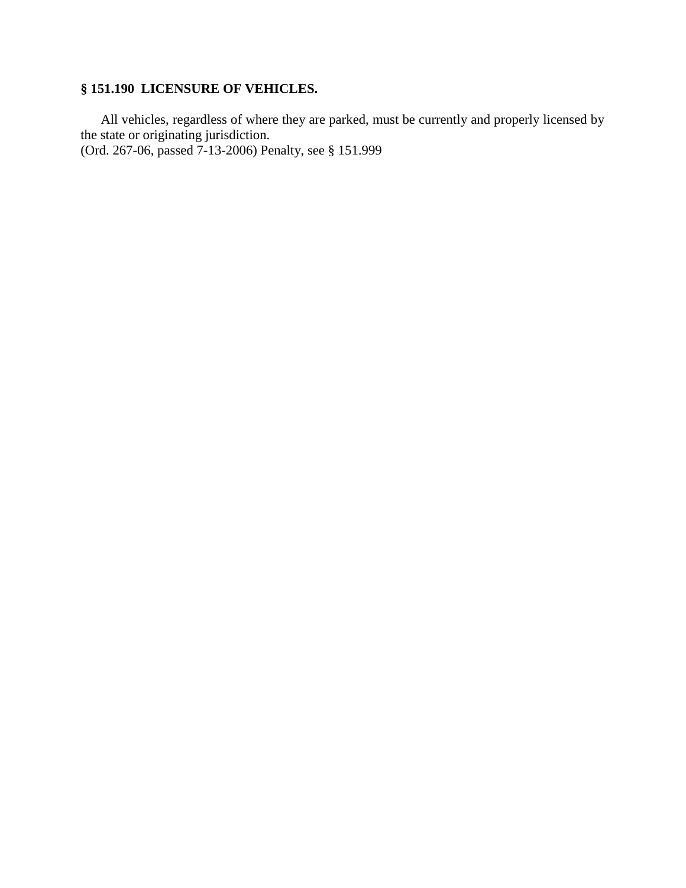### § 151.190 LICENSURE OF VEHICLES.

All vehicles, regardless of where they are parked, must be currently and properly licensed by the state or originating jurisdiction.
(Ord. 267-06, passed 7-13-2006) Penalty, see § 151.999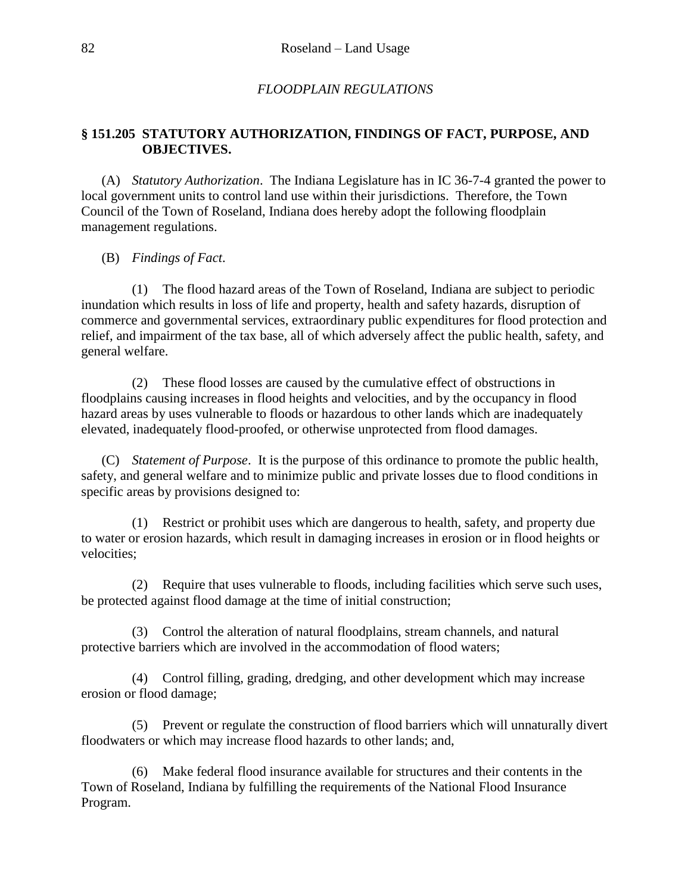*FLOODPLAIN REGULATIONS*

## § 151.205 STATUTORY AUTHORIZATION, FINDINGS OF FACT, PURPOSE, AND OBJECTIVES.

(A) *Statutory Authorization*. The Indiana Legislature has in IC 36-7-4 granted the power to local government units to control land use within their jurisdictions. Therefore, the Town Council of the Town of Roseland, Indiana does hereby adopt the following floodplain management regulations.

(B) *Findings of Fact*.

(1) The flood hazard areas of the Town of Roseland, Indiana are subject to periodic inundation which results in loss of life and property, health and safety hazards, disruption of commerce and governmental services, extraordinary public expenditures for flood protection and relief, and impairment of the tax base, all of which adversely affect the public health, safety, and general welfare.

(2) These flood losses are caused by the cumulative effect of obstructions in floodplains causing increases in flood heights and velocities, and by the occupancy in flood hazard areas by uses vulnerable to floods or hazardous to other lands which are inadequately elevated, inadequately flood-proofed, or otherwise unprotected from flood damages.

(C) *Statement of Purpose*. It is the purpose of this ordinance to promote the public health, safety, and general welfare and to minimize public and private losses due to flood conditions in specific areas by provisions designed to:

(1) Restrict or prohibit uses which are dangerous to health, safety, and property due to water or erosion hazards, which result in damaging increases in erosion or in flood heights or velocities;

(2) Require that uses vulnerable to floods, including facilities which serve such uses, be protected against flood damage at the time of initial construction;

(3) Control the alteration of natural floodplains, stream channels, and natural protective barriers which are involved in the accommodation of flood waters;

(4) Control filling, grading, dredging, and other development which may increase erosion or flood damage;

(5) Prevent or regulate the construction of flood barriers which will unnaturally divert floodwaters or which may increase flood hazards to other lands; and,

(6) Make federal flood insurance available for structures and their contents in the Town of Roseland, Indiana by fulfilling the requirements of the National Flood Insurance Program.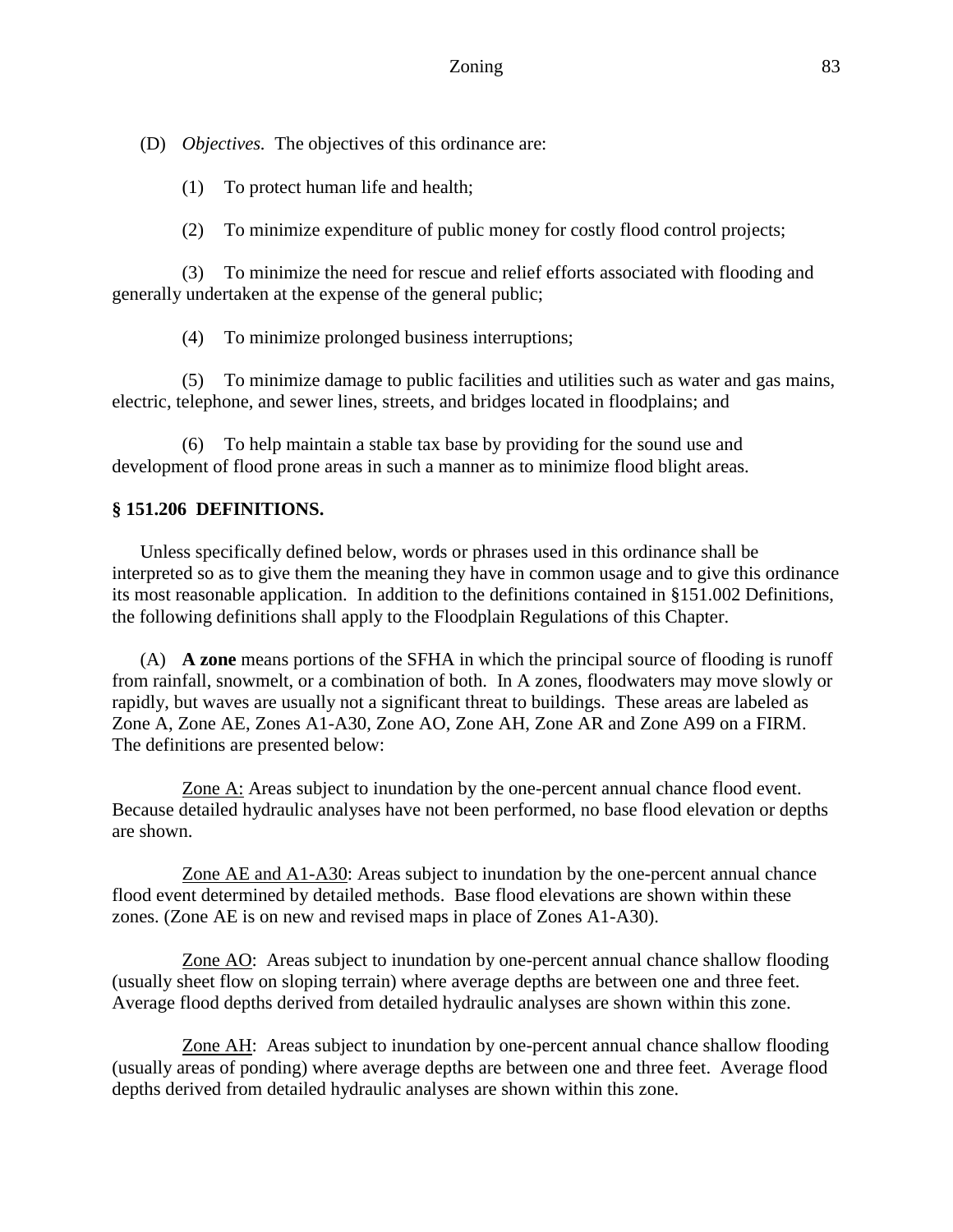(D) *Objectives.* The objectives of this ordinance are:

(1) To protect human life and health;

(2) To minimize expenditure of public money for costly flood control projects;

(3) To minimize the need for rescue and relief efforts associated with flooding and generally undertaken at the expense of the general public;

(4) To minimize prolonged business interruptions;

(5) To minimize damage to public facilities and utilities such as water and gas mains, electric, telephone, and sewer lines, streets, and bridges located in floodplains; and

(6) To help maintain a stable tax base by providing for the sound use and development of flood prone areas in such a manner as to minimize flood blight areas.

## § 151.206 DEFINITIONS.

Unless specifically defined below, words or phrases used in this ordinance shall be interpreted so as to give them the meaning they have in common usage and to give this ordinance its most reasonable application. In addition to the definitions contained in §151.002 Definitions, the following definitions shall apply to the Floodplain Regulations of this Chapter.

(A) **A zone** means portions of the SFHA in which the principal source of flooding is runoff from rainfall, snowmelt, or a combination of both. In A zones, floodwaters may move slowly or rapidly, but waves are usually not a significant threat to buildings. These areas are labeled as Zone A, Zone AE, Zones A1-A30, Zone AO, Zone AH, Zone AR and Zone A99 on a FIRM. The definitions are presented below:

Zone A: Areas subject to inundation by the one-percent annual chance flood event. Because detailed hydraulic analyses have not been performed, no base flood elevation or depths are shown.

Zone AE and A1-A30: Areas subject to inundation by the one-percent annual chance flood event determined by detailed methods. Base flood elevations are shown within these zones. (Zone AE is on new and revised maps in place of Zones A1-A30).

Zone AO: Areas subject to inundation by one-percent annual chance shallow flooding (usually sheet flow on sloping terrain) where average depths are between one and three feet. Average flood depths derived from detailed hydraulic analyses are shown within this zone.

Zone AH: Areas subject to inundation by one-percent annual chance shallow flooding (usually areas of ponding) where average depths are between one and three feet. Average flood depths derived from detailed hydraulic analyses are shown within this zone.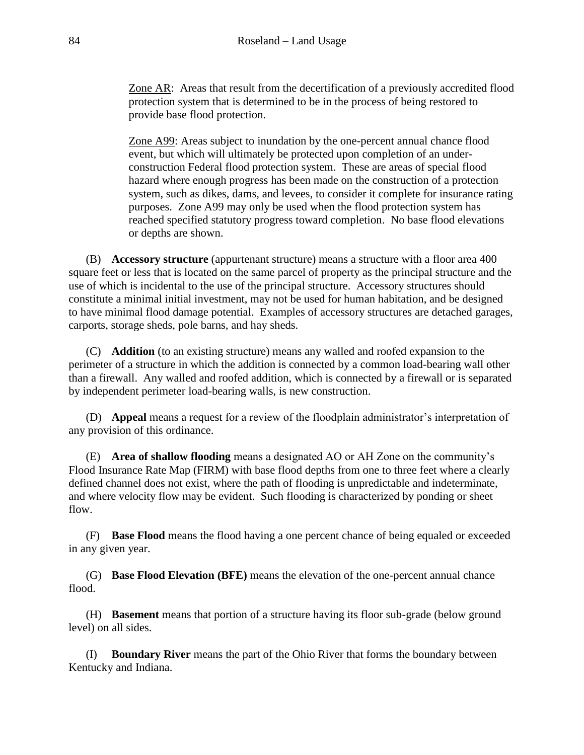<u>Zone AR</u>: Areas that result from the decertification of a previously accredited flood protection system that is determined to be in the process of being restored to provide base flood protection.

<u>Zone A99</u>: Areas subject to inundation by the one-percent annual chance flood event, but which will ultimately be protected upon completion of an under-construction Federal flood protection system. These are areas of special flood hazard where enough progress has been made on the construction of a protection system, such as dikes, dams, and levees, to consider it complete for insurance rating purposes. Zone A99 may only be used when the flood protection system has reached specified statutory progress toward completion. No base flood elevations or depths are shown.

(B) **Accessory structure** (appurtenant structure) means a structure with a floor area 400 square feet or less that is located on the same parcel of property as the principal structure and the use of which is incidental to the use of the principal structure. Accessory structures should constitute a minimal initial investment, may not be used for human habitation, and be designed to have minimal flood damage potential. Examples of accessory structures are detached garages, carports, storage sheds, pole barns, and hay sheds.

(C) **Addition** (to an existing structure) means any walled and roofed expansion to the perimeter of a structure in which the addition is connected by a common load-bearing wall other than a firewall. Any walled and roofed addition, which is connected by a firewall or is separated by independent perimeter load-bearing walls, is new construction.

(D) **Appeal** means a request for a review of the floodplain administrator's interpretation of any provision of this ordinance.

(E) **Area of shallow flooding** means a designated AO or AH Zone on the community's Flood Insurance Rate Map (FIRM) with base flood depths from one to three feet where a clearly defined channel does not exist, where the path of flooding is unpredictable and indeterminate, and where velocity flow may be evident. Such flooding is characterized by ponding or sheet flow.

(F) **Base Flood** means the flood having a one percent chance of being equaled or exceeded in any given year.

(G) **Base Flood Elevation (BFE)** means the elevation of the one-percent annual chance flood.

(H) **Basement** means that portion of a structure having its floor sub-grade (below ground level) on all sides.

(I) **Boundary River** means the part of the Ohio River that forms the boundary between Kentucky and Indiana.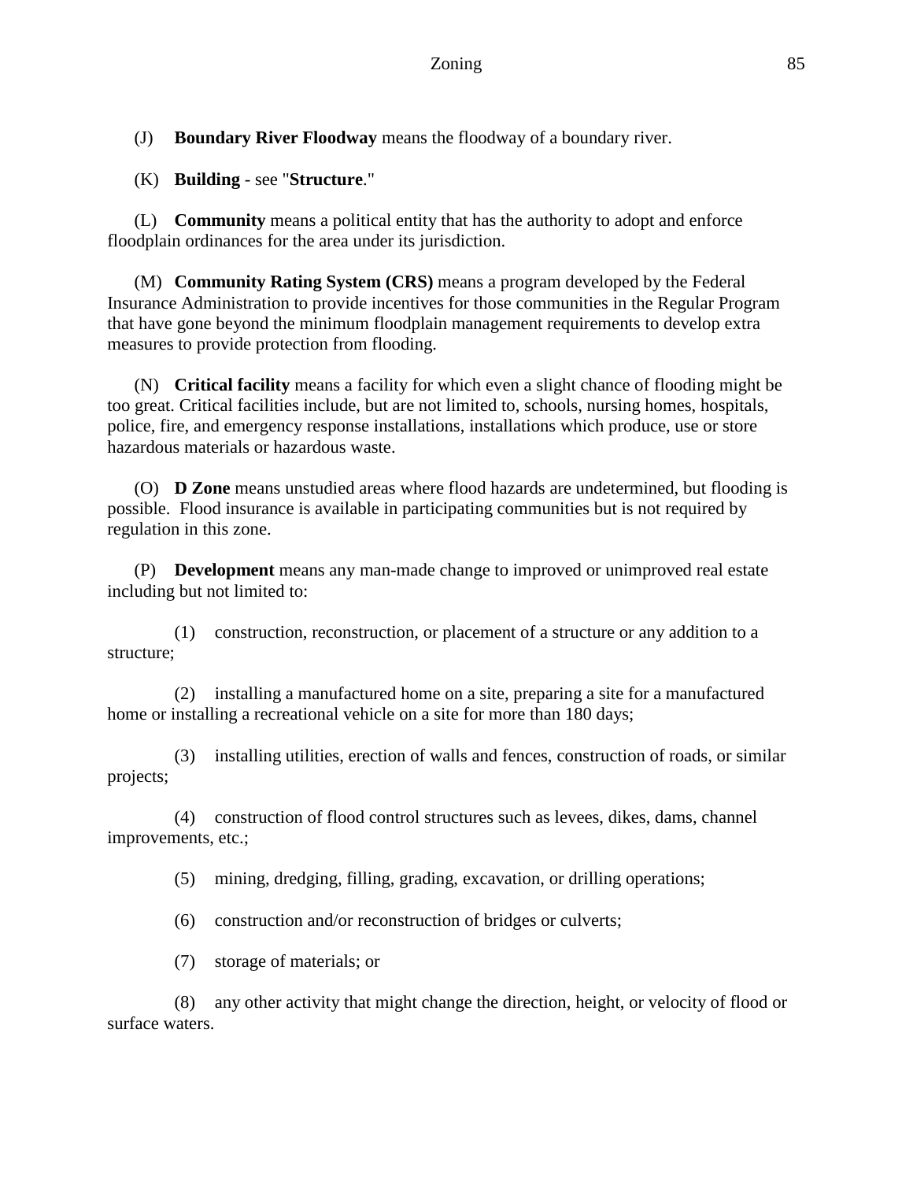(J) **Boundary River Floodway** means the floodway of a boundary river.

(K) **Building** - see "**Structure**."

(L) **Community** means a political entity that has the authority to adopt and enforce floodplain ordinances for the area under its jurisdiction.

(M) **Community Rating System (CRS)** means a program developed by the Federal Insurance Administration to provide incentives for those communities in the Regular Program that have gone beyond the minimum floodplain management requirements to develop extra measures to provide protection from flooding.

(N) **Critical facility** means a facility for which even a slight chance of flooding might be too great. Critical facilities include, but are not limited to, schools, nursing homes, hospitals, police, fire, and emergency response installations, installations which produce, use or store hazardous materials or hazardous waste.

(O) **D Zone** means unstudied areas where flood hazards are undetermined, but flooding is possible. Flood insurance is available in participating communities but is not required by regulation in this zone.

(P) **Development** means any man-made change to improved or unimproved real estate including but not limited to:

(1) construction, reconstruction, or placement of a structure or any addition to a structure;

(2) installing a manufactured home on a site, preparing a site for a manufactured home or installing a recreational vehicle on a site for more than 180 days;

(3) installing utilities, erection of walls and fences, construction of roads, or similar projects;

(4) construction of flood control structures such as levees, dikes, dams, channel improvements, etc.;

(5) mining, dredging, filling, grading, excavation, or drilling operations;

(6) construction and/or reconstruction of bridges or culverts;

(7) storage of materials; or

(8) any other activity that might change the direction, height, or velocity of flood or surface waters.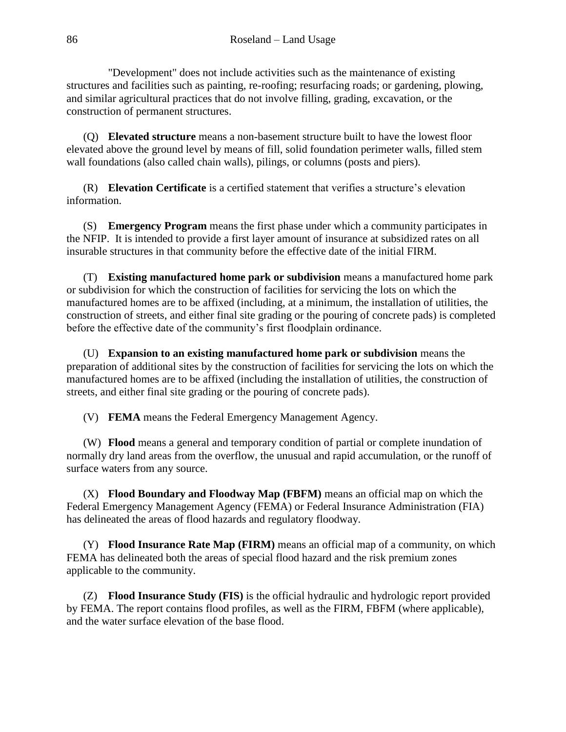"Development" does not include activities such as the maintenance of existing structures and facilities such as painting, re-roofing; resurfacing roads; or gardening, plowing, and similar agricultural practices that do not involve filling, grading, excavation, or the construction of permanent structures.

(Q) **Elevated structure** means a non-basement structure built to have the lowest floor elevated above the ground level by means of fill, solid foundation perimeter walls, filled stem wall foundations (also called chain walls), pilings, or columns (posts and piers).

(R) **Elevation Certificate** is a certified statement that verifies a structure's elevation information.

(S) **Emergency Program** means the first phase under which a community participates in the NFIP. It is intended to provide a first layer amount of insurance at subsidized rates on all insurable structures in that community before the effective date of the initial FIRM.

(T) **Existing manufactured home park or subdivision** means a manufactured home park or subdivision for which the construction of facilities for servicing the lots on which the manufactured homes are to be affixed (including, at a minimum, the installation of utilities, the construction of streets, and either final site grading or the pouring of concrete pads) is completed before the effective date of the community's first floodplain ordinance.

(U) **Expansion to an existing manufactured home park or subdivision** means the preparation of additional sites by the construction of facilities for servicing the lots on which the manufactured homes are to be affixed (including the installation of utilities, the construction of streets, and either final site grading or the pouring of concrete pads).

(V) **FEMA** means the Federal Emergency Management Agency.

(W) **Flood** means a general and temporary condition of partial or complete inundation of normally dry land areas from the overflow, the unusual and rapid accumulation, or the runoff of surface waters from any source.

(X) **Flood Boundary and Floodway Map (FBFM)** means an official map on which the Federal Emergency Management Agency (FEMA) or Federal Insurance Administration (FIA) has delineated the areas of flood hazards and regulatory floodway.

(Y) **Flood Insurance Rate Map (FIRM)** means an official map of a community, on which FEMA has delineated both the areas of special flood hazard and the risk premium zones applicable to the community.

(Z) **Flood Insurance Study (FIS)** is the official hydraulic and hydrologic report provided by FEMA. The report contains flood profiles, as well as the FIRM, FBFM (where applicable), and the water surface elevation of the base flood.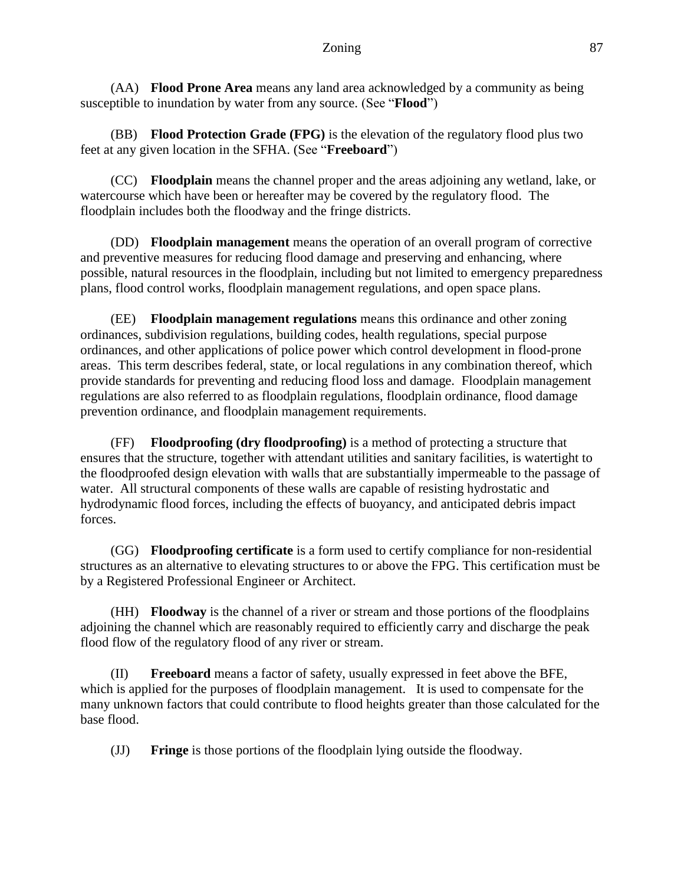(AA) **Flood Prone Area** means any land area acknowledged by a community as being susceptible to inundation by water from any source. (See "**Flood**")

(BB) **Flood Protection Grade (FPG)** is the elevation of the regulatory flood plus two feet at any given location in the SFHA. (See "**Freeboard**")

(CC) **Floodplain** means the channel proper and the areas adjoining any wetland, lake, or watercourse which have been or hereafter may be covered by the regulatory flood. The floodplain includes both the floodway and the fringe districts.

(DD) **Floodplain management** means the operation of an overall program of corrective and preventive measures for reducing flood damage and preserving and enhancing, where possible, natural resources in the floodplain, including but not limited to emergency preparedness plans, flood control works, floodplain management regulations, and open space plans.

(EE) **Floodplain management regulations** means this ordinance and other zoning ordinances, subdivision regulations, building codes, health regulations, special purpose ordinances, and other applications of police power which control development in flood-prone areas. This term describes federal, state, or local regulations in any combination thereof, which provide standards for preventing and reducing flood loss and damage. Floodplain management regulations are also referred to as floodplain regulations, floodplain ordinance, flood damage prevention ordinance, and floodplain management requirements.

(FF) **Floodproofing (dry floodproofing)** is a method of protecting a structure that ensures that the structure, together with attendant utilities and sanitary facilities, is watertight to the floodproofed design elevation with walls that are substantially impermeable to the passage of water. All structural components of these walls are capable of resisting hydrostatic and hydrodynamic flood forces, including the effects of buoyancy, and anticipated debris impact forces.

(GG) **Floodproofing certificate** is a form used to certify compliance for non-residential structures as an alternative to elevating structures to or above the FPG. This certification must be by a Registered Professional Engineer or Architect.

(HH) **Floodway** is the channel of a river or stream and those portions of the floodplains adjoining the channel which are reasonably required to efficiently carry and discharge the peak flood flow of the regulatory flood of any river or stream.

(II) **Freeboard** means a factor of safety, usually expressed in feet above the BFE, which is applied for the purposes of floodplain management. It is used to compensate for the many unknown factors that could contribute to flood heights greater than those calculated for the base flood.

(JJ) **Fringe** is those portions of the floodplain lying outside the floodway.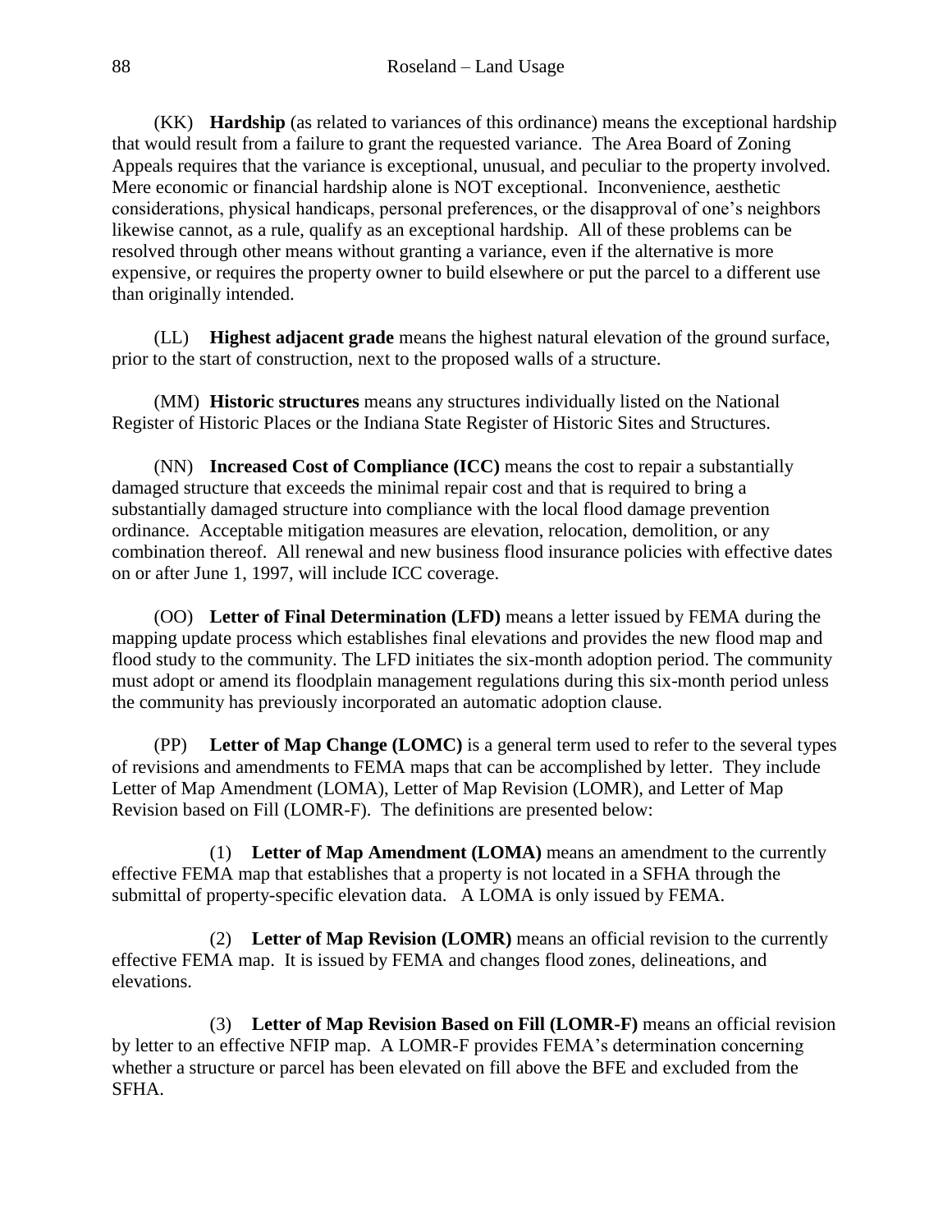(KK) **Hardship** (as related to variances of this ordinance) means the exceptional hardship that would result from a failure to grant the requested variance. The Area Board of Zoning Appeals requires that the variance is exceptional, unusual, and peculiar to the property involved. Mere economic or financial hardship alone is NOT exceptional. Inconvenience, aesthetic considerations, physical handicaps, personal preferences, or the disapproval of one's neighbors likewise cannot, as a rule, qualify as an exceptional hardship. All of these problems can be resolved through other means without granting a variance, even if the alternative is more expensive, or requires the property owner to build elsewhere or put the parcel to a different use than originally intended.

(LL) **Highest adjacent grade** means the highest natural elevation of the ground surface, prior to the start of construction, next to the proposed walls of a structure.

(MM) **Historic structures** means any structures individually listed on the National Register of Historic Places or the Indiana State Register of Historic Sites and Structures.

(NN) **Increased Cost of Compliance (ICC)** means the cost to repair a substantially damaged structure that exceeds the minimal repair cost and that is required to bring a substantially damaged structure into compliance with the local flood damage prevention ordinance. Acceptable mitigation measures are elevation, relocation, demolition, or any combination thereof. All renewal and new business flood insurance policies with effective dates on or after June 1, 1997, will include ICC coverage.

(OO) **Letter of Final Determination (LFD)** means a letter issued by FEMA during the mapping update process which establishes final elevations and provides the new flood map and flood study to the community. The LFD initiates the six-month adoption period. The community must adopt or amend its floodplain management regulations during this six-month period unless the community has previously incorporated an automatic adoption clause.

(PP) **Letter of Map Change (LOMC)** is a general term used to refer to the several types of revisions and amendments to FEMA maps that can be accomplished by letter. They include Letter of Map Amendment (LOMA), Letter of Map Revision (LOMR), and Letter of Map Revision based on Fill (LOMR-F). The definitions are presented below:

(1) **Letter of Map Amendment (LOMA)** means an amendment to the currently effective FEMA map that establishes that a property is not located in a SFHA through the submittal of property-specific elevation data. A LOMA is only issued by FEMA.

(2) **Letter of Map Revision (LOMR)** means an official revision to the currently effective FEMA map. It is issued by FEMA and changes flood zones, delineations, and elevations.

(3) **Letter of Map Revision Based on Fill (LOMR-F)** means an official revision by letter to an effective NFIP map. A LOMR-F provides FEMA's determination concerning whether a structure or parcel has been elevated on fill above the BFE and excluded from the SFHA.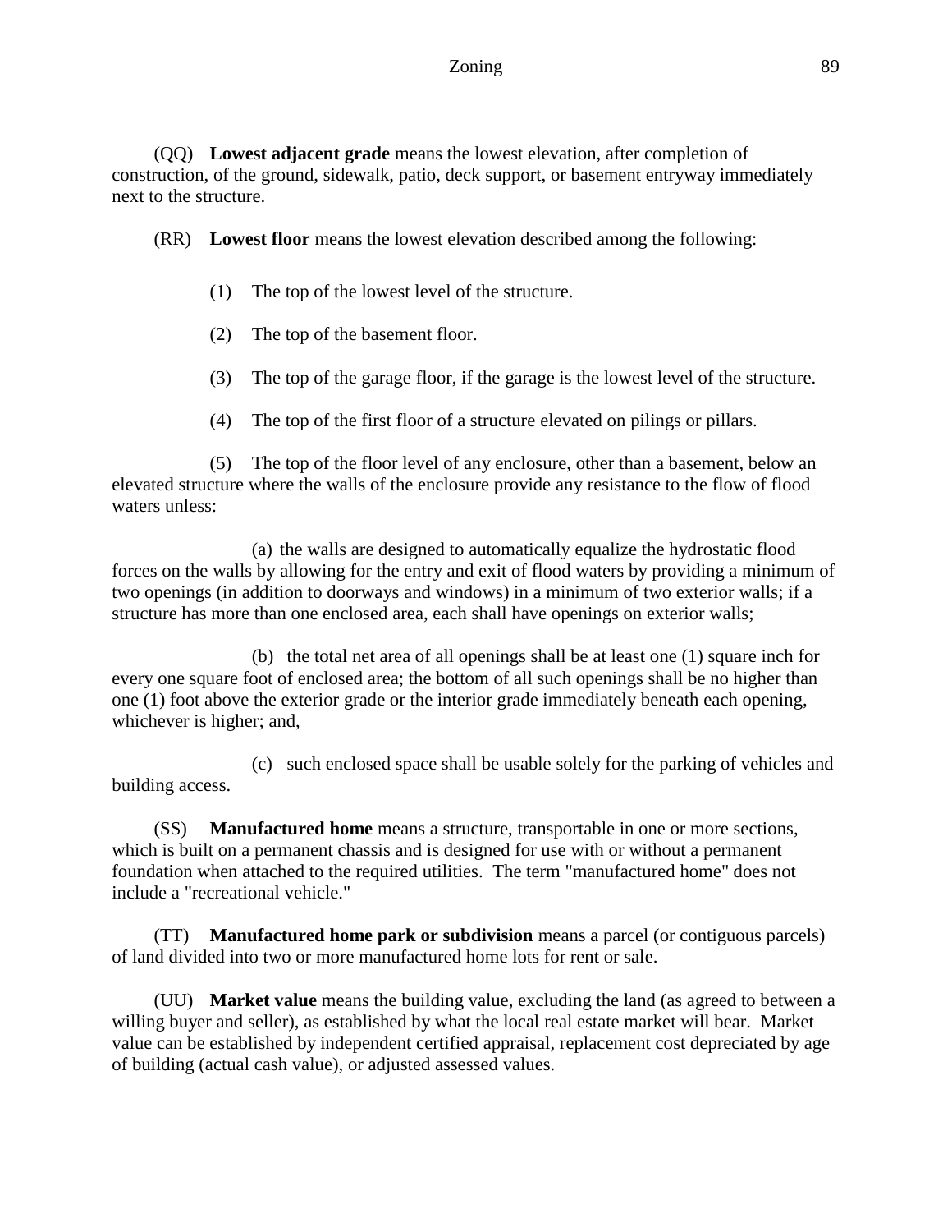(QQ) **Lowest adjacent grade** means the lowest elevation, after completion of construction, of the ground, sidewalk, patio, deck support, or basement entryway immediately next to the structure.

(RR) **Lowest floor** means the lowest elevation described among the following:

(1) The top of the lowest level of the structure.

(2) The top of the basement floor.

(3) The top of the garage floor, if the garage is the lowest level of the structure.

(4) The top of the first floor of a structure elevated on pilings or pillars.

(5) The top of the floor level of any enclosure, other than a basement, below an elevated structure where the walls of the enclosure provide any resistance to the flow of flood waters unless:

(a) the walls are designed to automatically equalize the hydrostatic flood forces on the walls by allowing for the entry and exit of flood waters by providing a minimum of two openings (in addition to doorways and windows) in a minimum of two exterior walls; if a structure has more than one enclosed area, each shall have openings on exterior walls;

(b) the total net area of all openings shall be at least one (1) square inch for every one square foot of enclosed area; the bottom of all such openings shall be no higher than one (1) foot above the exterior grade or the interior grade immediately beneath each opening, whichever is higher; and,

(c) such enclosed space shall be usable solely for the parking of vehicles and building access.

(SS) **Manufactured home** means a structure, transportable in one or more sections, which is built on a permanent chassis and is designed for use with or without a permanent foundation when attached to the required utilities. The term "manufactured home" does not include a "recreational vehicle."

(TT) **Manufactured home park or subdivision** means a parcel (or contiguous parcels) of land divided into two or more manufactured home lots for rent or sale.

(UU) **Market value** means the building value, excluding the land (as agreed to between a willing buyer and seller), as established by what the local real estate market will bear. Market value can be established by independent certified appraisal, replacement cost depreciated by age of building (actual cash value), or adjusted assessed values.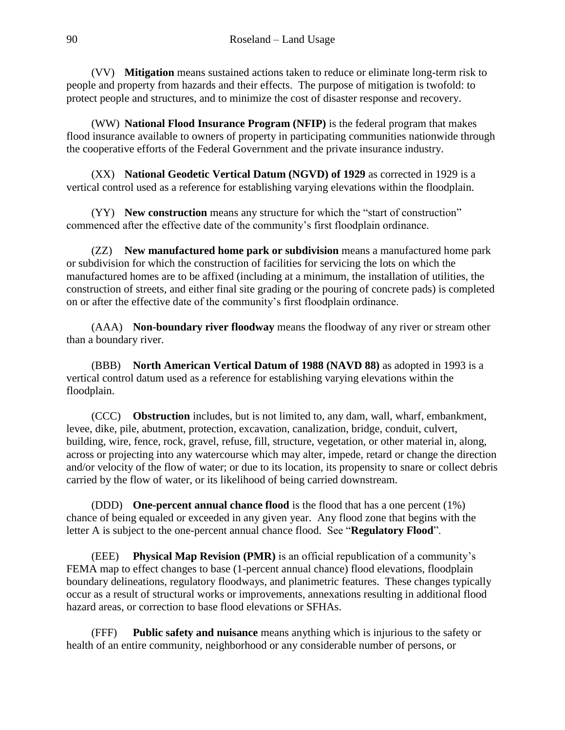(VV) **Mitigation** means sustained actions taken to reduce or eliminate long-term risk to people and property from hazards and their effects. The purpose of mitigation is twofold: to protect people and structures, and to minimize the cost of disaster response and recovery.

(WW) **National Flood Insurance Program (NFIP)** is the federal program that makes flood insurance available to owners of property in participating communities nationwide through the cooperative efforts of the Federal Government and the private insurance industry.

(XX) **National Geodetic Vertical Datum (NGVD) of 1929** as corrected in 1929 is a vertical control used as a reference for establishing varying elevations within the floodplain.

(YY) **New construction** means any structure for which the "start of construction" commenced after the effective date of the community's first floodplain ordinance.

(ZZ) **New manufactured home park or subdivision** means a manufactured home park or subdivision for which the construction of facilities for servicing the lots on which the manufactured homes are to be affixed (including at a minimum, the installation of utilities, the construction of streets, and either final site grading or the pouring of concrete pads) is completed on or after the effective date of the community's first floodplain ordinance.

(AAA) **Non-boundary river floodway** means the floodway of any river or stream other than a boundary river.

(BBB) **North American Vertical Datum of 1988 (NAVD 88)** as adopted in 1993 is a vertical control datum used as a reference for establishing varying elevations within the floodplain.

(CCC) **Obstruction** includes, but is not limited to, any dam, wall, wharf, embankment, levee, dike, pile, abutment, protection, excavation, canalization, bridge, conduit, culvert, building, wire, fence, rock, gravel, refuse, fill, structure, vegetation, or other material in, along, across or projecting into any watercourse which may alter, impede, retard or change the direction and/or velocity of the flow of water; or due to its location, its propensity to snare or collect debris carried by the flow of water, or its likelihood of being carried downstream.

(DDD) **One-percent annual chance flood** is the flood that has a one percent (1%) chance of being equaled or exceeded in any given year. Any flood zone that begins with the letter A is subject to the one-percent annual chance flood. See "**Regulatory Flood**".

(EEE) **Physical Map Revision (PMR)** is an official republication of a community's FEMA map to effect changes to base (1-percent annual chance) flood elevations, floodplain boundary delineations, regulatory floodways, and planimetric features. These changes typically occur as a result of structural works or improvements, annexations resulting in additional flood hazard areas, or correction to base flood elevations or SFHAs.

(FFF) **Public safety and nuisance** means anything which is injurious to the safety or health of an entire community, neighborhood or any considerable number of persons, or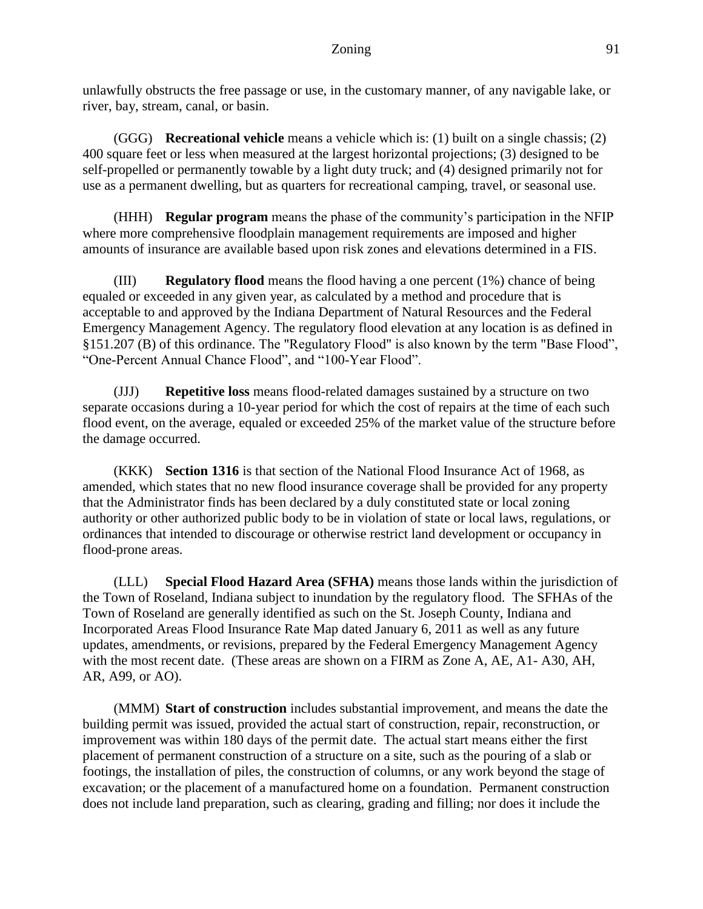unlawfully obstructs the free passage or use, in the customary manner, of any navigable lake, or river, bay, stream, canal, or basin.

(GGG) **Recreational vehicle** means a vehicle which is: (1) built on a single chassis; (2) 400 square feet or less when measured at the largest horizontal projections; (3) designed to be self-propelled or permanently towable by a light duty truck; and (4) designed primarily not for use as a permanent dwelling, but as quarters for recreational camping, travel, or seasonal use.

(HHH) **Regular program** means the phase of the community's participation in the NFIP where more comprehensive floodplain management requirements are imposed and higher amounts of insurance are available based upon risk zones and elevations determined in a FIS.

(III) **Regulatory flood** means the flood having a one percent (1%) chance of being equaled or exceeded in any given year, as calculated by a method and procedure that is acceptable to and approved by the Indiana Department of Natural Resources and the Federal Emergency Management Agency. The regulatory flood elevation at any location is as defined in §151.207 (B) of this ordinance. The "Regulatory Flood" is also known by the term "Base Flood", "One-Percent Annual Chance Flood", and "100-Year Flood".

(JJJ) **Repetitive loss** means flood-related damages sustained by a structure on two separate occasions during a 10-year period for which the cost of repairs at the time of each such flood event, on the average, equaled or exceeded 25% of the market value of the structure before the damage occurred.

(KKK) **Section 1316** is that section of the National Flood Insurance Act of 1968, as amended, which states that no new flood insurance coverage shall be provided for any property that the Administrator finds has been declared by a duly constituted state or local zoning authority or other authorized public body to be in violation of state or local laws, regulations, or ordinances that intended to discourage or otherwise restrict land development or occupancy in flood-prone areas.

(LLL) **Special Flood Hazard Area (SFHA)** means those lands within the jurisdiction of the Town of Roseland, Indiana subject to inundation by the regulatory flood. The SFHAs of the Town of Roseland are generally identified as such on the St. Joseph County, Indiana and Incorporated Areas Flood Insurance Rate Map dated January 6, 2011 as well as any future updates, amendments, or revisions, prepared by the Federal Emergency Management Agency with the most recent date. (These areas are shown on a FIRM as Zone A, AE, A1- A30, AH, AR, A99, or AO).

(MMM) **Start of construction** includes substantial improvement, and means the date the building permit was issued, provided the actual start of construction, repair, reconstruction, or improvement was within 180 days of the permit date. The actual start means either the first placement of permanent construction of a structure on a site, such as the pouring of a slab or footings, the installation of piles, the construction of columns, or any work beyond the stage of excavation; or the placement of a manufactured home on a foundation. Permanent construction does not include land preparation, such as clearing, grading and filling; nor does it include the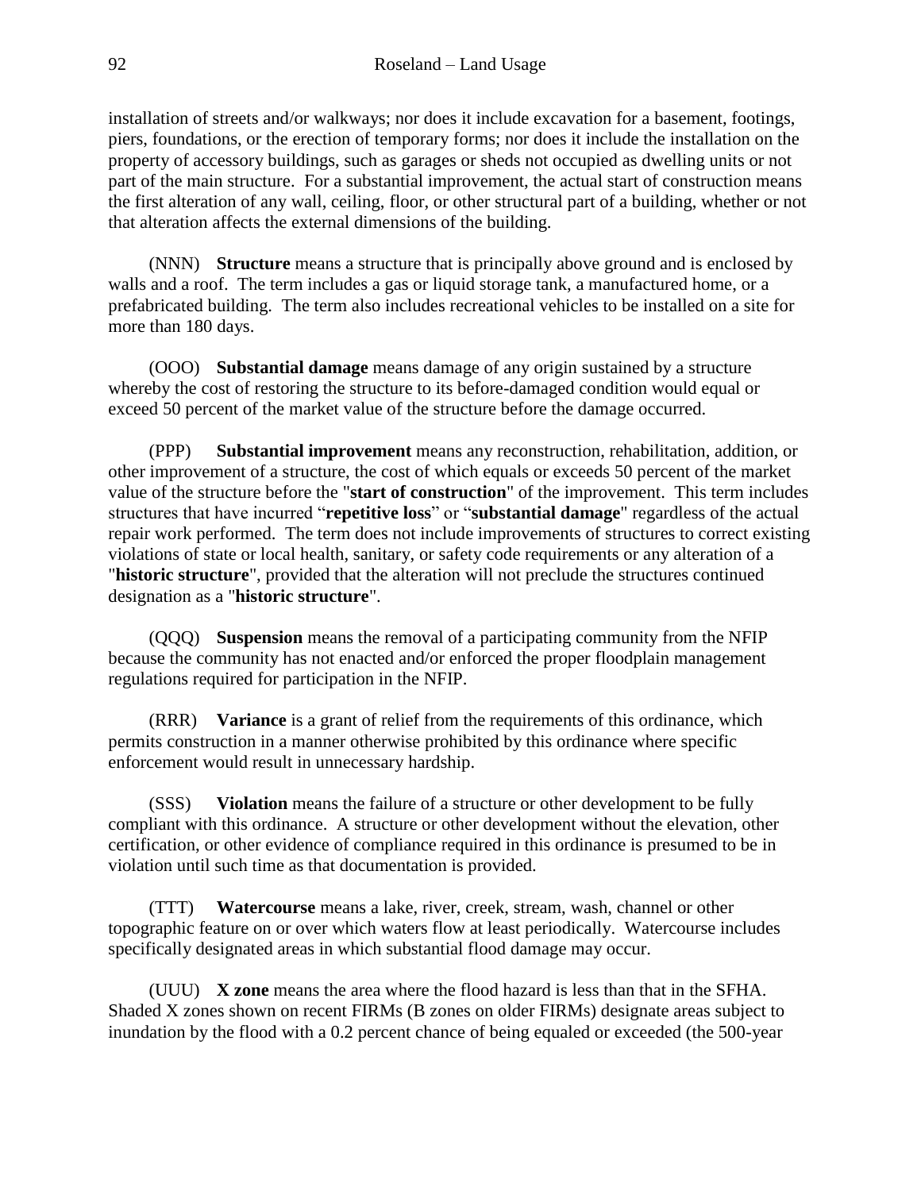installation of streets and/or walkways; nor does it include excavation for a basement, footings, piers, foundations, or the erection of temporary forms; nor does it include the installation on the property of accessory buildings, such as garages or sheds not occupied as dwelling units or not part of the main structure. For a substantial improvement, the actual start of construction means the first alteration of any wall, ceiling, floor, or other structural part of a building, whether or not that alteration affects the external dimensions of the building.

(NNN) **Structure** means a structure that is principally above ground and is enclosed by walls and a roof. The term includes a gas or liquid storage tank, a manufactured home, or a prefabricated building. The term also includes recreational vehicles to be installed on a site for more than 180 days.

(OOO) **Substantial damage** means damage of any origin sustained by a structure whereby the cost of restoring the structure to its before-damaged condition would equal or exceed 50 percent of the market value of the structure before the damage occurred.

(PPP) **Substantial improvement** means any reconstruction, rehabilitation, addition, or other improvement of a structure, the cost of which equals or exceeds 50 percent of the market value of the structure before the "**start of construction**" of the improvement. This term includes structures that have incurred "**repetitive loss**" or "**substantial damage**" regardless of the actual repair work performed. The term does not include improvements of structures to correct existing violations of state or local health, sanitary, or safety code requirements or any alteration of a "**historic structure**", provided that the alteration will not preclude the structures continued designation as a "**historic structure**".

(QQQ) **Suspension** means the removal of a participating community from the NFIP because the community has not enacted and/or enforced the proper floodplain management regulations required for participation in the NFIP.

(RRR) **Variance** is a grant of relief from the requirements of this ordinance, which permits construction in a manner otherwise prohibited by this ordinance where specific enforcement would result in unnecessary hardship.

(SSS) **Violation** means the failure of a structure or other development to be fully compliant with this ordinance. A structure or other development without the elevation, other certification, or other evidence of compliance required in this ordinance is presumed to be in violation until such time as that documentation is provided.

(TTT) **Watercourse** means a lake, river, creek, stream, wash, channel or other topographic feature on or over which waters flow at least periodically. Watercourse includes specifically designated areas in which substantial flood damage may occur.

(UUU) **X zone** means the area where the flood hazard is less than that in the SFHA. Shaded X zones shown on recent FIRMs (B zones on older FIRMs) designate areas subject to inundation by the flood with a 0.2 percent chance of being equaled or exceeded (the 500-year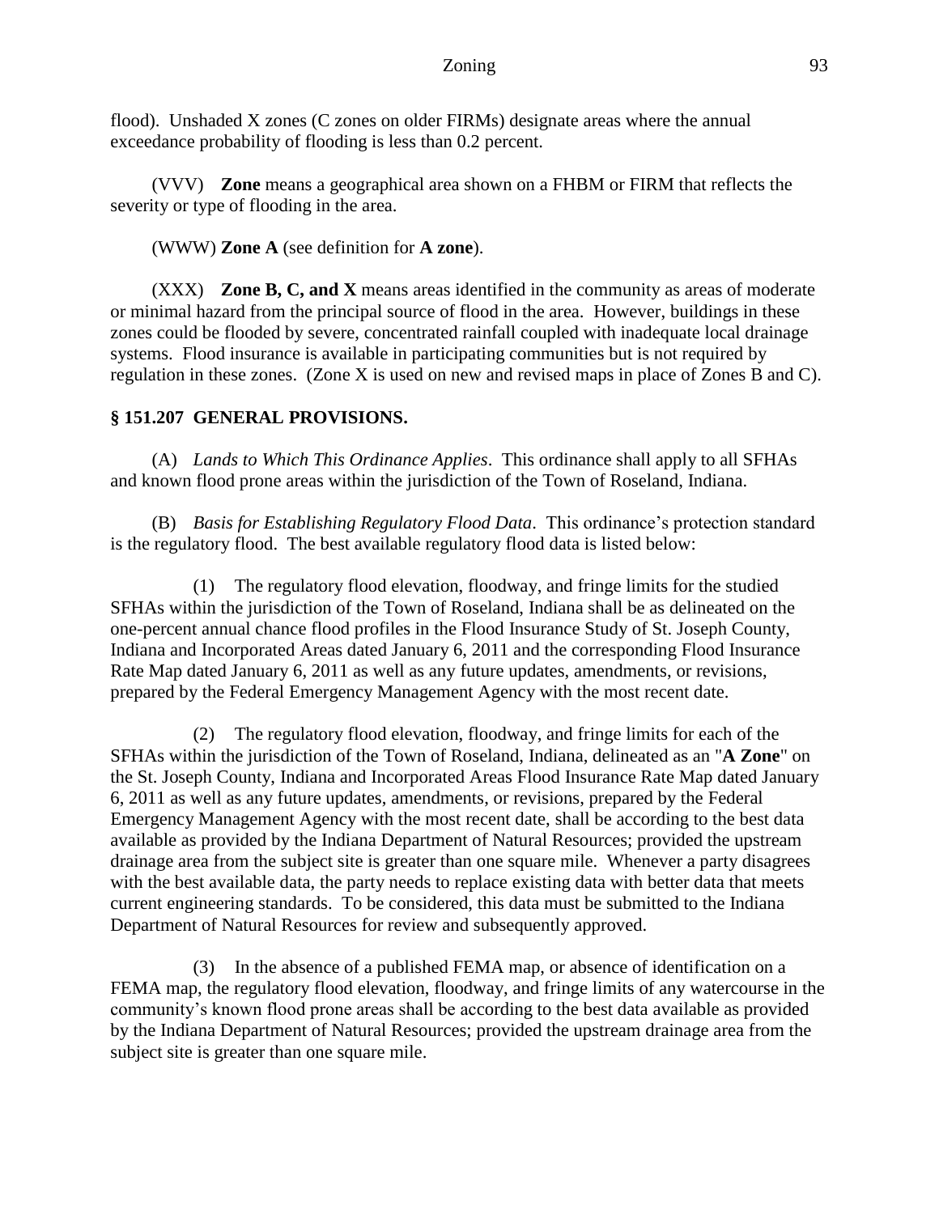flood). Unshaded X zones (C zones on older FIRMs) designate areas where the annual exceedance probability of flooding is less than 0.2 percent.

(VVV) **Zone** means a geographical area shown on a FHBM or FIRM that reflects the severity or type of flooding in the area.

(WWW) **Zone A** (see definition for **A zone**).

(XXX) **Zone B, C, and X** means areas identified in the community as areas of moderate or minimal hazard from the principal source of flood in the area. However, buildings in these zones could be flooded by severe, concentrated rainfall coupled with inadequate local drainage systems. Flood insurance is available in participating communities but is not required by regulation in these zones. (Zone X is used on new and revised maps in place of Zones B and C).

## § 151.207 GENERAL PROVISIONS.

(A) *Lands to Which This Ordinance Applies*. This ordinance shall apply to all SFHAs and known flood prone areas within the jurisdiction of the Town of Roseland, Indiana.

(B) *Basis for Establishing Regulatory Flood Data*. This ordinance's protection standard is the regulatory flood. The best available regulatory flood data is listed below:

(1) The regulatory flood elevation, floodway, and fringe limits for the studied SFHAs within the jurisdiction of the Town of Roseland, Indiana shall be as delineated on the one-percent annual chance flood profiles in the Flood Insurance Study of St. Joseph County, Indiana and Incorporated Areas dated January 6, 2011 and the corresponding Flood Insurance Rate Map dated January 6, 2011 as well as any future updates, amendments, or revisions, prepared by the Federal Emergency Management Agency with the most recent date.

(2) The regulatory flood elevation, floodway, and fringe limits for each of the SFHAs within the jurisdiction of the Town of Roseland, Indiana, delineated as an "**A Zone**" on the St. Joseph County, Indiana and Incorporated Areas Flood Insurance Rate Map dated January 6, 2011 as well as any future updates, amendments, or revisions, prepared by the Federal Emergency Management Agency with the most recent date, shall be according to the best data available as provided by the Indiana Department of Natural Resources; provided the upstream drainage area from the subject site is greater than one square mile. Whenever a party disagrees with the best available data, the party needs to replace existing data with better data that meets current engineering standards. To be considered, this data must be submitted to the Indiana Department of Natural Resources for review and subsequently approved.

(3) In the absence of a published FEMA map, or absence of identification on a FEMA map, the regulatory flood elevation, floodway, and fringe limits of any watercourse in the community's known flood prone areas shall be according to the best data available as provided by the Indiana Department of Natural Resources; provided the upstream drainage area from the subject site is greater than one square mile.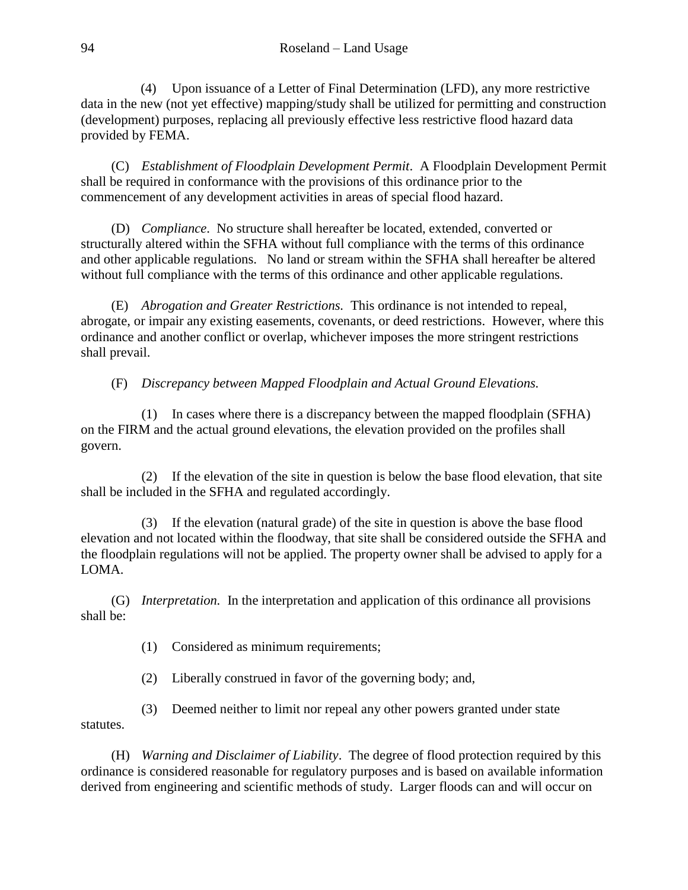(4) Upon issuance of a Letter of Final Determination (LFD), any more restrictive data in the new (not yet effective) mapping/study shall be utilized for permitting and construction (development) purposes, replacing all previously effective less restrictive flood hazard data provided by FEMA.

(C) *Establishment of Floodplain Development Permit*. A Floodplain Development Permit shall be required in conformance with the provisions of this ordinance prior to the commencement of any development activities in areas of special flood hazard.

(D) *Compliance*. No structure shall hereafter be located, extended, converted or structurally altered within the SFHA without full compliance with the terms of this ordinance and other applicable regulations. No land or stream within the SFHA shall hereafter be altered without full compliance with the terms of this ordinance and other applicable regulations.

(E) *Abrogation and Greater Restrictions.* This ordinance is not intended to repeal, abrogate, or impair any existing easements, covenants, or deed restrictions. However, where this ordinance and another conflict or overlap, whichever imposes the more stringent restrictions shall prevail.

(F) *Discrepancy between Mapped Floodplain and Actual Ground Elevations.*

(1) In cases where there is a discrepancy between the mapped floodplain (SFHA) on the FIRM and the actual ground elevations, the elevation provided on the profiles shall govern.

(2) If the elevation of the site in question is below the base flood elevation, that site shall be included in the SFHA and regulated accordingly.

(3) If the elevation (natural grade) of the site in question is above the base flood elevation and not located within the floodway, that site shall be considered outside the SFHA and the floodplain regulations will not be applied. The property owner shall be advised to apply for a LOMA.

(G) *Interpretation.* In the interpretation and application of this ordinance all provisions shall be:

(1) Considered as minimum requirements;

(2) Liberally construed in favor of the governing body; and,

(3) Deemed neither to limit nor repeal any other powers granted under state statutes.

(H) *Warning and Disclaimer of Liability*. The degree of flood protection required by this ordinance is considered reasonable for regulatory purposes and is based on available information derived from engineering and scientific methods of study. Larger floods can and will occur on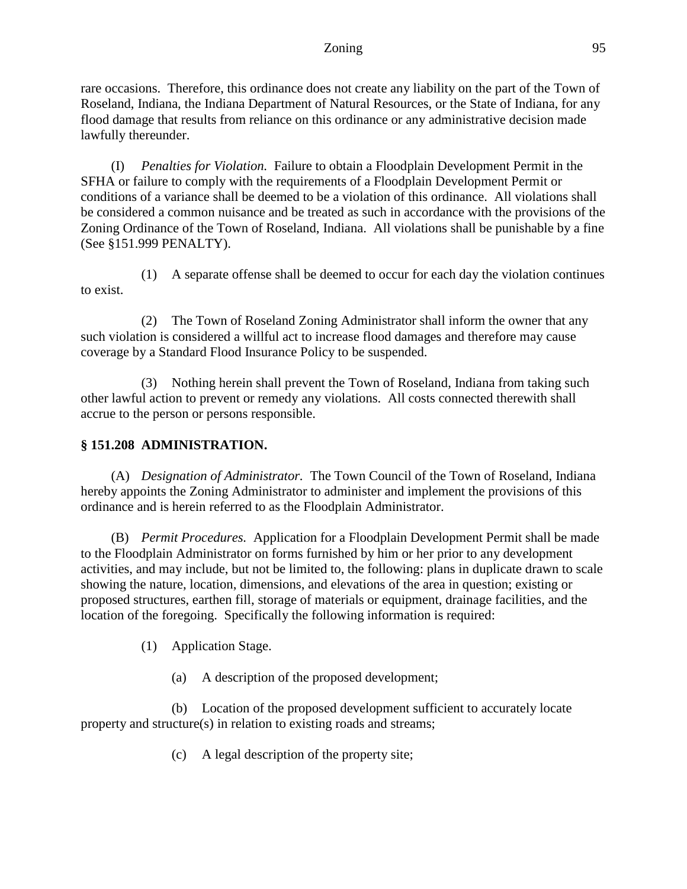rare occasions. Therefore, this ordinance does not create any liability on the part of the Town of Roseland, Indiana, the Indiana Department of Natural Resources, or the State of Indiana, for any flood damage that results from reliance on this ordinance or any administrative decision made lawfully thereunder.

(I) *Penalties for Violation.* Failure to obtain a Floodplain Development Permit in the SFHA or failure to comply with the requirements of a Floodplain Development Permit or conditions of a variance shall be deemed to be a violation of this ordinance. All violations shall be considered a common nuisance and be treated as such in accordance with the provisions of the Zoning Ordinance of the Town of Roseland, Indiana. All violations shall be punishable by a fine (See §151.999 PENALTY).

(1) A separate offense shall be deemed to occur for each day the violation continues to exist.

(2) The Town of Roseland Zoning Administrator shall inform the owner that any such violation is considered a willful act to increase flood damages and therefore may cause coverage by a Standard Flood Insurance Policy to be suspended.

(3) Nothing herein shall prevent the Town of Roseland, Indiana from taking such other lawful action to prevent or remedy any violations. All costs connected therewith shall accrue to the person or persons responsible.

**§ 151.208 ADMINISTRATION.**

(A) *Designation of Administrator.* The Town Council of the Town of Roseland, Indiana hereby appoints the Zoning Administrator to administer and implement the provisions of this ordinance and is herein referred to as the Floodplain Administrator.

(B) *Permit Procedures.* Application for a Floodplain Development Permit shall be made to the Floodplain Administrator on forms furnished by him or her prior to any development activities, and may include, but not be limited to, the following: plans in duplicate drawn to scale showing the nature, location, dimensions, and elevations of the area in question; existing or proposed structures, earthen fill, storage of materials or equipment, drainage facilities, and the location of the foregoing. Specifically the following information is required:

(1) Application Stage.

(a) A description of the proposed development;

(b) Location of the proposed development sufficient to accurately locate property and structure(s) in relation to existing roads and streams;

(c) A legal description of the property site;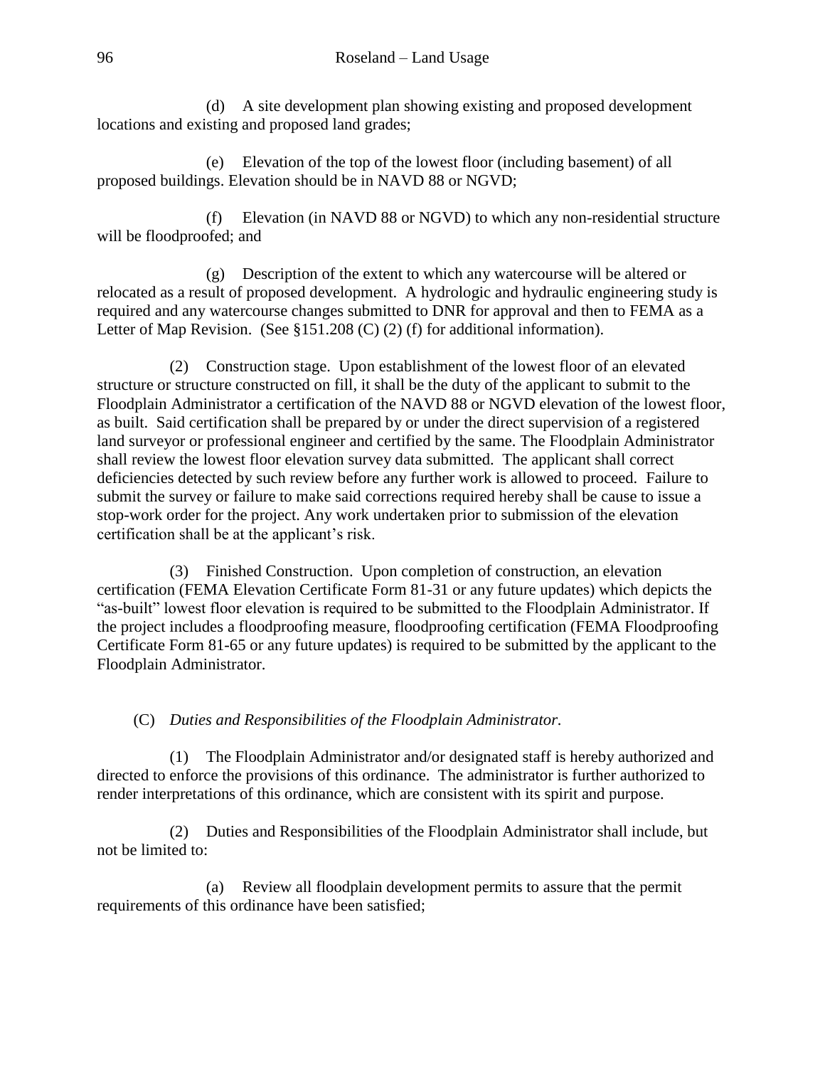(d) A site development plan showing existing and proposed development locations and existing and proposed land grades;

(e) Elevation of the top of the lowest floor (including basement) of all proposed buildings. Elevation should be in NAVD 88 or NGVD;

(f) Elevation (in NAVD 88 or NGVD) to which any non-residential structure will be floodproofed; and

(g) Description of the extent to which any watercourse will be altered or relocated as a result of proposed development. A hydrologic and hydraulic engineering study is required and any watercourse changes submitted to DNR for approval and then to FEMA as a Letter of Map Revision. (See §151.208 (C) (2) (f) for additional information).

(2) Construction stage. Upon establishment of the lowest floor of an elevated structure or structure constructed on fill, it shall be the duty of the applicant to submit to the Floodplain Administrator a certification of the NAVD 88 or NGVD elevation of the lowest floor, as built. Said certification shall be prepared by or under the direct supervision of a registered land surveyor or professional engineer and certified by the same. The Floodplain Administrator shall review the lowest floor elevation survey data submitted. The applicant shall correct deficiencies detected by such review before any further work is allowed to proceed. Failure to submit the survey or failure to make said corrections required hereby shall be cause to issue a stop-work order for the project. Any work undertaken prior to submission of the elevation certification shall be at the applicant's risk.

(3) Finished Construction. Upon completion of construction, an elevation certification (FEMA Elevation Certificate Form 81-31 or any future updates) which depicts the "as-built" lowest floor elevation is required to be submitted to the Floodplain Administrator. If the project includes a floodproofing measure, floodproofing certification (FEMA Floodproofing Certificate Form 81-65 or any future updates) is required to be submitted by the applicant to the Floodplain Administrator.

(C) *Duties and Responsibilities of the Floodplain Administrator.*

(1) The Floodplain Administrator and/or designated staff is hereby authorized and directed to enforce the provisions of this ordinance. The administrator is further authorized to render interpretations of this ordinance, which are consistent with its spirit and purpose.

(2) Duties and Responsibilities of the Floodplain Administrator shall include, but not be limited to:

(a) Review all floodplain development permits to assure that the permit requirements of this ordinance have been satisfied;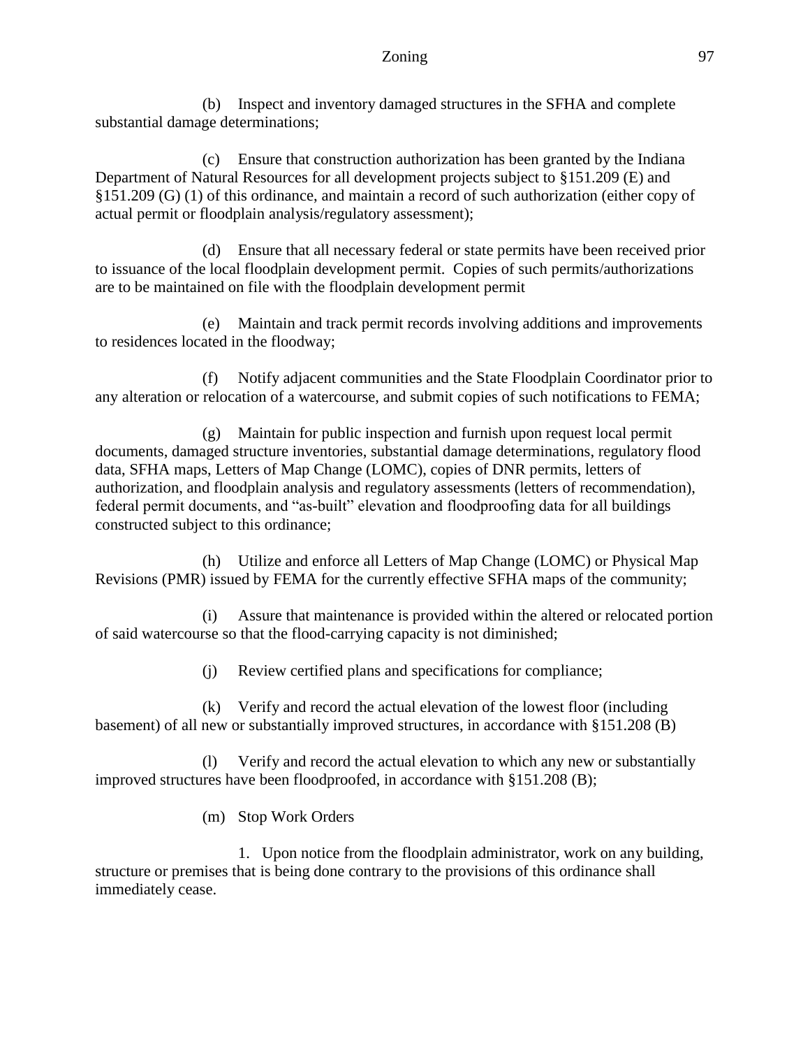(b) Inspect and inventory damaged structures in the SFHA and complete substantial damage determinations;

(c) Ensure that construction authorization has been granted by the Indiana Department of Natural Resources for all development projects subject to §151.209 (E) and §151.209 (G) (1) of this ordinance, and maintain a record of such authorization (either copy of actual permit or floodplain analysis/regulatory assessment);

(d) Ensure that all necessary federal or state permits have been received prior to issuance of the local floodplain development permit. Copies of such permits/authorizations are to be maintained on file with the floodplain development permit

(e) Maintain and track permit records involving additions and improvements to residences located in the floodway;

(f) Notify adjacent communities and the State Floodplain Coordinator prior to any alteration or relocation of a watercourse, and submit copies of such notifications to FEMA;

(g) Maintain for public inspection and furnish upon request local permit documents, damaged structure inventories, substantial damage determinations, regulatory flood data, SFHA maps, Letters of Map Change (LOMC), copies of DNR permits, letters of authorization, and floodplain analysis and regulatory assessments (letters of recommendation), federal permit documents, and "as-built" elevation and floodproofing data for all buildings constructed subject to this ordinance;

(h) Utilize and enforce all Letters of Map Change (LOMC) or Physical Map Revisions (PMR) issued by FEMA for the currently effective SFHA maps of the community;

(i) Assure that maintenance is provided within the altered or relocated portion of said watercourse so that the flood-carrying capacity is not diminished;

(j) Review certified plans and specifications for compliance;

(k) Verify and record the actual elevation of the lowest floor (including basement) of all new or substantially improved structures, in accordance with §151.208 (B)

(l) Verify and record the actual elevation to which any new or substantially improved structures have been floodproofed, in accordance with §151.208 (B);

(m) Stop Work Orders

1. Upon notice from the floodplain administrator, work on any building, structure or premises that is being done contrary to the provisions of this ordinance shall immediately cease.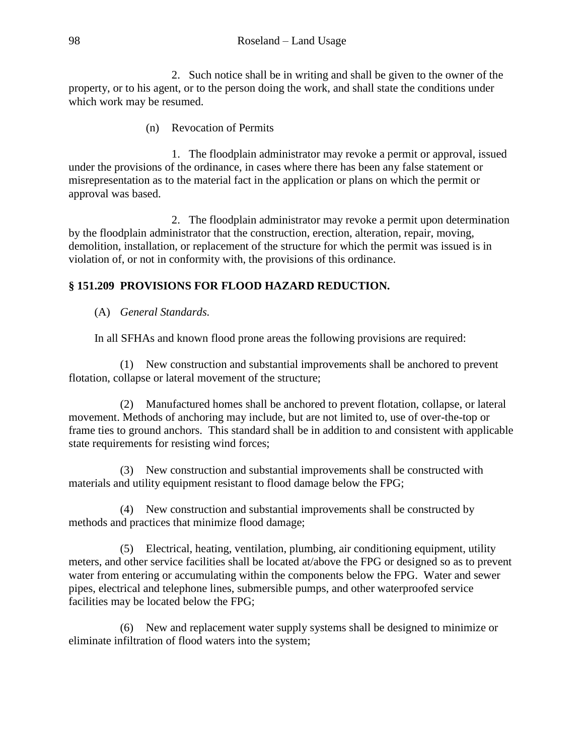2. Such notice shall be in writing and shall be given to the owner of the property, or to his agent, or to the person doing the work, and shall state the conditions under which work may be resumed.

(n) Revocation of Permits

1. The floodplain administrator may revoke a permit or approval, issued under the provisions of the ordinance, in cases where there has been any false statement or misrepresentation as to the material fact in the application or plans on which the permit or approval was based.

2. The floodplain administrator may revoke a permit upon determination by the floodplain administrator that the construction, erection, alteration, repair, moving, demolition, installation, or replacement of the structure for which the permit was issued is in violation of, or not in conformity with, the provisions of this ordinance.

**§ 151.209 PROVISIONS FOR FLOOD HAZARD REDUCTION.**

(A) *General Standards.*

In all SFHAs and known flood prone areas the following provisions are required:

(1) New construction and substantial improvements shall be anchored to prevent flotation, collapse or lateral movement of the structure;

(2) Manufactured homes shall be anchored to prevent flotation, collapse, or lateral movement. Methods of anchoring may include, but are not limited to, use of over-the-top or frame ties to ground anchors. This standard shall be in addition to and consistent with applicable state requirements for resisting wind forces;

(3) New construction and substantial improvements shall be constructed with materials and utility equipment resistant to flood damage below the FPG;

(4) New construction and substantial improvements shall be constructed by methods and practices that minimize flood damage;

(5) Electrical, heating, ventilation, plumbing, air conditioning equipment, utility meters, and other service facilities shall be located at/above the FPG or designed so as to prevent water from entering or accumulating within the components below the FPG. Water and sewer pipes, electrical and telephone lines, submersible pumps, and other waterproofed service facilities may be located below the FPG;

(6) New and replacement water supply systems shall be designed to minimize or eliminate infiltration of flood waters into the system;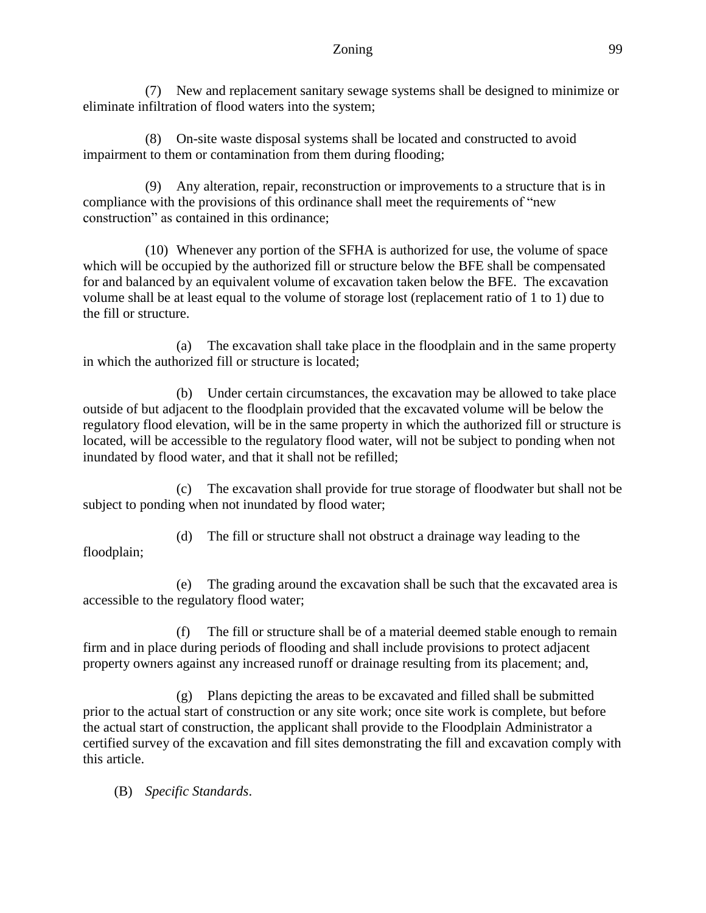(7) New and replacement sanitary sewage systems shall be designed to minimize or eliminate infiltration of flood waters into the system;

(8) On-site waste disposal systems shall be located and constructed to avoid impairment to them or contamination from them during flooding;

(9) Any alteration, repair, reconstruction or improvements to a structure that is in compliance with the provisions of this ordinance shall meet the requirements of "new construction" as contained in this ordinance;

(10) Whenever any portion of the SFHA is authorized for use, the volume of space which will be occupied by the authorized fill or structure below the BFE shall be compensated for and balanced by an equivalent volume of excavation taken below the BFE. The excavation volume shall be at least equal to the volume of storage lost (replacement ratio of 1 to 1) due to the fill or structure.

(a) The excavation shall take place in the floodplain and in the same property in which the authorized fill or structure is located;

(b) Under certain circumstances, the excavation may be allowed to take place outside of but adjacent to the floodplain provided that the excavated volume will be below the regulatory flood elevation, will be in the same property in which the authorized fill or structure is located, will be accessible to the regulatory flood water, will not be subject to ponding when not inundated by flood water, and that it shall not be refilled;

(c) The excavation shall provide for true storage of floodwater but shall not be subject to ponding when not inundated by flood water;

(d) The fill or structure shall not obstruct a drainage way leading to the floodplain;

(e) The grading around the excavation shall be such that the excavated area is accessible to the regulatory flood water;

(f) The fill or structure shall be of a material deemed stable enough to remain firm and in place during periods of flooding and shall include provisions to protect adjacent property owners against any increased runoff or drainage resulting from its placement; and,

(g) Plans depicting the areas to be excavated and filled shall be submitted prior to the actual start of construction or any site work; once site work is complete, but before the actual start of construction, the applicant shall provide to the Floodplain Administrator a certified survey of the excavation and fill sites demonstrating the fill and excavation comply with this article.

(B) *Specific Standards*.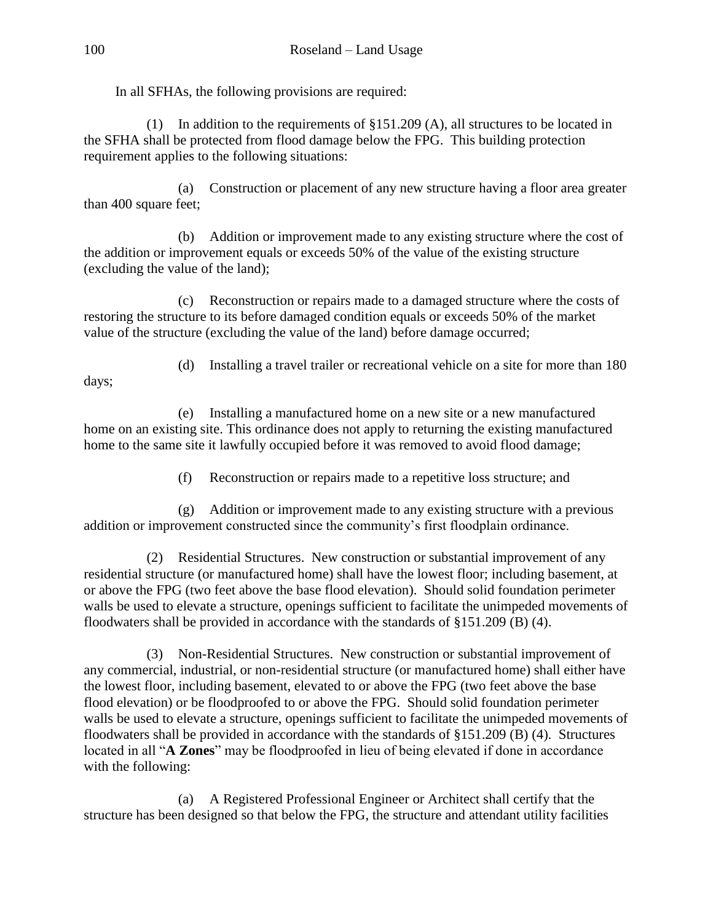In all SFHAs, the following provisions are required:

(1) In addition to the requirements of §151.209 (A), all structures to be located in the SFHA shall be protected from flood damage below the FPG. This building protection requirement applies to the following situations:

(a) Construction or placement of any new structure having a floor area greater than 400 square feet;

(b) Addition or improvement made to any existing structure where the cost of the addition or improvement equals or exceeds 50% of the value of the existing structure (excluding the value of the land);

(c) Reconstruction or repairs made to a damaged structure where the costs of restoring the structure to its before damaged condition equals or exceeds 50% of the market value of the structure (excluding the value of the land) before damage occurred;

(d) Installing a travel trailer or recreational vehicle on a site for more than 180 days;

(e) Installing a manufactured home on a new site or a new manufactured home on an existing site. This ordinance does not apply to returning the existing manufactured home to the same site it lawfully occupied before it was removed to avoid flood damage;

(f) Reconstruction or repairs made to a repetitive loss structure; and

(g) Addition or improvement made to any existing structure with a previous addition or improvement constructed since the community's first floodplain ordinance.

(2) Residential Structures. New construction or substantial improvement of any residential structure (or manufactured home) shall have the lowest floor; including basement, at or above the FPG (two feet above the base flood elevation). Should solid foundation perimeter walls be used to elevate a structure, openings sufficient to facilitate the unimpeded movements of floodwaters shall be provided in accordance with the standards of §151.209 (B) (4).

(3) Non-Residential Structures. New construction or substantial improvement of any commercial, industrial, or non-residential structure (or manufactured home) shall either have the lowest floor, including basement, elevated to or above the FPG (two feet above the base flood elevation) or be floodproofed to or above the FPG. Should solid foundation perimeter walls be used to elevate a structure, openings sufficient to facilitate the unimpeded movements of floodwaters shall be provided in accordance with the standards of §151.209 (B) (4). Structures located in all "**A Zones**" may be floodproofed in lieu of being elevated if done in accordance with the following:

(a) A Registered Professional Engineer or Architect shall certify that the structure has been designed so that below the FPG, the structure and attendant utility facilities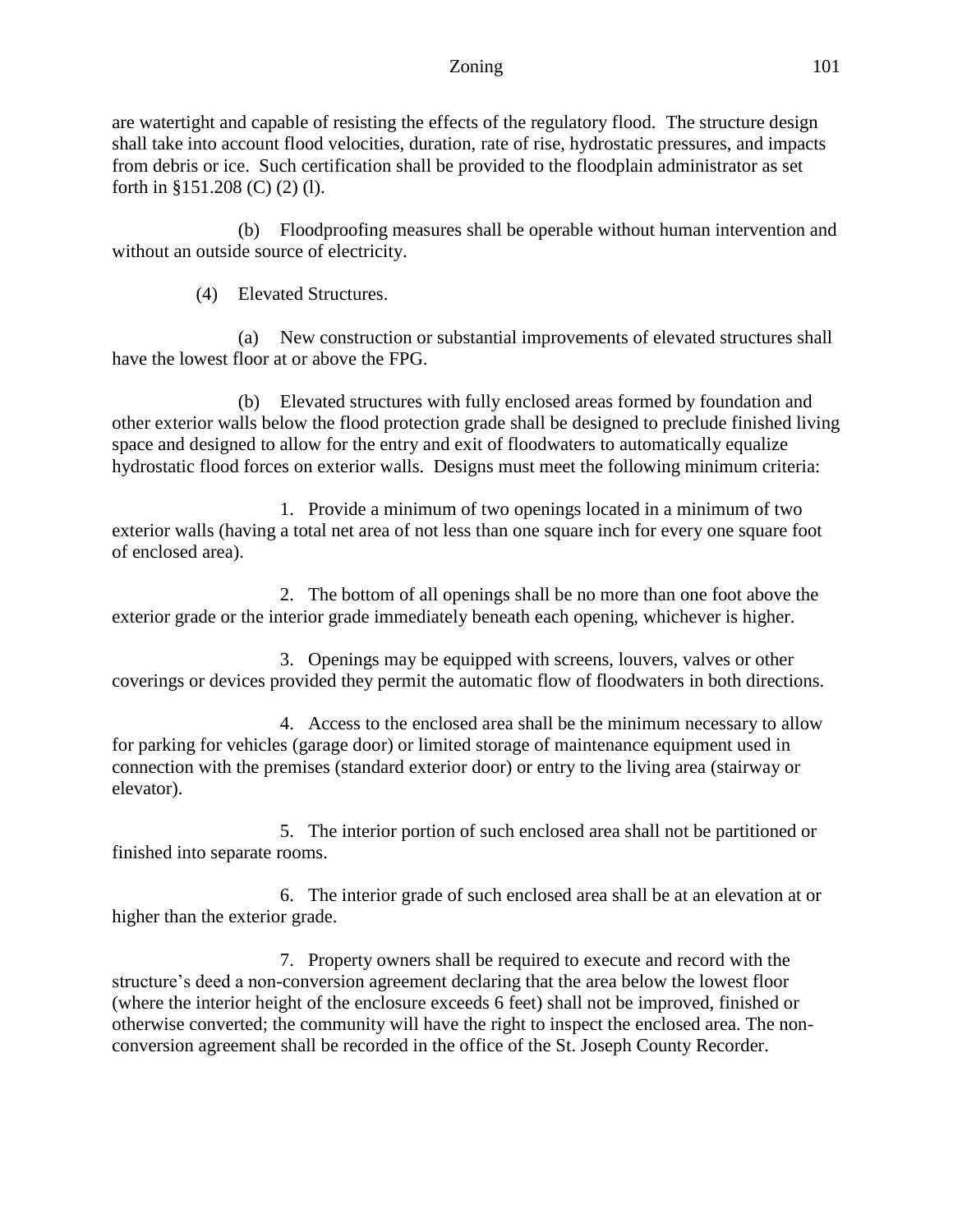are watertight and capable of resisting the effects of the regulatory flood. The structure design shall take into account flood velocities, duration, rate of rise, hydrostatic pressures, and impacts from debris or ice. Such certification shall be provided to the floodplain administrator as set forth in §151.208 (C) (2) (l).

(b) Floodproofing measures shall be operable without human intervention and without an outside source of electricity.

(4) Elevated Structures.

(a) New construction or substantial improvements of elevated structures shall have the lowest floor at or above the FPG.

(b) Elevated structures with fully enclosed areas formed by foundation and other exterior walls below the flood protection grade shall be designed to preclude finished living space and designed to allow for the entry and exit of floodwaters to automatically equalize hydrostatic flood forces on exterior walls. Designs must meet the following minimum criteria:

1. Provide a minimum of two openings located in a minimum of two exterior walls (having a total net area of not less than one square inch for every one square foot of enclosed area).

2. The bottom of all openings shall be no more than one foot above the exterior grade or the interior grade immediately beneath each opening, whichever is higher.

3. Openings may be equipped with screens, louvers, valves or other coverings or devices provided they permit the automatic flow of floodwaters in both directions.

4. Access to the enclosed area shall be the minimum necessary to allow for parking for vehicles (garage door) or limited storage of maintenance equipment used in connection with the premises (standard exterior door) or entry to the living area (stairway or elevator).

5. The interior portion of such enclosed area shall not be partitioned or finished into separate rooms.

6. The interior grade of such enclosed area shall be at an elevation at or higher than the exterior grade.

7. Property owners shall be required to execute and record with the structure's deed a non-conversion agreement declaring that the area below the lowest floor (where the interior height of the enclosure exceeds 6 feet) shall not be improved, finished or otherwise converted; the community will have the right to inspect the enclosed area. The non-conversion agreement shall be recorded in the office of the St. Joseph County Recorder.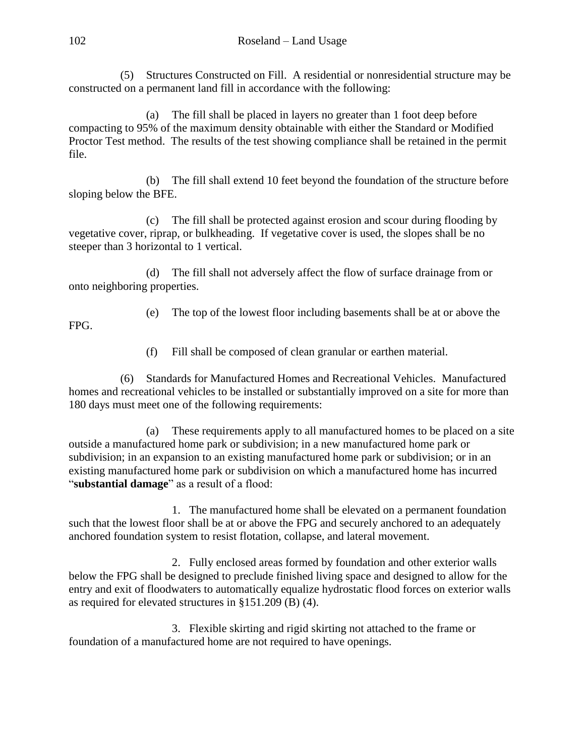(5) Structures Constructed on Fill. A residential or nonresidential structure may be constructed on a permanent land fill in accordance with the following:

(a) The fill shall be placed in layers no greater than 1 foot deep before compacting to 95% of the maximum density obtainable with either the Standard or Modified Proctor Test method. The results of the test showing compliance shall be retained in the permit file.

(b) The fill shall extend 10 feet beyond the foundation of the structure before sloping below the BFE.

(c) The fill shall be protected against erosion and scour during flooding by vegetative cover, riprap, or bulkheading. If vegetative cover is used, the slopes shall be no steeper than 3 horizontal to 1 vertical.

(d) The fill shall not adversely affect the flow of surface drainage from or onto neighboring properties.

(e) The top of the lowest floor including basements shall be at or above the FPG.

(f) Fill shall be composed of clean granular or earthen material.

(6) Standards for Manufactured Homes and Recreational Vehicles. Manufactured homes and recreational vehicles to be installed or substantially improved on a site for more than 180 days must meet one of the following requirements:

(a) These requirements apply to all manufactured homes to be placed on a site outside a manufactured home park or subdivision; in a new manufactured home park or subdivision; in an expansion to an existing manufactured home park or subdivision; or in an existing manufactured home park or subdivision on which a manufactured home has incurred "**substantial damage**" as a result of a flood:

1. The manufactured home shall be elevated on a permanent foundation such that the lowest floor shall be at or above the FPG and securely anchored to an adequately anchored foundation system to resist flotation, collapse, and lateral movement.

2. Fully enclosed areas formed by foundation and other exterior walls below the FPG shall be designed to preclude finished living space and designed to allow for the entry and exit of floodwaters to automatically equalize hydrostatic flood forces on exterior walls as required for elevated structures in §151.209 (B) (4).

3. Flexible skirting and rigid skirting not attached to the frame or foundation of a manufactured home are not required to have openings.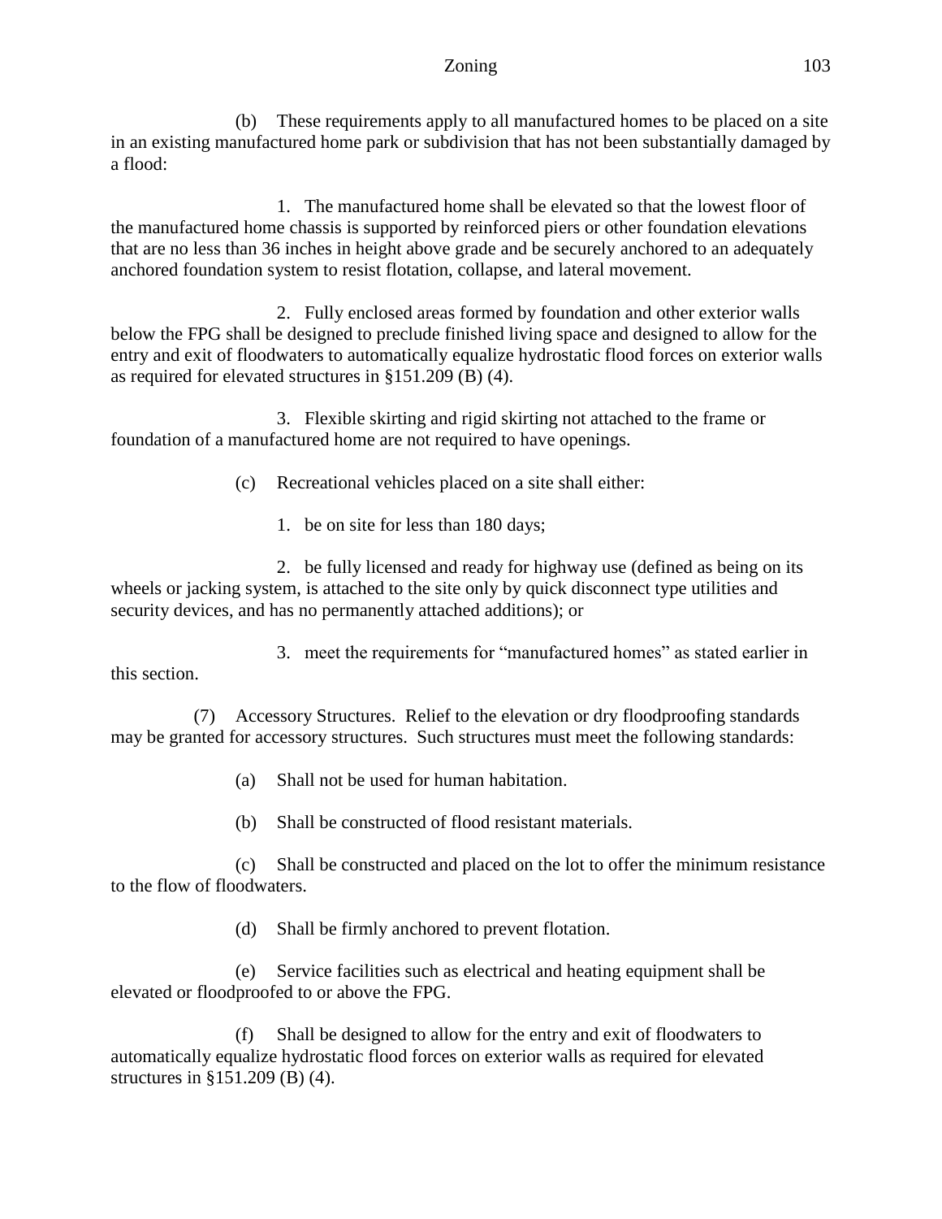(b) These requirements apply to all manufactured homes to be placed on a site in an existing manufactured home park or subdivision that has not been substantially damaged by a flood:

1. The manufactured home shall be elevated so that the lowest floor of the manufactured home chassis is supported by reinforced piers or other foundation elevations that are no less than 36 inches in height above grade and be securely anchored to an adequately anchored foundation system to resist flotation, collapse, and lateral movement.

2. Fully enclosed areas formed by foundation and other exterior walls below the FPG shall be designed to preclude finished living space and designed to allow for the entry and exit of floodwaters to automatically equalize hydrostatic flood forces on exterior walls as required for elevated structures in §151.209 (B) (4).

3. Flexible skirting and rigid skirting not attached to the frame or foundation of a manufactured home are not required to have openings.

(c) Recreational vehicles placed on a site shall either:

1. be on site for less than 180 days;

2. be fully licensed and ready for highway use (defined as being on its wheels or jacking system, is attached to the site only by quick disconnect type utilities and security devices, and has no permanently attached additions); or

3. meet the requirements for "manufactured homes" as stated earlier in this section.

(7) Accessory Structures. Relief to the elevation or dry floodproofing standards may be granted for accessory structures. Such structures must meet the following standards:

(a) Shall not be used for human habitation.

(b) Shall be constructed of flood resistant materials.

(c) Shall be constructed and placed on the lot to offer the minimum resistance to the flow of floodwaters.

(d) Shall be firmly anchored to prevent flotation.

(e) Service facilities such as electrical and heating equipment shall be elevated or floodproofed to or above the FPG.

(f) Shall be designed to allow for the entry and exit of floodwaters to automatically equalize hydrostatic flood forces on exterior walls as required for elevated structures in §151.209 (B) (4).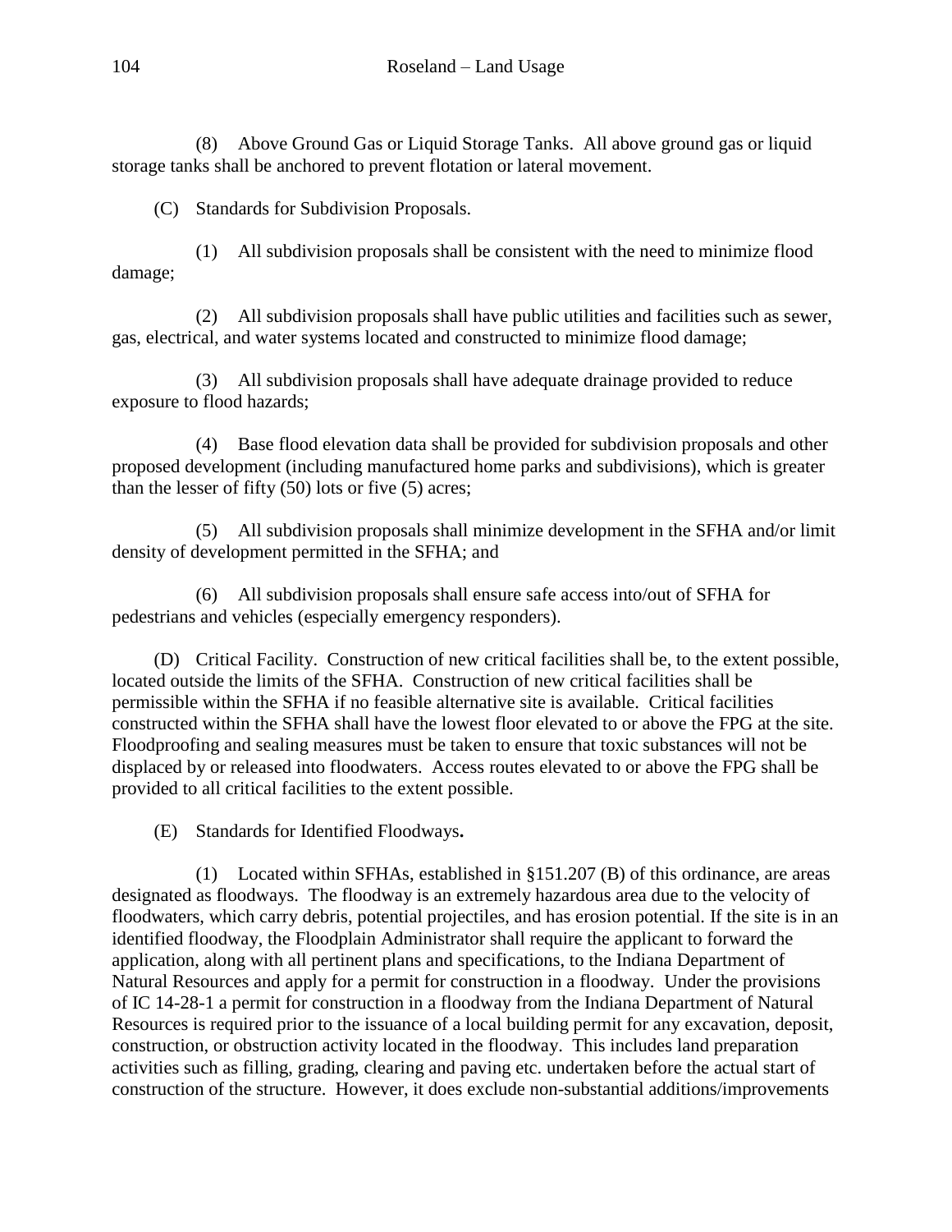(8) Above Ground Gas or Liquid Storage Tanks. All above ground gas or liquid storage tanks shall be anchored to prevent flotation or lateral movement.

(C) Standards for Subdivision Proposals.

(1) All subdivision proposals shall be consistent with the need to minimize flood damage;

(2) All subdivision proposals shall have public utilities and facilities such as sewer, gas, electrical, and water systems located and constructed to minimize flood damage;

(3) All subdivision proposals shall have adequate drainage provided to reduce exposure to flood hazards;

(4) Base flood elevation data shall be provided for subdivision proposals and other proposed development (including manufactured home parks and subdivisions), which is greater than the lesser of fifty (50) lots or five (5) acres;

(5) All subdivision proposals shall minimize development in the SFHA and/or limit density of development permitted in the SFHA; and

(6) All subdivision proposals shall ensure safe access into/out of SFHA for pedestrians and vehicles (especially emergency responders).

(D) Critical Facility. Construction of new critical facilities shall be, to the extent possible, located outside the limits of the SFHA. Construction of new critical facilities shall be permissible within the SFHA if no feasible alternative site is available. Critical facilities constructed within the SFHA shall have the lowest floor elevated to or above the FPG at the site. Floodproofing and sealing measures must be taken to ensure that toxic substances will not be displaced by or released into floodwaters. Access routes elevated to or above the FPG shall be provided to all critical facilities to the extent possible.

(E) Standards for Identified Floodways**.**

(1) Located within SFHAs, established in §151.207 (B) of this ordinance, are areas designated as floodways. The floodway is an extremely hazardous area due to the velocity of floodwaters, which carry debris, potential projectiles, and has erosion potential. If the site is in an identified floodway, the Floodplain Administrator shall require the applicant to forward the application, along with all pertinent plans and specifications, to the Indiana Department of Natural Resources and apply for a permit for construction in a floodway. Under the provisions of IC 14-28-1 a permit for construction in a floodway from the Indiana Department of Natural Resources is required prior to the issuance of a local building permit for any excavation, deposit, construction, or obstruction activity located in the floodway. This includes land preparation activities such as filling, grading, clearing and paving etc. undertaken before the actual start of construction of the structure. However, it does exclude non-substantial additions/improvements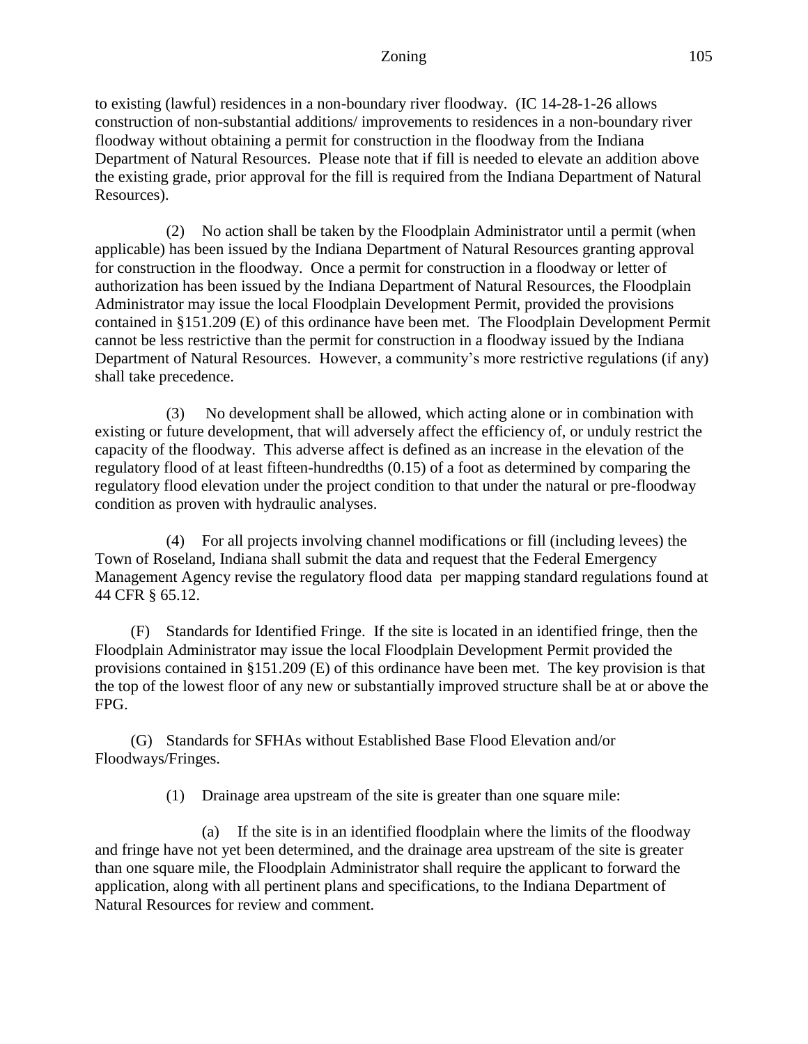to existing (lawful) residences in a non-boundary river floodway. (IC 14-28-1-26 allows construction of non-substantial additions/ improvements to residences in a non-boundary river floodway without obtaining a permit for construction in the floodway from the Indiana Department of Natural Resources. Please note that if fill is needed to elevate an addition above the existing grade, prior approval for the fill is required from the Indiana Department of Natural Resources).

(2) No action shall be taken by the Floodplain Administrator until a permit (when applicable) has been issued by the Indiana Department of Natural Resources granting approval for construction in the floodway. Once a permit for construction in a floodway or letter of authorization has been issued by the Indiana Department of Natural Resources, the Floodplain Administrator may issue the local Floodplain Development Permit, provided the provisions contained in §151.209 (E) of this ordinance have been met. The Floodplain Development Permit cannot be less restrictive than the permit for construction in a floodway issued by the Indiana Department of Natural Resources. However, a community's more restrictive regulations (if any) shall take precedence.

(3) No development shall be allowed, which acting alone or in combination with existing or future development, that will adversely affect the efficiency of, or unduly restrict the capacity of the floodway. This adverse affect is defined as an increase in the elevation of the regulatory flood of at least fifteen-hundredths (0.15) of a foot as determined by comparing the regulatory flood elevation under the project condition to that under the natural or pre-floodway condition as proven with hydraulic analyses.

(4) For all projects involving channel modifications or fill (including levees) the Town of Roseland, Indiana shall submit the data and request that the Federal Emergency Management Agency revise the regulatory flood data per mapping standard regulations found at 44 CFR § 65.12.

(F) Standards for Identified Fringe. If the site is located in an identified fringe, then the Floodplain Administrator may issue the local Floodplain Development Permit provided the provisions contained in §151.209 (E) of this ordinance have been met. The key provision is that the top of the lowest floor of any new or substantially improved structure shall be at or above the FPG.

(G) Standards for SFHAs without Established Base Flood Elevation and/or Floodways/Fringes.

(1) Drainage area upstream of the site is greater than one square mile:

(a) If the site is in an identified floodplain where the limits of the floodway and fringe have not yet been determined, and the drainage area upstream of the site is greater than one square mile, the Floodplain Administrator shall require the applicant to forward the application, along with all pertinent plans and specifications, to the Indiana Department of Natural Resources for review and comment.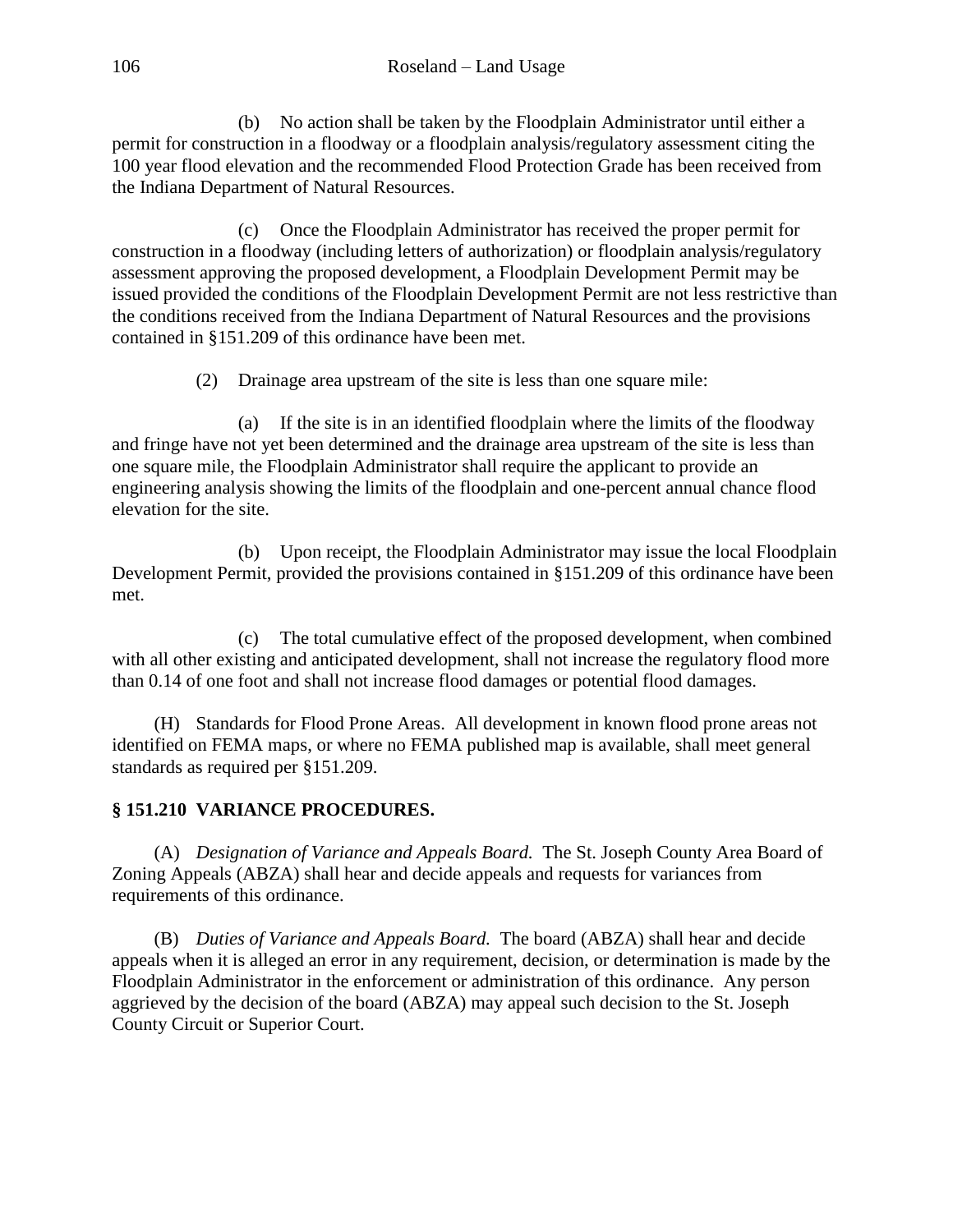(b) No action shall be taken by the Floodplain Administrator until either a permit for construction in a floodway or a floodplain analysis/regulatory assessment citing the 100 year flood elevation and the recommended Flood Protection Grade has been received from the Indiana Department of Natural Resources.

(c) Once the Floodplain Administrator has received the proper permit for construction in a floodway (including letters of authorization) or floodplain analysis/regulatory assessment approving the proposed development, a Floodplain Development Permit may be issued provided the conditions of the Floodplain Development Permit are not less restrictive than the conditions received from the Indiana Department of Natural Resources and the provisions contained in §151.209 of this ordinance have been met.

(2) Drainage area upstream of the site is less than one square mile:

(a) If the site is in an identified floodplain where the limits of the floodway and fringe have not yet been determined and the drainage area upstream of the site is less than one square mile, the Floodplain Administrator shall require the applicant to provide an engineering analysis showing the limits of the floodplain and one-percent annual chance flood elevation for the site.

(b) Upon receipt, the Floodplain Administrator may issue the local Floodplain Development Permit, provided the provisions contained in §151.209 of this ordinance have been met.

(c) The total cumulative effect of the proposed development, when combined with all other existing and anticipated development, shall not increase the regulatory flood more than 0.14 of one foot and shall not increase flood damages or potential flood damages.

(H) Standards for Flood Prone Areas. All development in known flood prone areas not identified on FEMA maps, or where no FEMA published map is available, shall meet general standards as required per §151.209.

## § 151.210 VARIANCE PROCEDURES.

(A) *Designation of Variance and Appeals Board.* The St. Joseph County Area Board of Zoning Appeals (ABZA) shall hear and decide appeals and requests for variances from requirements of this ordinance.

(B) *Duties of Variance and Appeals Board.* The board (ABZA) shall hear and decide appeals when it is alleged an error in any requirement, decision, or determination is made by the Floodplain Administrator in the enforcement or administration of this ordinance. Any person aggrieved by the decision of the board (ABZA) may appeal such decision to the St. Joseph County Circuit or Superior Court.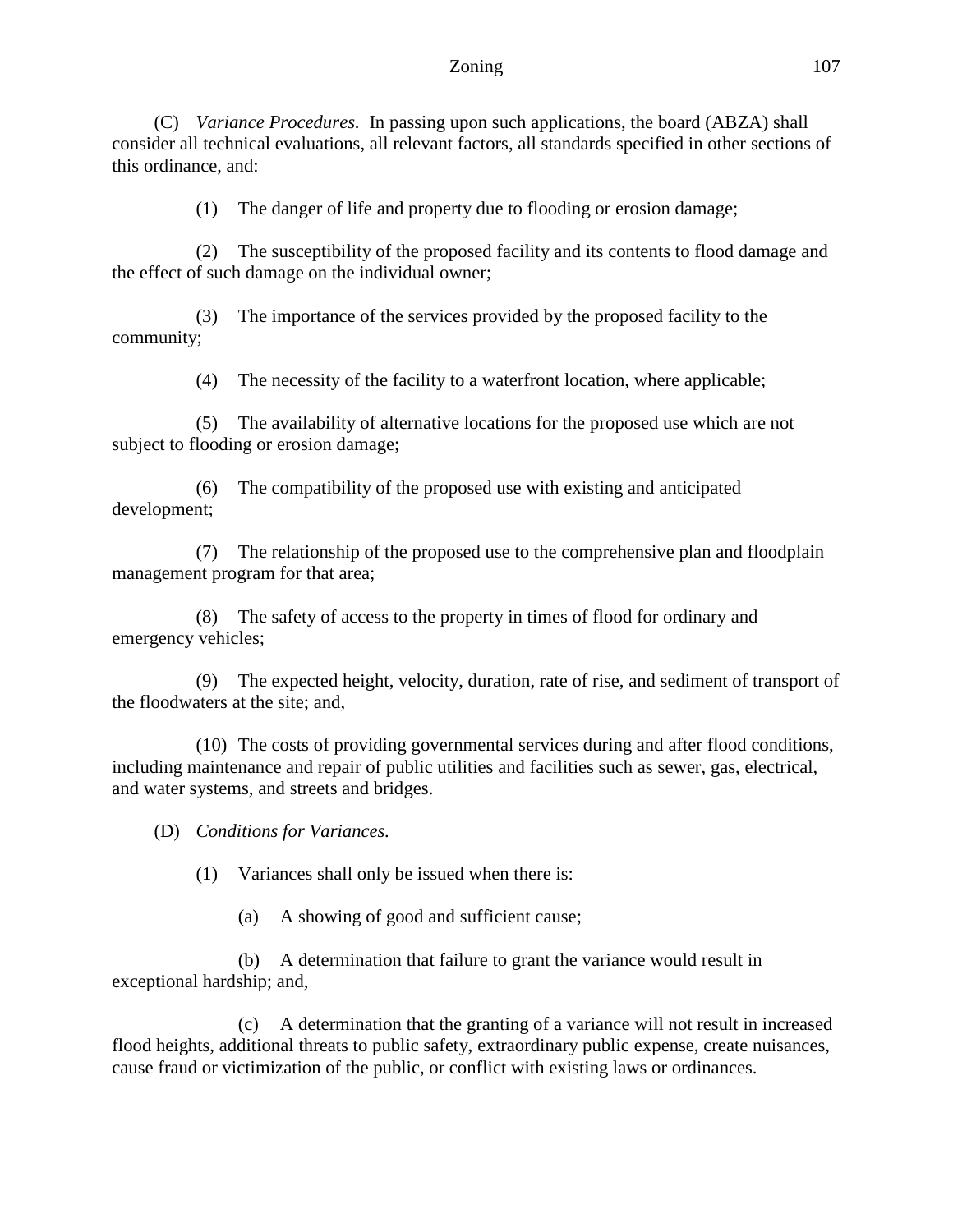(C) *Variance Procedures.* In passing upon such applications, the board (ABZA) shall consider all technical evaluations, all relevant factors, all standards specified in other sections of this ordinance, and:

(1) The danger of life and property due to flooding or erosion damage;

(2) The susceptibility of the proposed facility and its contents to flood damage and the effect of such damage on the individual owner;

(3) The importance of the services provided by the proposed facility to the community;

(4) The necessity of the facility to a waterfront location, where applicable;

(5) The availability of alternative locations for the proposed use which are not subject to flooding or erosion damage;

(6) The compatibility of the proposed use with existing and anticipated development;

(7) The relationship of the proposed use to the comprehensive plan and floodplain management program for that area;

(8) The safety of access to the property in times of flood for ordinary and emergency vehicles;

(9) The expected height, velocity, duration, rate of rise, and sediment of transport of the floodwaters at the site; and,

(10) The costs of providing governmental services during and after flood conditions, including maintenance and repair of public utilities and facilities such as sewer, gas, electrical, and water systems, and streets and bridges.

(D) *Conditions for Variances.*

(1) Variances shall only be issued when there is:

(a) A showing of good and sufficient cause;

(b) A determination that failure to grant the variance would result in exceptional hardship; and,

(c) A determination that the granting of a variance will not result in increased flood heights, additional threats to public safety, extraordinary public expense, create nuisances, cause fraud or victimization of the public, or conflict with existing laws or ordinances.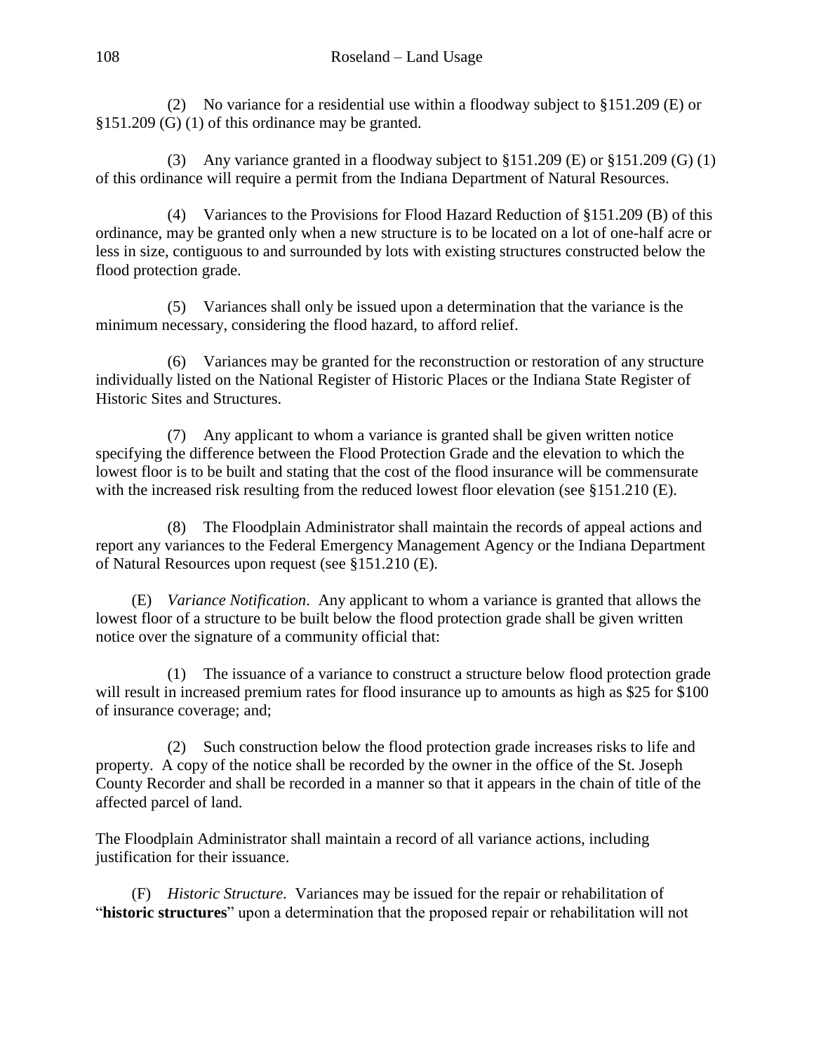(2) No variance for a residential use within a floodway subject to §151.209 (E) or §151.209 (G) (1) of this ordinance may be granted.

(3) Any variance granted in a floodway subject to §151.209 (E) or §151.209 (G) (1) of this ordinance will require a permit from the Indiana Department of Natural Resources.

(4) Variances to the Provisions for Flood Hazard Reduction of §151.209 (B) of this ordinance, may be granted only when a new structure is to be located on a lot of one-half acre or less in size, contiguous to and surrounded by lots with existing structures constructed below the flood protection grade.

(5) Variances shall only be issued upon a determination that the variance is the minimum necessary, considering the flood hazard, to afford relief.

(6) Variances may be granted for the reconstruction or restoration of any structure individually listed on the National Register of Historic Places or the Indiana State Register of Historic Sites and Structures.

(7) Any applicant to whom a variance is granted shall be given written notice specifying the difference between the Flood Protection Grade and the elevation to which the lowest floor is to be built and stating that the cost of the flood insurance will be commensurate with the increased risk resulting from the reduced lowest floor elevation (see §151.210 (E).

(8) The Floodplain Administrator shall maintain the records of appeal actions and report any variances to the Federal Emergency Management Agency or the Indiana Department of Natural Resources upon request (see §151.210 (E).

(E) *Variance Notification*. Any applicant to whom a variance is granted that allows the lowest floor of a structure to be built below the flood protection grade shall be given written notice over the signature of a community official that:

(1) The issuance of a variance to construct a structure below flood protection grade will result in increased premium rates for flood insurance up to amounts as high as $25 for $100 of insurance coverage; and;

(2) Such construction below the flood protection grade increases risks to life and property. A copy of the notice shall be recorded by the owner in the office of the St. Joseph County Recorder and shall be recorded in a manner so that it appears in the chain of title of the affected parcel of land.

The Floodplain Administrator shall maintain a record of all variance actions, including justification for their issuance.

(F) *Historic Structure.* Variances may be issued for the repair or rehabilitation of "**historic structures**" upon a determination that the proposed repair or rehabilitation will not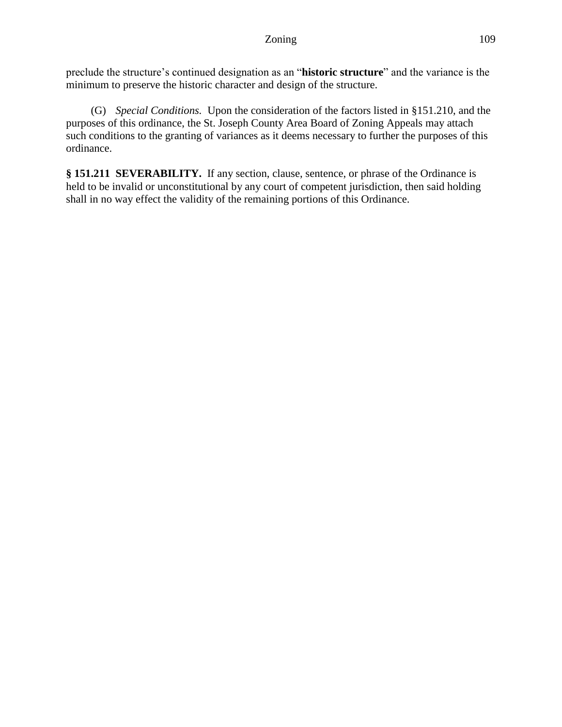preclude the structure's continued designation as an "**historic structure**" and the variance is the minimum to preserve the historic character and design of the structure.

(G) *Special Conditions.* Upon the consideration of the factors listed in §151.210, and the purposes of this ordinance, the St. Joseph County Area Board of Zoning Appeals may attach such conditions to the granting of variances as it deems necessary to further the purposes of this ordinance.

**§ 151.211 SEVERABILITY.** If any section, clause, sentence, or phrase of the Ordinance is held to be invalid or unconstitutional by any court of competent jurisdiction, then said holding shall in no way effect the validity of the remaining portions of this Ordinance.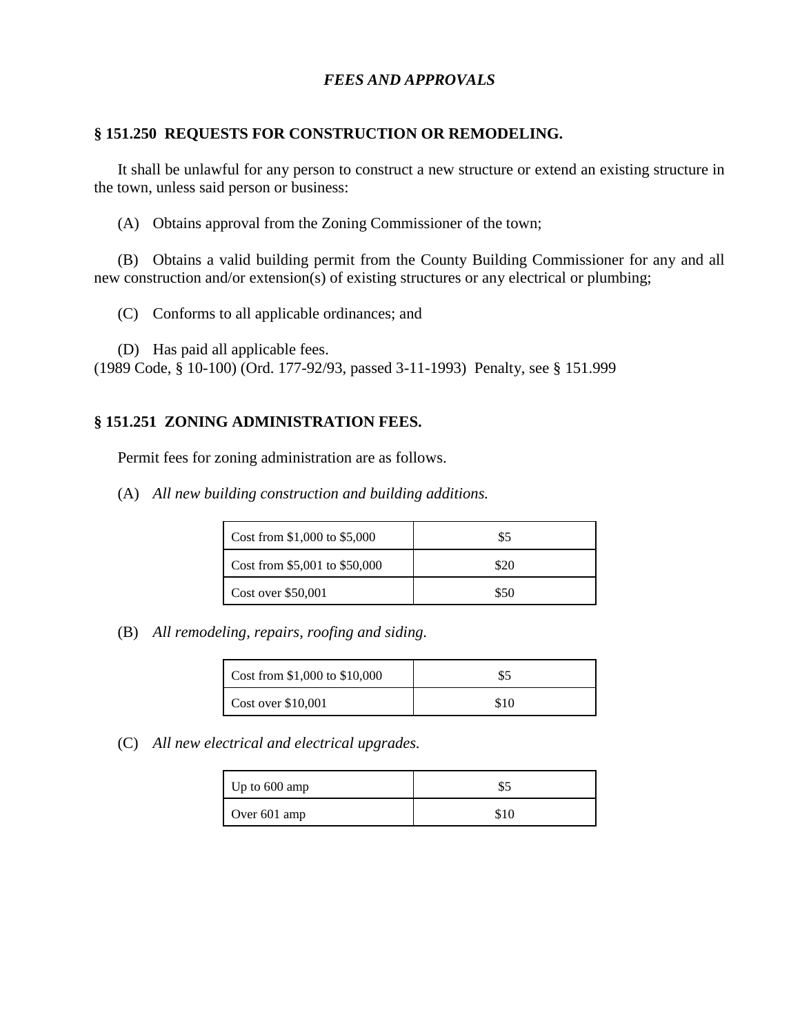*FEES AND APPROVALS*

**§ 151.250 REQUESTS FOR CONSTRUCTION OR REMODELING.**

It shall be unlawful for any person to construct a new structure or extend an existing structure in the town, unless said person or business:

(A) Obtains approval from the Zoning Commissioner of the town;

(B) Obtains a valid building permit from the County Building Commissioner for any and all new construction and/or extension(s) of existing structures or any electrical or plumbing;

(C) Conforms to all applicable ordinances; and

(D) Has paid all applicable fees.
(1989 Code, § 10-100) (Ord. 177-92/93, passed 3-11-1993) Penalty, see § 151.999

**§ 151.251 ZONING ADMINISTRATION FEES.**

Permit fees for zoning administration are as follows.

(A) *All new building construction and building additions.*

| | |
|---|---|
| Cost from $1,000 to $5,000 | $5 |
| Cost from $5,001 to $50,000 | $20 |
| Cost over $50,001 | $50 |

(B) *All remodeling, repairs, roofing and siding.*

| | |
|---|---|
| Cost from $1,000 to $10,000 | $5 |
| Cost over $10,001 | $10 |

(C) *All new electrical and electrical upgrades.*

| | |
|---|---|
| Up to 600 amp | $5 |
| Over 601 amp | $10 |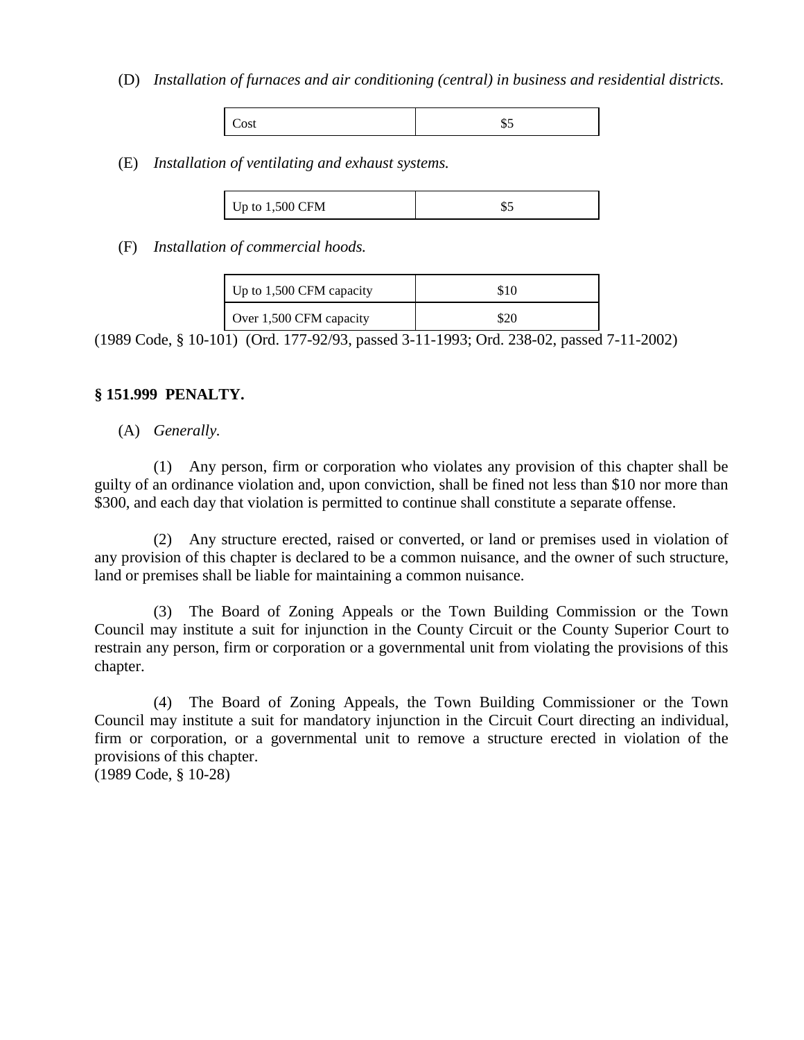(D) *Installation of furnaces and air conditioning (central) in business and residential districts.*

| | |
|---|---|
| Cost | $5 |

(E) *Installation of ventilating and exhaust systems.*

| | |
|---|---|
| Up to 1,500 CFM | $5 |

(F) *Installation of commercial hoods.*

| | |
|---|---|
| Up to 1,500 CFM capacity | $10 |
| Over 1,500 CFM capacity | $20 |

(1989 Code, § 10-101) (Ord. 177-92/93, passed 3-11-1993; Ord. 238-02, passed 7-11-2002)

**§ 151.999 PENALTY.**

(A) *Generally.*

(1) Any person, firm or corporation who violates any provision of this chapter shall be guilty of an ordinance violation and, upon conviction, shall be fined not less than $10 nor more than $300, and each day that violation is permitted to continue shall constitute a separate offense.

(2) Any structure erected, raised or converted, or land or premises used in violation of any provision of this chapter is declared to be a common nuisance, and the owner of such structure, land or premises shall be liable for maintaining a common nuisance.

(3) The Board of Zoning Appeals or the Town Building Commission or the Town Council may institute a suit for injunction in the County Circuit or the County Superior Court to restrain any person, firm or corporation or a governmental unit from violating the provisions of this chapter.

(4) The Board of Zoning Appeals, the Town Building Commissioner or the Town Council may institute a suit for mandatory injunction in the Circuit Court directing an individual, firm or corporation, or a governmental unit to remove a structure erected in violation of the provisions of this chapter.
(1989 Code, § 10-28)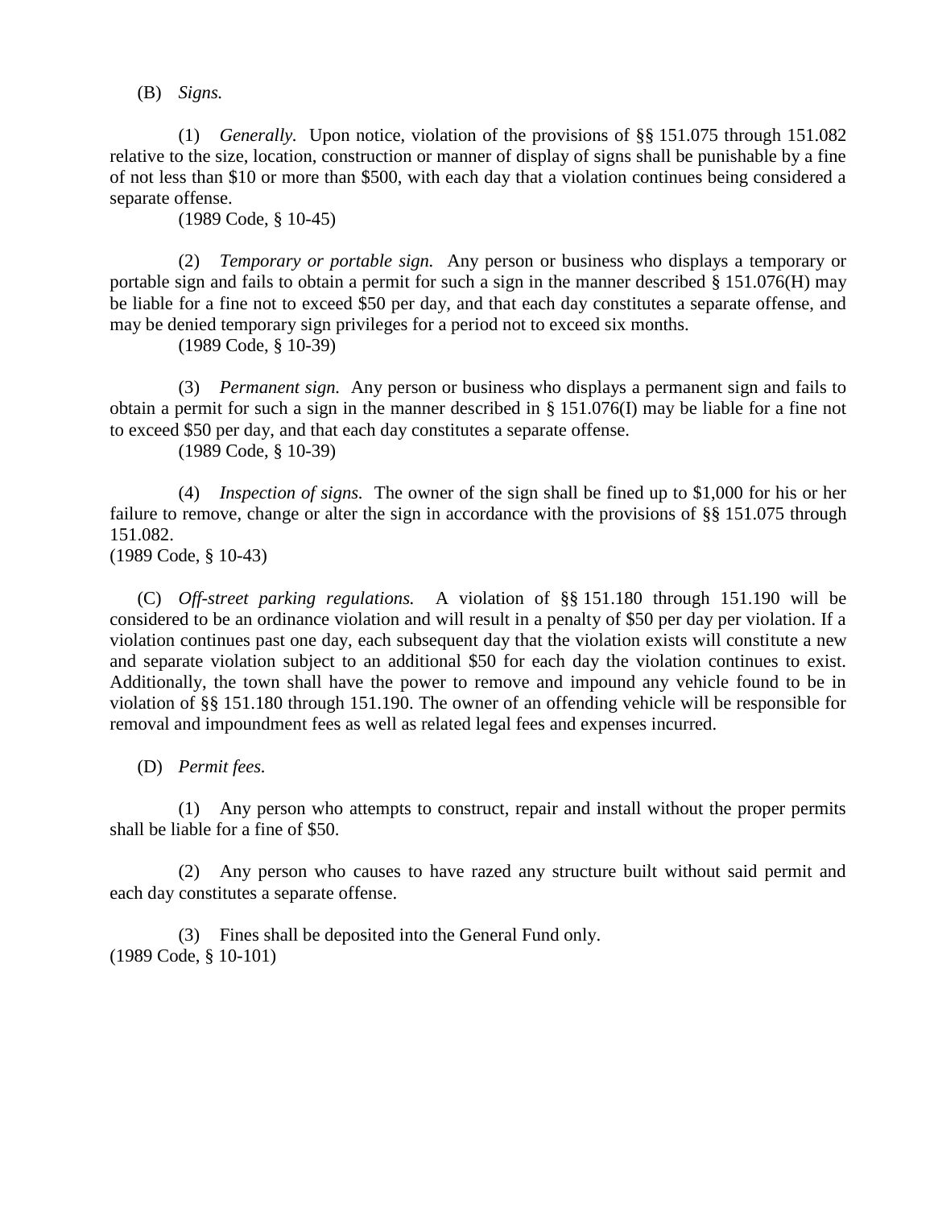(B) *Signs.*

(1) *Generally.* Upon notice, violation of the provisions of §§ 151.075 through 151.082 relative to the size, location, construction or manner of display of signs shall be punishable by a fine of not less than $10 or more than $500, with each day that a violation continues being considered a separate offense.
(1989 Code, § 10-45)

(2) *Temporary or portable sign.* Any person or business who displays a temporary or portable sign and fails to obtain a permit for such a sign in the manner described § 151.076(H) may be liable for a fine not to exceed $50 per day, and that each day constitutes a separate offense, and may be denied temporary sign privileges for a period not to exceed six months.
(1989 Code, § 10-39)

(3) *Permanent sign.* Any person or business who displays a permanent sign and fails to obtain a permit for such a sign in the manner described in § 151.076(I) may be liable for a fine not to exceed $50 per day, and that each day constitutes a separate offense.
(1989 Code, § 10-39)

(4) *Inspection of signs.* The owner of the sign shall be fined up to $1,000 for his or her failure to remove, change or alter the sign in accordance with the provisions of §§ 151.075 through 151.082.
(1989 Code, § 10-43)

(C) *Off-street parking regulations.* A violation of §§ 151.180 through 151.190 will be considered to be an ordinance violation and will result in a penalty of $50 per day per violation. If a violation continues past one day, each subsequent day that the violation exists will constitute a new and separate violation subject to an additional $50 for each day the violation continues to exist. Additionally, the town shall have the power to remove and impound any vehicle found to be in violation of §§ 151.180 through 151.190. The owner of an offending vehicle will be responsible for removal and impoundment fees as well as related legal fees and expenses incurred.

(D) *Permit fees.*

(1) Any person who attempts to construct, repair and install without the proper permits shall be liable for a fine of $50.

(2) Any person who causes to have razed any structure built without said permit and each day constitutes a separate offense.

(3) Fines shall be deposited into the General Fund only.
(1989 Code, § 10-101)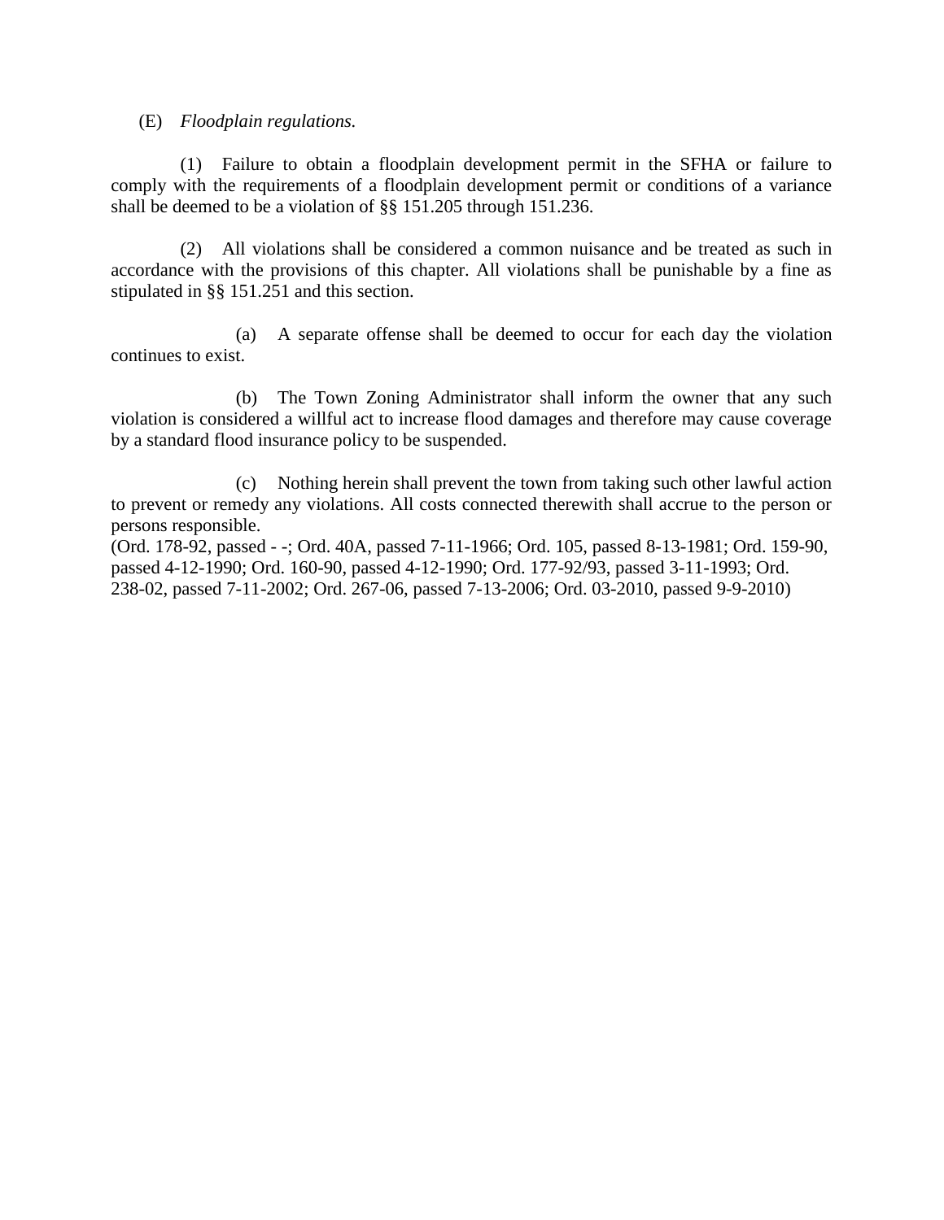(E) *Floodplain regulations.*

(1) Failure to obtain a floodplain development permit in the SFHA or failure to comply with the requirements of a floodplain development permit or conditions of a variance shall be deemed to be a violation of §§ 151.205 through 151.236.

(2) All violations shall be considered a common nuisance and be treated as such in accordance with the provisions of this chapter. All violations shall be punishable by a fine as stipulated in §§ 151.251 and this section.

(a) A separate offense shall be deemed to occur for each day the violation continues to exist.

(b) The Town Zoning Administrator shall inform the owner that any such violation is considered a willful act to increase flood damages and therefore may cause coverage by a standard flood insurance policy to be suspended.

(c) Nothing herein shall prevent the town from taking such other lawful action to prevent or remedy any violations. All costs connected therewith shall accrue to the person or persons responsible.

(Ord. 178-92, passed - -; Ord. 40A, passed 7-11-1966; Ord. 105, passed 8-13-1981; Ord. 159-90, passed 4-12-1990; Ord. 160-90, passed 4-12-1990; Ord. 177-92/93, passed 3-11-1993; Ord. 238-02, passed 7-11-2002; Ord. 267-06, passed 7-13-2006; Ord. 03-2010, passed 9-9-2010)